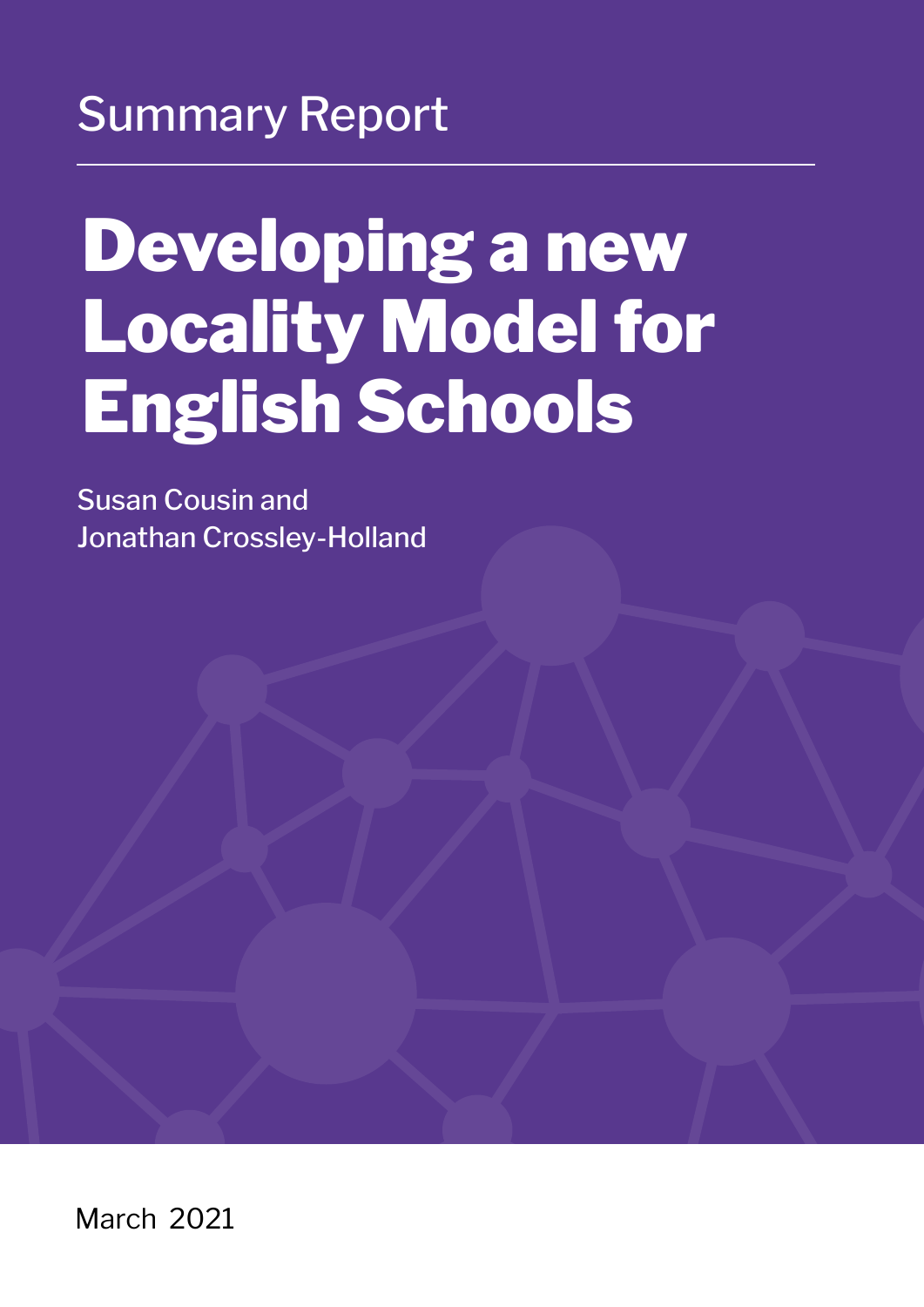Summary Report

# Developing a new Locality Model for English Schools

Susan Cousin and
Jonathan Crossley-Holland

March 2021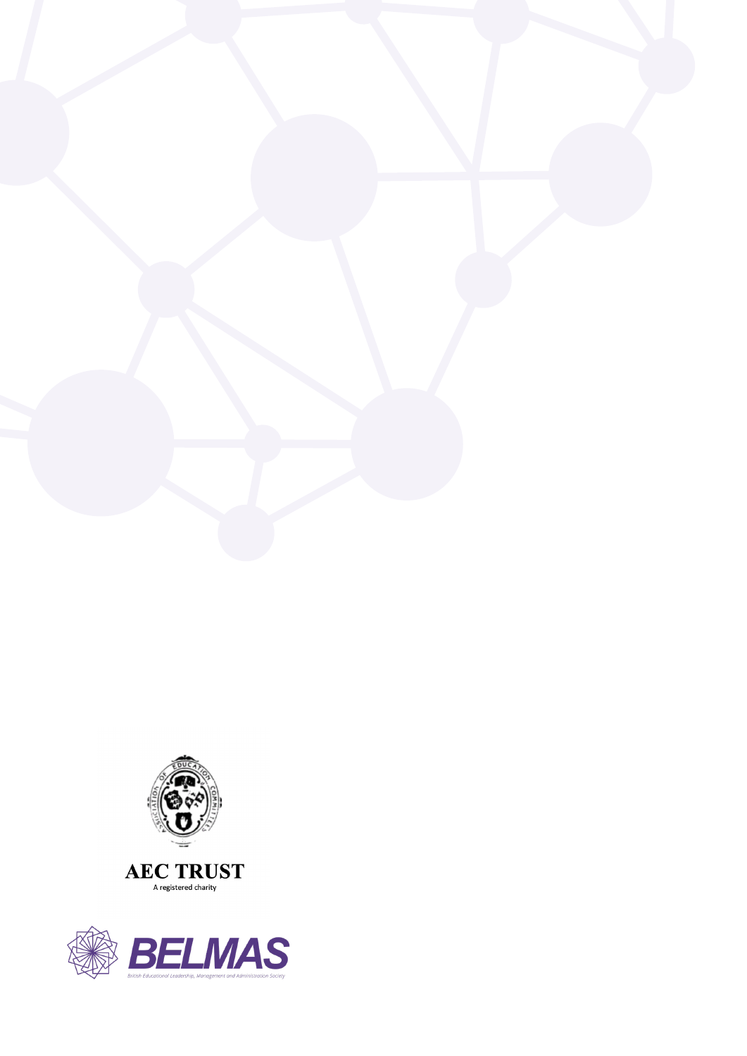AEC TRUST

A registered charity

BELMAS

British Educational Leadership, Management and Administration Society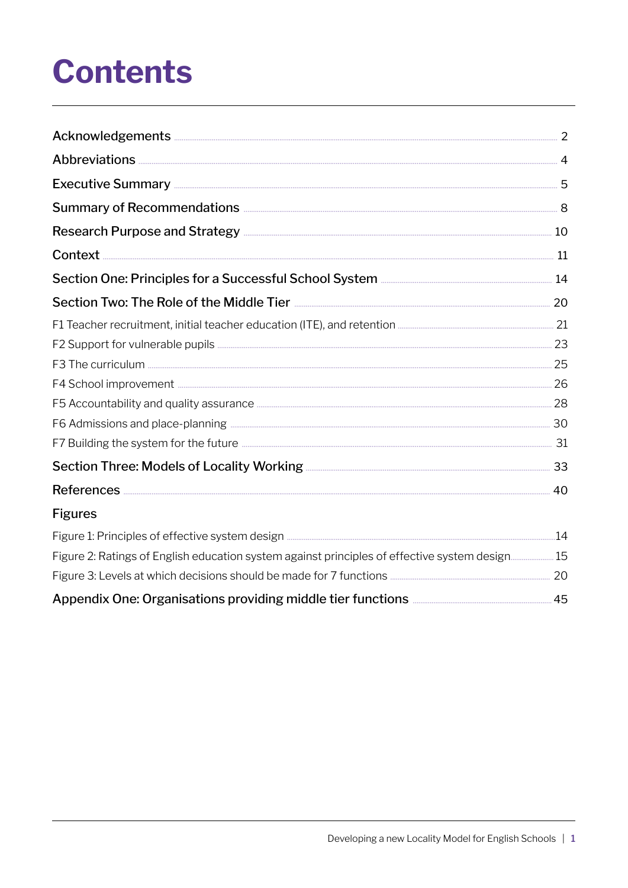# Contents

| | |
|---|---|
| Acknowledgements | 2 |
| Abbreviations | 4 |
| Executive Summary | 5 |
| Summary of Recommendations | 8 |
| Research Purpose and Strategy | 10 |
| Context | 11 |
| Section One: Principles for a Successful School System | 14 |
| Section Two: The Role of the Middle Tier | 20 |
| F1 Teacher recruitment, initial teacher education (ITE), and retention | 21 |
| F2 Support for vulnerable pupils | 23 |
| F3 The curriculum | 25 |
| F4 School improvement | 26 |
| F5 Accountability and quality assurance | 28 |
| F6 Admissions and place-planning | 30 |
| F7 Building the system for the future | 31 |
| Section Three: Models of Locality Working | 33 |
| References | 40 |
| **Figures** | |
| Figure 1: Principles of effective system design | 14 |
| Figure 2: Ratings of English education system against principles of effective system design | 15 |
| Figure 3: Levels at which decisions should be made for 7 functions | 20 |
| Appendix One: Organisations providing middle tier functions | 45 |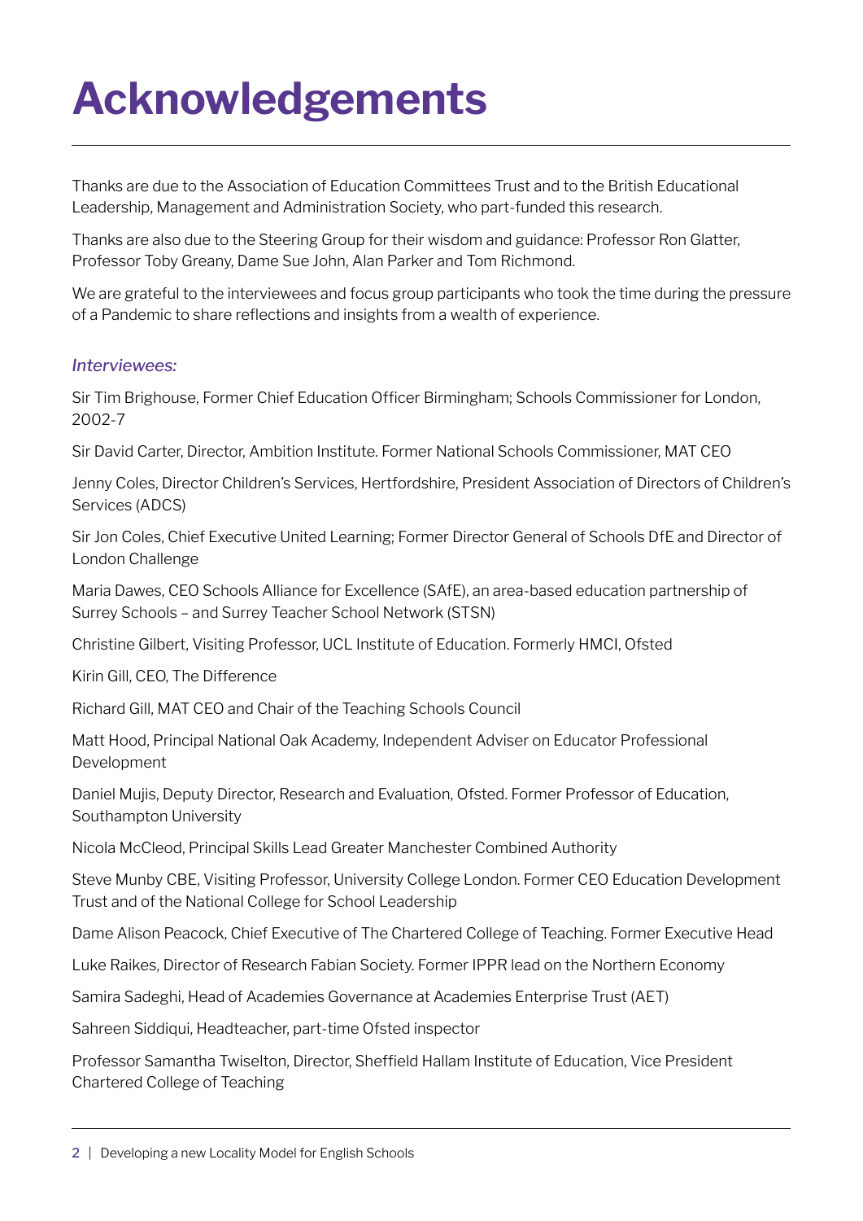# Acknowledgements

Thanks are due to the Association of Education Committees Trust and to the British Educational Leadership, Management and Administration Society, who part-funded this research.

Thanks are also due to the Steering Group for their wisdom and guidance: Professor Ron Glatter, Professor Toby Greany, Dame Sue John, Alan Parker and Tom Richmond.

We are grateful to the interviewees and focus group participants who took the time during the pressure of a Pandemic to share reflections and insights from a wealth of experience.

*Interviewees:*

Sir Tim Brighouse, Former Chief Education Officer Birmingham; Schools Commissioner for London, 2002-7

Sir David Carter, Director, Ambition Institute. Former National Schools Commissioner, MAT CEO

Jenny Coles, Director Children's Services, Hertfordshire, President Association of Directors of Children's Services (ADCS)

Sir Jon Coles, Chief Executive United Learning; Former Director General of Schools DfE and Director of London Challenge

Maria Dawes, CEO Schools Alliance for Excellence (SAfE), an area-based education partnership of Surrey Schools – and Surrey Teacher School Network (STSN)

Christine Gilbert, Visiting Professor, UCL Institute of Education. Formerly HMCI, Ofsted

Kirin Gill, CEO, The Difference

Richard Gill, MAT CEO and Chair of the Teaching Schools Council

Matt Hood, Principal National Oak Academy, Independent Adviser on Educator Professional Development

Daniel Mujis, Deputy Director, Research and Evaluation, Ofsted. Former Professor of Education, Southampton University

Nicola McCleod, Principal Skills Lead Greater Manchester Combined Authority

Steve Munby CBE, Visiting Professor, University College London. Former CEO Education Development Trust and of the National College for School Leadership

Dame Alison Peacock, Chief Executive of The Chartered College of Teaching. Former Executive Head

Luke Raikes, Director of Research Fabian Society. Former IPPR lead on the Northern Economy

Samira Sadeghi, Head of Academies Governance at Academies Enterprise Trust (AET)

Sahreen Siddiqui, Headteacher, part-time Ofsted inspector

Professor Samantha Twiselton, Director, Sheffield Hallam Institute of Education, Vice President Chartered College of Teaching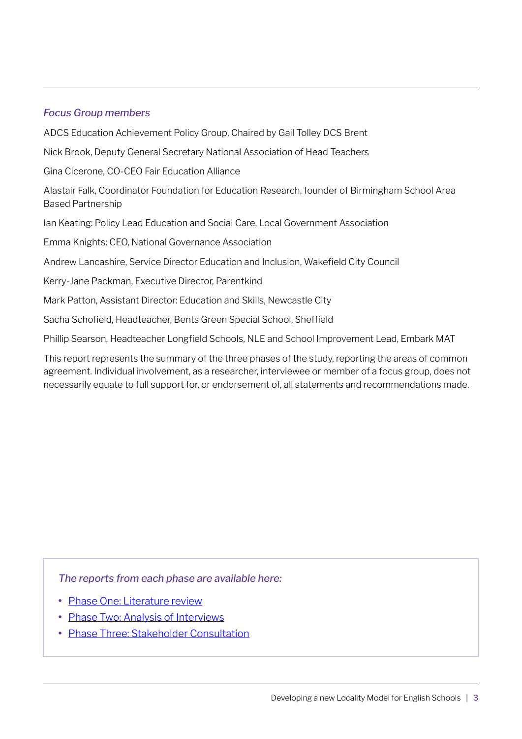*Focus Group members*

ADCS Education Achievement Policy Group, Chaired by Gail Tolley DCS Brent

Nick Brook, Deputy General Secretary National Association of Head Teachers

Gina Cicerone, CO-CEO Fair Education Alliance

Alastair Falk, Coordinator Foundation for Education Research, founder of Birmingham School Area Based Partnership

Ian Keating: Policy Lead Education and Social Care, Local Government Association

Emma Knights: CEO, National Governance Association

Andrew Lancashire, Service Director Education and Inclusion, Wakefield City Council

Kerry-Jane Packman, Executive Director, Parentkind

Mark Patton, Assistant Director: Education and Skills, Newcastle City

Sacha Schofield, Headteacher, Bents Green Special School, Sheffield

Phillip Searson, Headteacher Longfield Schools, NLE and School Improvement Lead, Embark MAT

This report represents the summary of the three phases of the study, reporting the areas of common agreement. Individual involvement, as a researcher, interviewee or member of a focus group, does not necessarily equate to full support for, or endorsement of, all statements and recommendations made.

*The reports from each phase are available here:*

- Phase One: Literature review
- Phase Two: Analysis of Interviews
- Phase Three: Stakeholder Consultation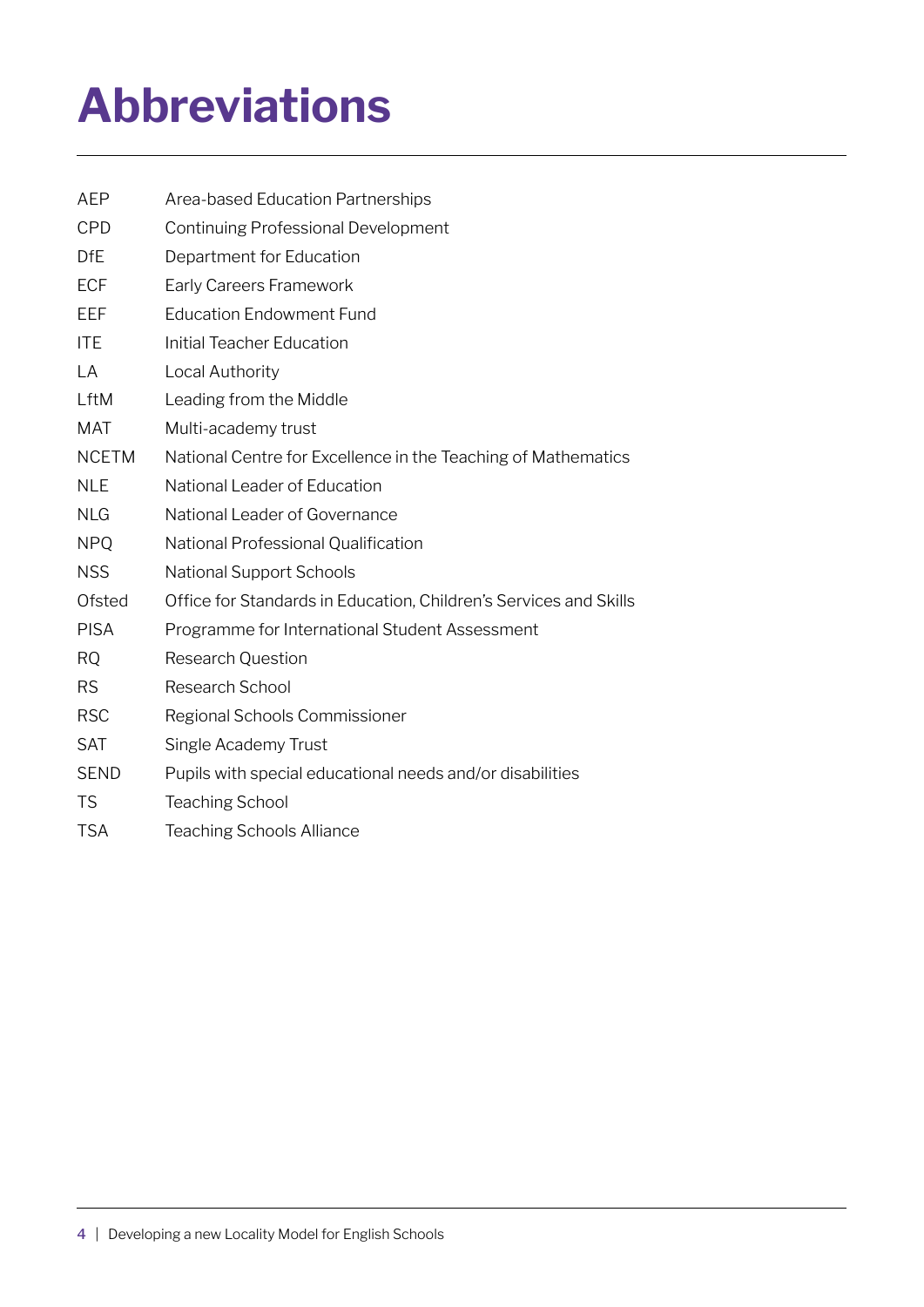# Abbreviations

| | |
|---|---|
| AEP | Area-based Education Partnerships |
| CPD | Continuing Professional Development |
| DfE | Department for Education |
| ECF | Early Careers Framework |
| EEF | Education Endowment Fund |
| ITE | Initial Teacher Education |
| LA | Local Authority |
| LftM | Leading from the Middle |
| MAT | Multi-academy trust |
| NCETM | National Centre for Excellence in the Teaching of Mathematics |
| NLE | National Leader of Education |
| NLG | National Leader of Governance |
| NPQ | National Professional Qualification |
| NSS | National Support Schools |
| Ofsted | Office for Standards in Education, Children's Services and Skills |
| PISA | Programme for International Student Assessment |
| RQ | Research Question |
| RS | Research School |
| RSC | Regional Schools Commissioner |
| SAT | Single Academy Trust |
| SEND | Pupils with special educational needs and/or disabilities |
| TS | Teaching School |
| TSA | Teaching Schools Alliance |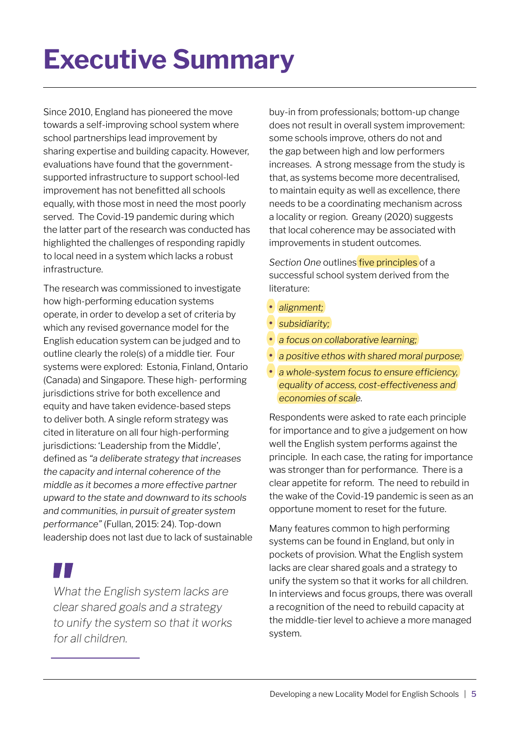# Executive Summary

Since 2010, England has pioneered the move towards a self-improving school system where school partnerships lead improvement by sharing expertise and building capacity. However, evaluations have found that the government-supported infrastructure to support school-led improvement has not benefitted all schools equally, with those most in need the most poorly served. The Covid-19 pandemic during which the latter part of the research was conducted has highlighted the challenges of responding rapidly to local need in a system which lacks a robust infrastructure.

The research was commissioned to investigate how high-performing education systems operate, in order to develop a set of criteria by which any revised governance model for the English education system can be judged and to outline clearly the role(s) of a middle tier. Four systems were explored: Estonia, Finland, Ontario (Canada) and Singapore. These high- performing jurisdictions strive for both excellence and equity and have taken evidence-based steps to deliver both. A single reform strategy was cited in literature on all four high-performing jurisdictions: 'Leadership from the Middle', defined as *"a deliberate strategy that increases the capacity and internal coherence of the middle as it becomes a more effective partner upward to the state and downward to its schools and communities, in pursuit of greater system performance"* (Fullan, 2015: 24). Top-down leadership does not last due to lack of sustainable buy-in from professionals; bottom-up change does not result in overall system improvement: some schools improve, others do not and the gap between high and low performers increases. A strong message from the study is that, as systems become more decentralised, to maintain equity as well as excellence, there needs to be a coordinating mechanism across a locality or region. Greany (2020) suggests that local coherence may be associated with improvements in student outcomes.

> *What the English system lacks are clear shared goals and a strategy to unify the system so that it works for all children.*

*Section One* outlines five principles of a successful school system derived from the literature:

- *alignment;*
- *subsidiarity;*
- *a focus on collaborative learning;*
- *a positive ethos with shared moral purpose;*
- *a whole-system focus to ensure efficiency, equality of access, cost-effectiveness and economies of scale.*

Respondents were asked to rate each principle for importance and to give a judgement on how well the English system performs against the principle. In each case, the rating for importance was stronger than for performance. There is a clear appetite for reform. The need to rebuild in the wake of the Covid-19 pandemic is seen as an opportune moment to reset for the future.

Many features common to high performing systems can be found in England, but only in pockets of provision. What the English system lacks are clear shared goals and a strategy to unify the system so that it works for all children. In interviews and focus groups, there was overall a recognition of the need to rebuild capacity at the middle-tier level to achieve a more managed system.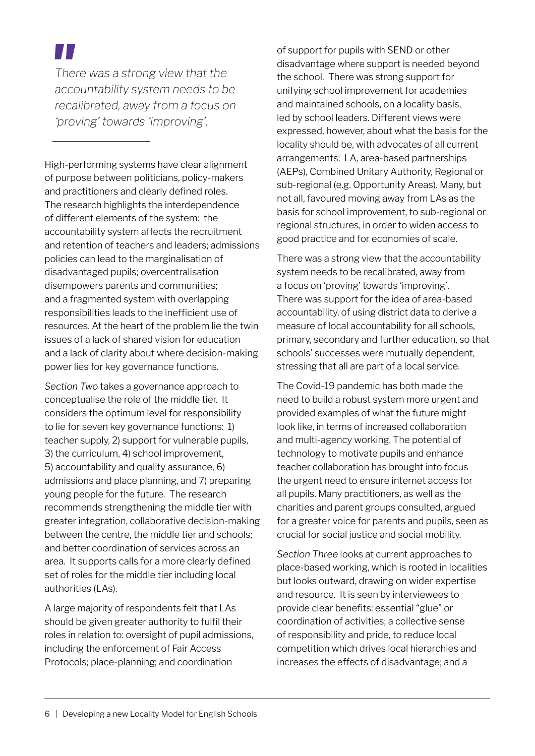> *There was a strong view that the accountability system needs to be recalibrated, away from a focus on 'proving' towards 'improving'.*

High-performing systems have clear alignment of purpose between politicians, policy-makers and practitioners and clearly defined roles. The research highlights the interdependence of different elements of the system: the accountability system affects the recruitment and retention of teachers and leaders; admissions policies can lead to the marginalisation of disadvantaged pupils; overcentralisation disempowers parents and communities; and a fragmented system with overlapping responsibilities leads to the inefficient use of resources. At the heart of the problem lie the twin issues of a lack of shared vision for education and a lack of clarity about where decision-making power lies for key governance functions.

*Section Two* takes a governance approach to conceptualise the role of the middle tier. It considers the optimum level for responsibility to lie for seven key governance functions: 1) teacher supply, 2) support for vulnerable pupils, 3) the curriculum, 4) school improvement, 5) accountability and quality assurance, 6) admissions and place planning, and 7) preparing young people for the future. The research recommends strengthening the middle tier with greater integration, collaborative decision-making between the centre, the middle tier and schools; and better coordination of services across an area. It supports calls for a more clearly defined set of roles for the middle tier including local authorities (LAs).

A large majority of respondents felt that LAs should be given greater authority to fulfil their roles in relation to: oversight of pupil admissions, including the enforcement of Fair Access Protocols; place-planning; and coordination of support for pupils with SEND or other disadvantage where support is needed beyond the school. There was strong support for unifying school improvement for academies and maintained schools, on a locality basis, led by school leaders. Different views were expressed, however, about what the basis for the locality should be, with advocates of all current arrangements: LA, area-based partnerships (AEPs), Combined Unitary Authority, Regional or sub-regional (e.g. Opportunity Areas). Many, but not all, favoured moving away from LAs as the basis for school improvement, to sub-regional or regional structures, in order to widen access to good practice and for economies of scale.

There was a strong view that the accountability system needs to be recalibrated, away from a focus on 'proving' towards 'improving'. There was support for the idea of area-based accountability, of using district data to derive a measure of local accountability for all schools, primary, secondary and further education, so that schools' successes were mutually dependent, stressing that all are part of a local service.

The Covid-19 pandemic has both made the need to build a robust system more urgent and provided examples of what the future might look like, in terms of increased collaboration and multi-agency working. The potential of technology to motivate pupils and enhance teacher collaboration has brought into focus the urgent need to ensure internet access for all pupils. Many practitioners, as well as the charities and parent groups consulted, argued for a greater voice for parents and pupils, seen as crucial for social justice and social mobility.

*Section Three* looks at current approaches to place-based working, which is rooted in localities but looks outward, drawing on wider expertise and resource. It is seen by interviewees to provide clear benefits: essential "glue" or coordination of activities; a collective sense of responsibility and pride, to reduce local competition which drives local hierarchies and increases the effects of disadvantage; and a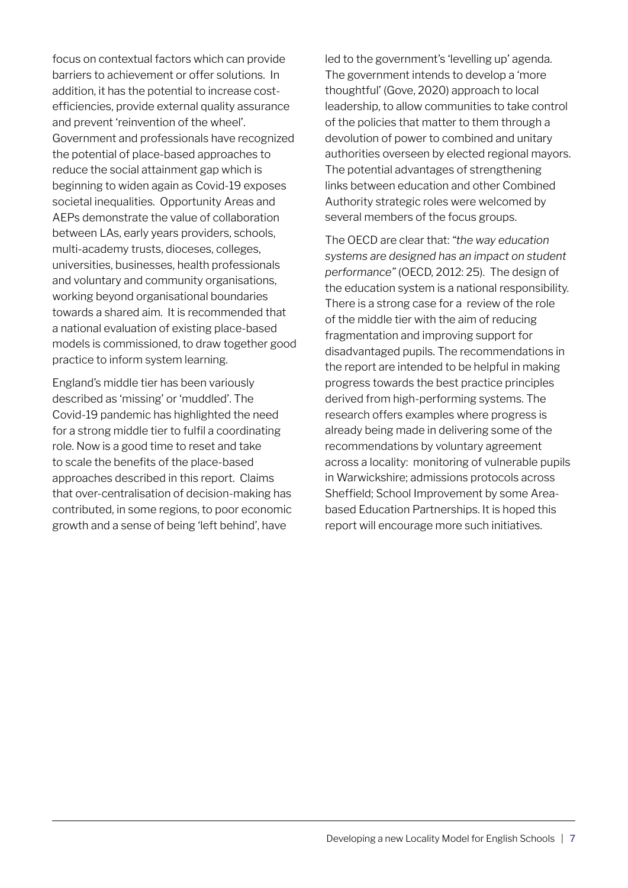focus on contextual factors which can provide barriers to achievement or offer solutions. In addition, it has the potential to increase cost-efficiencies, provide external quality assurance and prevent 'reinvention of the wheel'. Government and professionals have recognized the potential of place-based approaches to reduce the social attainment gap which is beginning to widen again as Covid-19 exposes societal inequalities. Opportunity Areas and AEPs demonstrate the value of collaboration between LAs, early years providers, schools, multi-academy trusts, dioceses, colleges, universities, businesses, health professionals and voluntary and community organisations, working beyond organisational boundaries towards a shared aim. It is recommended that a national evaluation of existing place-based models is commissioned, to draw together good practice to inform system learning.

England's middle tier has been variously described as 'missing' or 'muddled'. The Covid-19 pandemic has highlighted the need for a strong middle tier to fulfil a coordinating role. Now is a good time to reset and take to scale the benefits of the place-based approaches described in this report. Claims that over-centralisation of decision-making has contributed, in some regions, to poor economic growth and a sense of being 'left behind', have led to the government's 'levelling up' agenda. The government intends to develop a 'more thoughtful' (Gove, 2020) approach to local leadership, to allow communities to take control of the policies that matter to them through a devolution of power to combined and unitary authorities overseen by elected regional mayors. The potential advantages of strengthening links between education and other Combined Authority strategic roles were welcomed by several members of the focus groups.

The OECD are clear that: *"the way education systems are designed has an impact on student performance"* (OECD, 2012: 25). The design of the education system is a national responsibility. There is a strong case for a review of the role of the middle tier with the aim of reducing fragmentation and improving support for disadvantaged pupils. The recommendations in the report are intended to be helpful in making progress towards the best practice principles derived from high-performing systems. The research offers examples where progress is already being made in delivering some of the recommendations by voluntary agreement across a locality: monitoring of vulnerable pupils in Warwickshire; admissions protocols across Sheffield; School Improvement by some Area-based Education Partnerships. It is hoped this report will encourage more such initiatives.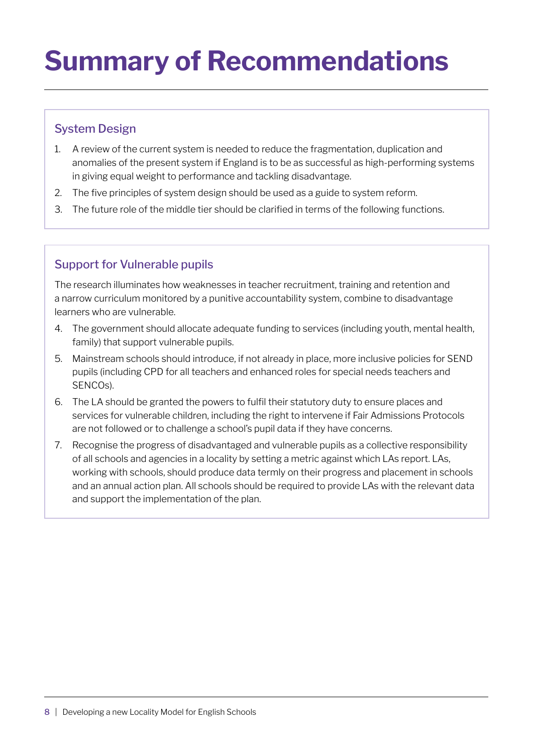# Summary of Recommendations

## System Design

1. A review of the current system is needed to reduce the fragmentation, duplication and anomalies of the present system if England is to be as successful as high-performing systems in giving equal weight to performance and tackling disadvantage.
2. The five principles of system design should be used as a guide to system reform.
3. The future role of the middle tier should be clarified in terms of the following functions.

## Support for Vulnerable pupils

The research illuminates how weaknesses in teacher recruitment, training and retention and a narrow curriculum monitored by a punitive accountability system, combine to disadvantage learners who are vulnerable.

4. The government should allocate adequate funding to services (including youth, mental health, family) that support vulnerable pupils.
5. Mainstream schools should introduce, if not already in place, more inclusive policies for SEND pupils (including CPD for all teachers and enhanced roles for special needs teachers and SENCOs).
6. The LA should be granted the powers to fulfil their statutory duty to ensure places and services for vulnerable children, including the right to intervene if Fair Admissions Protocols are not followed or to challenge a school's pupil data if they have concerns.
7. Recognise the progress of disadvantaged and vulnerable pupils as a collective responsibility of all schools and agencies in a locality by setting a metric against which LAs report. LAs, working with schools, should produce data termly on their progress and placement in schools and an annual action plan. All schools should be required to provide LAs with the relevant data and support the implementation of the plan.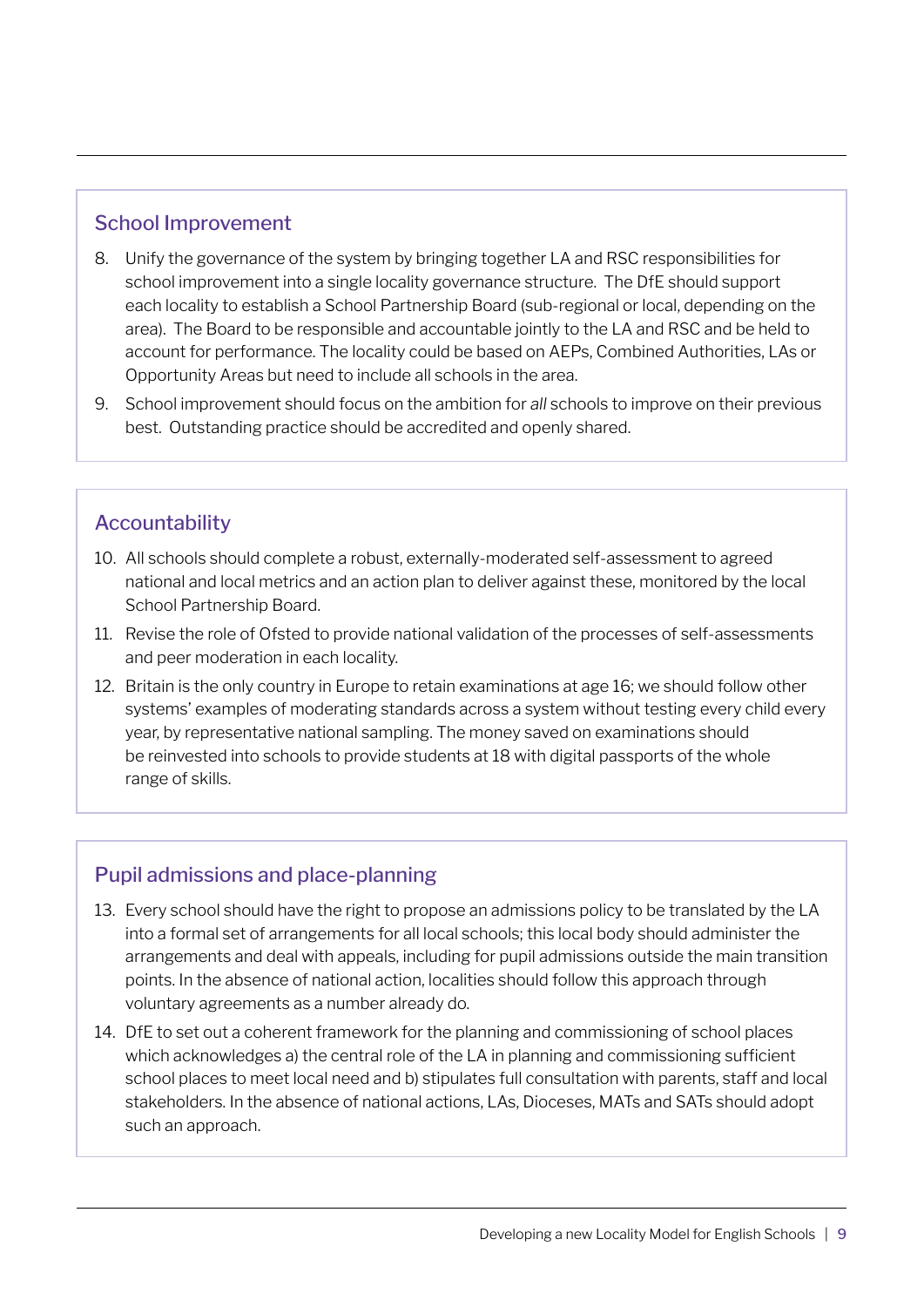## School Improvement

8. Unify the governance of the system by bringing together LA and RSC responsibilities for school improvement into a single locality governance structure. The DfE should support each locality to establish a School Partnership Board (sub-regional or local, depending on the area). The Board to be responsible and accountable jointly to the LA and RSC and be held to account for performance. The locality could be based on AEPs, Combined Authorities, LAs or Opportunity Areas but need to include all schools in the area.
9. School improvement should focus on the ambition for *all* schools to improve on their previous best. Outstanding practice should be accredited and openly shared.

## Accountability

10. All schools should complete a robust, externally-moderated self-assessment to agreed national and local metrics and an action plan to deliver against these, monitored by the local School Partnership Board.
11. Revise the role of Ofsted to provide national validation of the processes of self-assessments and peer moderation in each locality.
12. Britain is the only country in Europe to retain examinations at age 16; we should follow other systems' examples of moderating standards across a system without testing every child every year, by representative national sampling. The money saved on examinations should be reinvested into schools to provide students at 18 with digital passports of the whole range of skills.

## Pupil admissions and place-planning

13. Every school should have the right to propose an admissions policy to be translated by the LA into a formal set of arrangements for all local schools; this local body should administer the arrangements and deal with appeals, including for pupil admissions outside the main transition points. In the absence of national action, localities should follow this approach through voluntary agreements as a number already do.
14. DfE to set out a coherent framework for the planning and commissioning of school places which acknowledges a) the central role of the LA in planning and commissioning sufficient school places to meet local need and b) stipulates full consultation with parents, staff and local stakeholders. In the absence of national actions, LAs, Dioceses, MATs and SATs should adopt such an approach.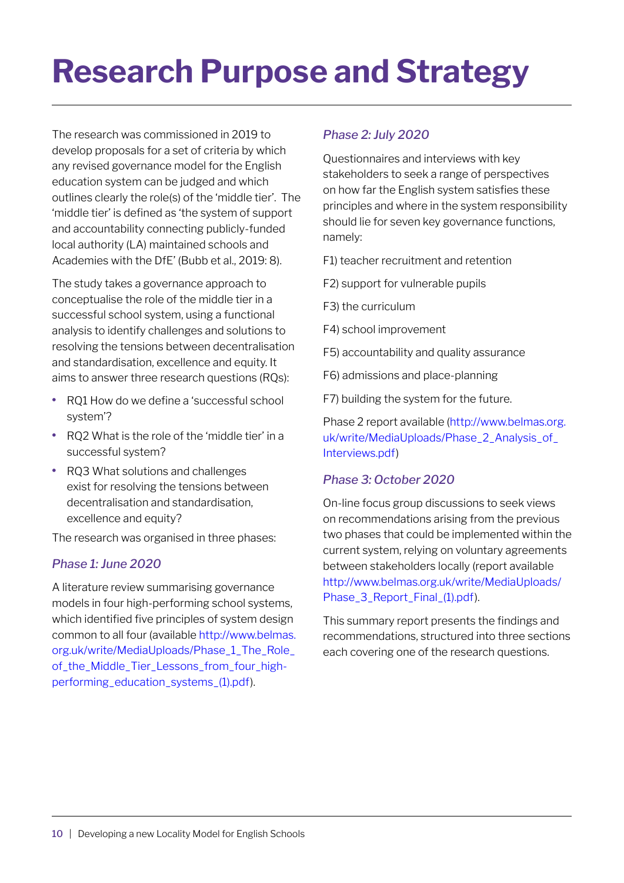# Research Purpose and Strategy

The research was commissioned in 2019 to develop proposals for a set of criteria by which any revised governance model for the English education system can be judged and which outlines clearly the role(s) of the 'middle tier'. The 'middle tier' is defined as 'the system of support and accountability connecting publicly-funded local authority (LA) maintained schools and Academies with the DfE' (Bubb et al., 2019: 8).

The study takes a governance approach to conceptualise the role of the middle tier in a successful school system, using a functional analysis to identify challenges and solutions to resolving the tensions between decentralisation and standardisation, excellence and equity. It aims to answer three research questions (RQs):

- RQ1 How do we define a 'successful school system'?
- RQ2 What is the role of the 'middle tier' in a successful system?
- RQ3 What solutions and challenges exist for resolving the tensions between decentralisation and standardisation, excellence and equity?

The research was organised in three phases:

### *Phase 1: June 2020*

A literature review summarising governance models in four high-performing school systems, which identified five principles of system design common to all four (available http://www.belmas.org.uk/write/MediaUploads/Phase_1_The_Role_of_the_Middle_Tier_Lessons_from_four_high-performing_education_systems_(1).pdf).

### *Phase 2: July 2020*

Questionnaires and interviews with key stakeholders to seek a range of perspectives on how far the English system satisfies these principles and where in the system responsibility should lie for seven key governance functions, namely:

F1) teacher recruitment and retention

F2) support for vulnerable pupils

F3) the curriculum

F4) school improvement

F5) accountability and quality assurance

F6) admissions and place-planning

F7) building the system for the future.

Phase 2 report available (http://www.belmas.org.uk/write/MediaUploads/Phase_2_Analysis_of_Interviews.pdf)

### *Phase 3: October 2020*

On-line focus group discussions to seek views on recommendations arising from the previous two phases that could be implemented within the current system, relying on voluntary agreements between stakeholders locally (report available http://www.belmas.org.uk/write/MediaUploads/Phase_3_Report_Final_(1).pdf).

This summary report presents the findings and recommendations, structured into three sections each covering one of the research questions.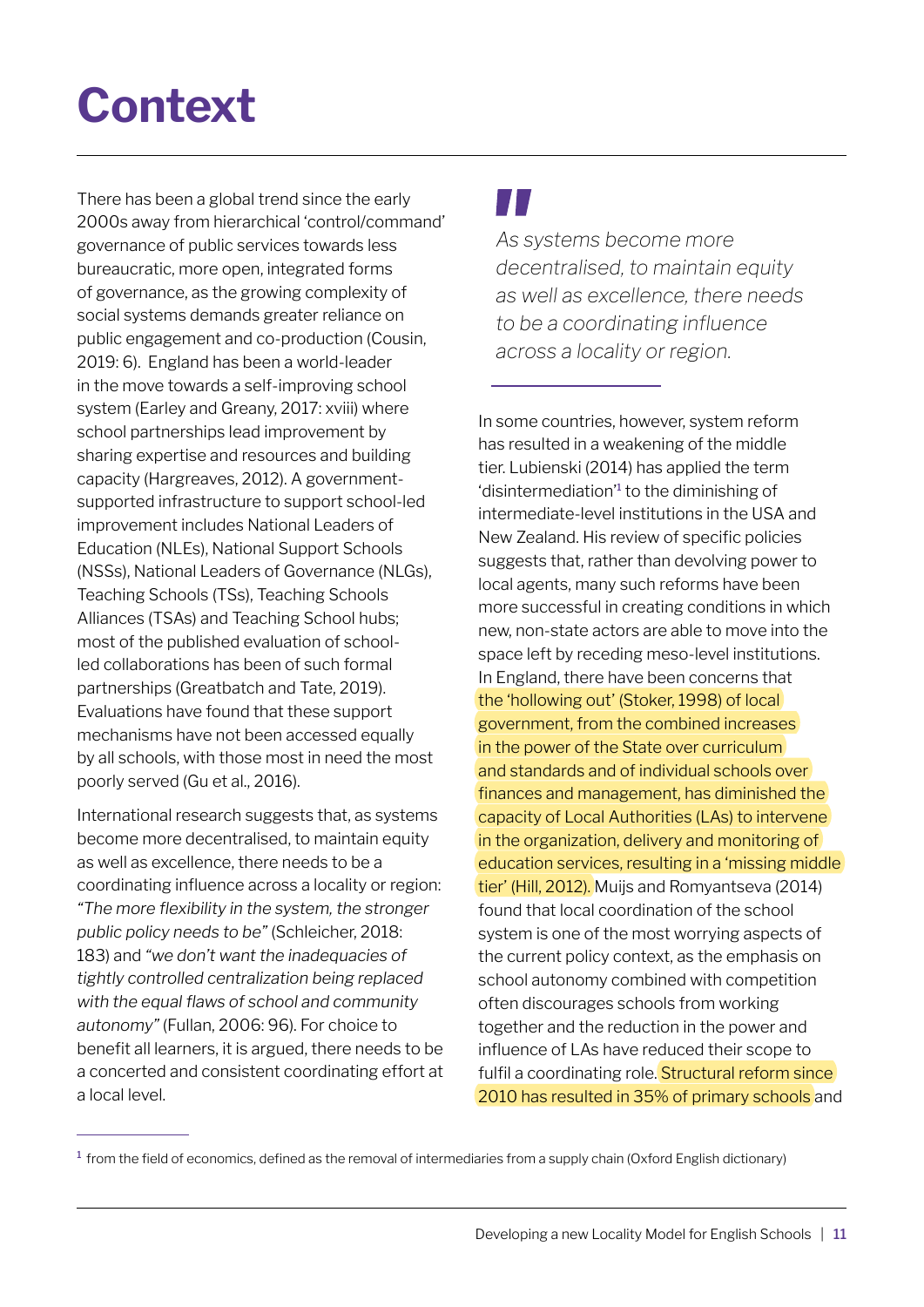# Context

There has been a global trend since the early 2000s away from hierarchical 'control/command' governance of public services towards less bureaucratic, more open, integrated forms of governance, as the growing complexity of social systems demands greater reliance on public engagement and co-production (Cousin, 2019: 6). England has been a world-leader in the move towards a self-improving school system (Earley and Greany, 2017: xviii) where school partnerships lead improvement by sharing expertise and resources and building capacity (Hargreaves, 2012). A government-supported infrastructure to support school-led improvement includes National Leaders of Education (NLEs), National Support Schools (NSSs), National Leaders of Governance (NLGs), Teaching Schools (TSs), Teaching Schools Alliances (TSAs) and Teaching School hubs; most of the published evaluation of school-led collaborations has been of such formal partnerships (Greatbatch and Tate, 2019). Evaluations have found that these support mechanisms have not been accessed equally by all schools, with those most in need the most poorly served (Gu et al., 2016).

International research suggests that, as systems become more decentralised, to maintain equity as well as excellence, there needs to be a coordinating influence across a locality or region: *"The more flexibility in the system, the stronger public policy needs to be"* (Schleicher, 2018: 183) and *"we don't want the inadequacies of tightly controlled centralization being replaced with the equal flaws of school and community autonomy"* (Fullan, 2006: 96). For choice to benefit all learners, it is argued, there needs to be a concerted and consistent coordinating effort at a local level.

> *As systems become more decentralised, to maintain equity as well as excellence, there needs to be a coordinating influence across a locality or region.*

In some countries, however, system reform has resulted in a weakening of the middle tier. Lubienski (2014) has applied the term 'disintermediation'[1] to the diminishing of intermediate-level institutions in the USA and New Zealand. His review of specific policies suggests that, rather than devolving power to local agents, many such reforms have been more successful in creating conditions in which new, non-state actors are able to move into the space left by receding meso-level institutions. In England, there have been concerns that the 'hollowing out' (Stoker, 1998) of local government, from the combined increases in the power of the State over curriculum and standards and of individual schools over finances and management, has diminished the capacity of Local Authorities (LAs) to intervene in the organization, delivery and monitoring of education services, resulting in a 'missing middle tier' (Hill, 2012). Muijs and Romyantseva (2014) found that local coordination of the school system is one of the most worrying aspects of the current policy context, as the emphasis on school autonomy combined with competition often discourages schools from working together and the reduction in the power and influence of LAs have reduced their scope to fulfil a coordinating role. Structural reform since 2010 has resulted in 35% of primary schools and

[1] from the field of economics, defined as the removal of intermediaries from a supply chain (Oxford English dictionary)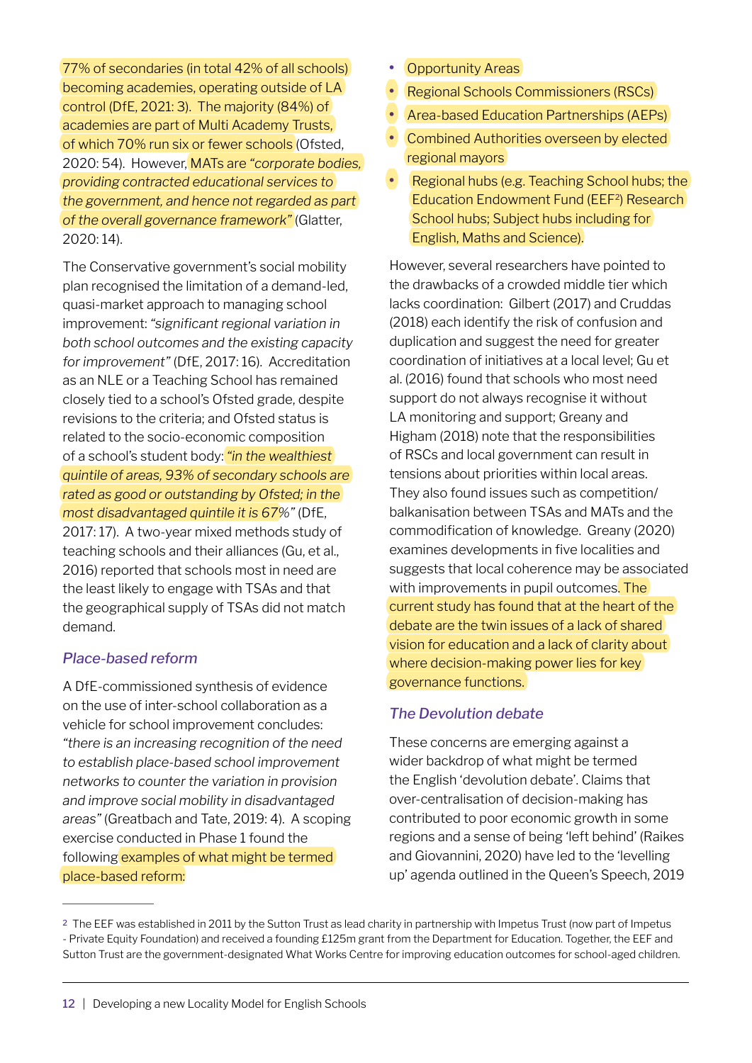77% of secondaries (in total 42% of all schools) becoming academies, operating outside of LA control (DfE, 2021: 3). The majority (84%) of academies are part of Multi Academy Trusts, of which 70% run six or fewer schools (Ofsted, 2020: 54). However, MATs are *"corporate bodies, providing contracted educational services to the government, and hence not regarded as part of the overall governance framework"* (Glatter, 2020: 14).

The Conservative government's social mobility plan recognised the limitation of a demand-led, quasi-market approach to managing school improvement: *"significant regional variation in both school outcomes and the existing capacity for improvement"* (DfE, 2017: 16). Accreditation as an NLE or a Teaching School has remained closely tied to a school's Ofsted grade, despite revisions to the criteria; and Ofsted status is related to the socio-economic composition of a school's student body: *"in the wealthiest quintile of areas, 93% of secondary schools are rated as good or outstanding by Ofsted; in the most disadvantaged quintile it is 67%"* (DfE, 2017: 17). A two-year mixed methods study of teaching schools and their alliances (Gu, et al., 2016) reported that schools most in need are the least likely to engage with TSAs and that the geographical supply of TSAs did not match demand.

### *Place-based reform*

A DfE-commissioned synthesis of evidence on the use of inter-school collaboration as a vehicle for school improvement concludes: *"there is an increasing recognition of the need to establish place-based school improvement networks to counter the variation in provision and improve social mobility in disadvantaged areas"* (Greatbach and Tate, 2019: 4). A scoping exercise conducted in Phase 1 found the following examples of what might be termed place-based reform:

- Opportunity Areas
- Regional Schools Commissioners (RSCs)
- Area-based Education Partnerships (AEPs)
- Combined Authorities overseen by elected regional mayors
- Regional hubs (e.g. Teaching School hubs; the Education Endowment Fund (EEF[2]) Research School hubs; Subject hubs including for English, Maths and Science).

However, several researchers have pointed to the drawbacks of a crowded middle tier which lacks coordination: Gilbert (2017) and Cruddas (2018) each identify the risk of confusion and duplication and suggest the need for greater coordination of initiatives at a local level; Gu et al. (2016) found that schools who most need support do not always recognise it without LA monitoring and support; Greany and Higham (2018) note that the responsibilities of RSCs and local government can result in tensions about priorities within local areas. They also found issues such as competition/balkanisation between TSAs and MATs and the commodification of knowledge. Greany (2020) examines developments in five localities and suggests that local coherence may be associated with improvements in pupil outcomes. The current study has found that at the heart of the debate are the twin issues of a lack of shared vision for education and a lack of clarity about where decision-making power lies for key governance functions.

### *The Devolution debate*

These concerns are emerging against a wider backdrop of what might be termed the English 'devolution debate'. Claims that over-centralisation of decision-making has contributed to poor economic growth in some regions and a sense of being 'left behind' (Raikes and Giovannini, 2020) have led to the 'levelling up' agenda outlined in the Queen's Speech, 2019

---

[2] The EEF was established in 2011 by the Sutton Trust as lead charity in partnership with Impetus Trust (now part of Impetus - Private Equity Foundation) and received a founding £125m grant from the Department for Education. Together, the EEF and Sutton Trust are the government-designated What Works Centre for improving education outcomes for school-aged children.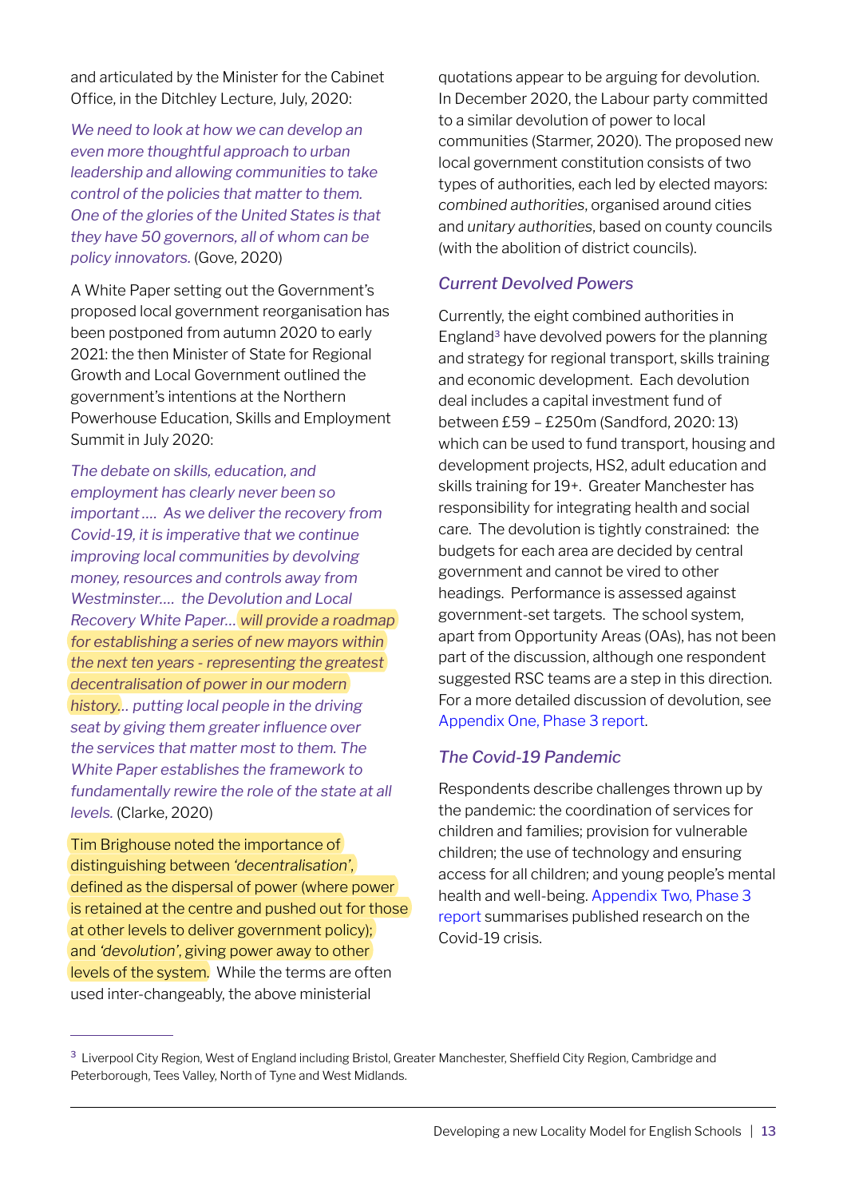and articulated by the Minister for the Cabinet Office, in the Ditchley Lecture, July, 2020:

*We need to look at how we can develop an even more thoughtful approach to urban leadership and allowing communities to take control of the policies that matter to them. One of the glories of the United States is that they have 50 governors, all of whom can be policy innovators.* (Gove, 2020)

A White Paper setting out the Government's proposed local government reorganisation has been postponed from autumn 2020 to early 2021: the then Minister of State for Regional Growth and Local Government outlined the government's intentions at the Northern Powerhouse Education, Skills and Employment Summit in July 2020:

*The debate on skills, education, and employment has clearly never been so important…. As we deliver the recovery from Covid-19, it is imperative that we continue improving local communities by devolving money, resources and controls away from Westminster…. the Devolution and Local Recovery White Paper… will provide a roadmap for establishing a series of new mayors within the next ten years - representing the greatest decentralisation of power in our modern history… putting local people in the driving seat by giving them greater influence over the services that matter most to them. The White Paper establishes the framework to fundamentally rewire the role of the state at all levels.* (Clarke, 2020)

Tim Brighouse noted the importance of distinguishing between *'decentralisation'*, defined as the dispersal of power (where power is retained at the centre and pushed out for those at other levels to deliver government policy); and *'devolution'*, giving power away to other levels of the system. While the terms are often used inter-changeably, the above ministerial quotations appear to be arguing for devolution. In December 2020, the Labour party committed to a similar devolution of power to local communities (Starmer, 2020). The proposed new local government constitution consists of two types of authorities, each led by elected mayors: *combined authorities*, organised around cities and *unitary authorities*, based on county councils (with the abolition of district councils).

### *Current Devolved Powers*

Currently, the eight combined authorities in England[3] have devolved powers for the planning and strategy for regional transport, skills training and economic development. Each devolution deal includes a capital investment fund of between £59 – £250m (Sandford, 2020: 13) which can be used to fund transport, housing and development projects, HS2, adult education and skills training for 19+. Greater Manchester has responsibility for integrating health and social care. The devolution is tightly constrained: the budgets for each area are decided by central government and cannot be vired to other headings. Performance is assessed against government-set targets. The school system, apart from Opportunity Areas (OAs), has not been part of the discussion, although one respondent suggested RSC teams are a step in this direction. For a more detailed discussion of devolution, see Appendix One, Phase 3 report.

### *The Covid-19 Pandemic*

Respondents describe challenges thrown up by the pandemic: the coordination of services for children and families; provision for vulnerable children; the use of technology and ensuring access for all children; and young people's mental health and well-being. Appendix Two, Phase 3 report summarises published research on the Covid-19 crisis.

---

[3] Liverpool City Region, West of England including Bristol, Greater Manchester, Sheffield City Region, Cambridge and Peterborough, Tees Valley, North of Tyne and West Midlands.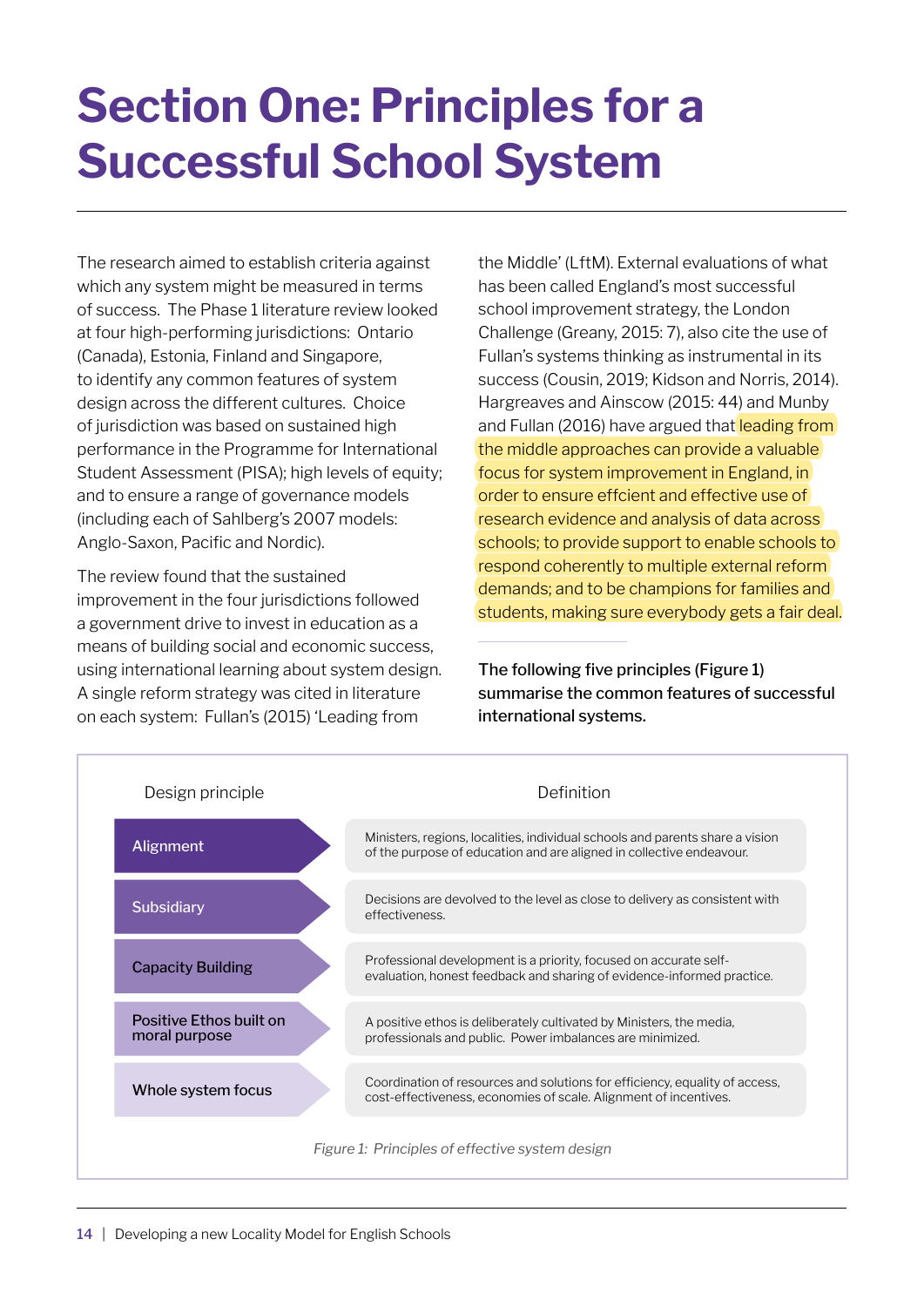# Section One: Principles for a Successful School System

The research aimed to establish criteria against which any system might be measured in terms of success. The Phase 1 literature review looked at four high-performing jurisdictions: Ontario (Canada), Estonia, Finland and Singapore, to identify any common features of system design across the different cultures. Choice of jurisdiction was based on sustained high performance in the Programme for International Student Assessment (PISA); high levels of equity; and to ensure a range of governance models (including each of Sahlberg's 2007 models: Anglo-Saxon, Pacific and Nordic).

The review found that the sustained improvement in the four jurisdictions followed a government drive to invest in education as a means of building social and economic success, using international learning about system design. A single reform strategy was cited in literature on each system: Fullan's (2015) 'Leading from the Middle' (LftM). External evaluations of what has been called England's most successful school improvement strategy, the London Challenge (Greany, 2015: 7), also cite the use of Fullan's systems thinking as instrumental in its success (Cousin, 2019; Kidson and Norris, 2014). Hargreaves and Ainscow (2015: 44) and Munby and Fullan (2016) have argued that leading from the middle approaches can provide a valuable focus for system improvement in England, in order to ensure effcient and effective use of research evidence and analysis of data across schools; to provide support to enable schools to respond coherently to multiple external reform demands; and to be champions for families and students, making sure everybody gets a fair deal.

**The following five principles (Figure 1) summarise the common features of successful international systems.**

| Design principle | Definition |
| --- | --- |
| Alignment | Ministers, regions, localities, individual schools and parents share a vision of the purpose of education and are aligned in collective endeavour. |
| Subsidiary | Decisions are devolved to the level as close to delivery as consistent with effectiveness. |
| Capacity Building | Professional development is a priority, focused on accurate self-evaluation, honest feedback and sharing of evidence-informed practice. |
| Positive Ethos built on moral purpose | A positive ethos is deliberately cultivated by Ministers, the media, professionals and public. Power imbalances are minimized. |
| Whole system focus | Coordination of resources and solutions for efficiency, equality of access, cost-effectiveness, economies of scale. Alignment of incentives. |

*Figure 1: Principles of effective system design*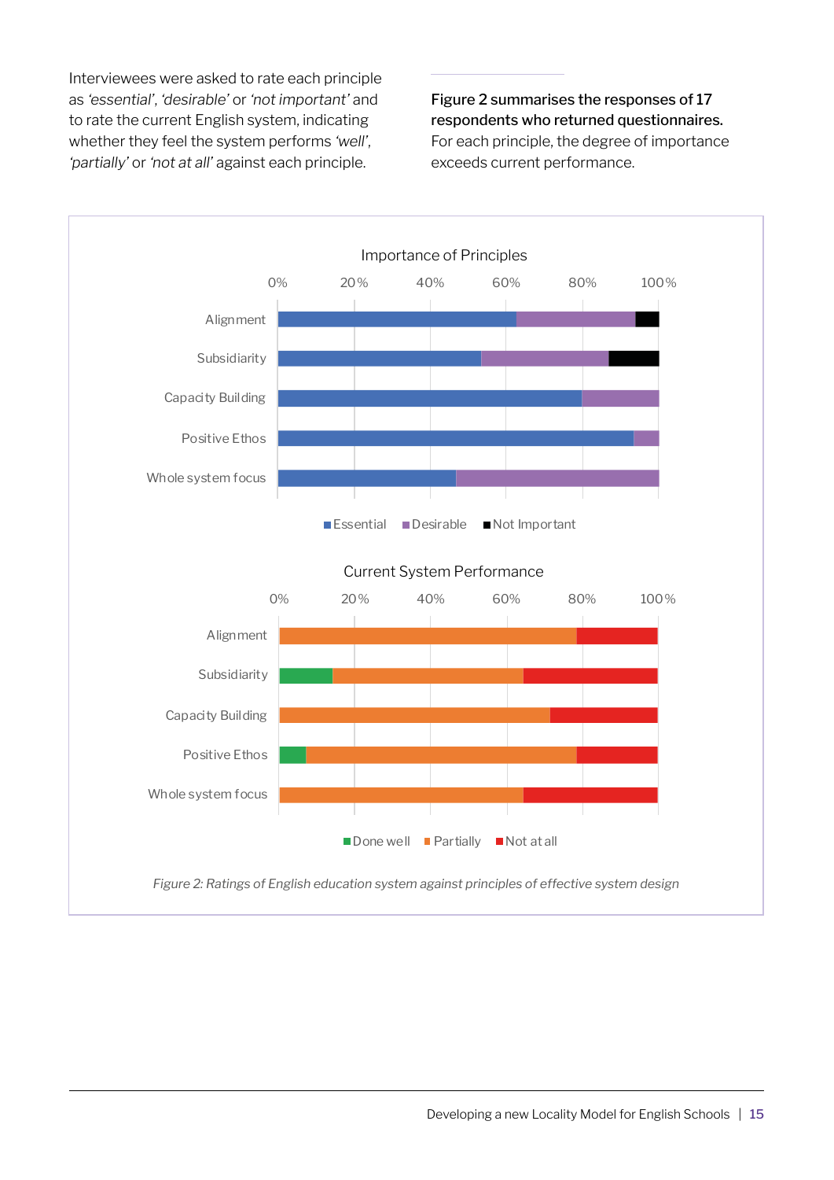Interviewees were asked to rate each principle as *'essential'*, *'desirable'* or *'not important'* and to rate the current English system, indicating whether they feel the system performs *'well'*, *'partially'* or *'not at all'* against each principle.

**Figure 2 summarises the responses of 17 respondents who returned questionnaires.** For each principle, the degree of importance exceeds current performance.

Importance of Principles

0% 20% 40% 60% 80% 100%

Alignment

Subsidiarity

Capacity Building

Positive Ethos

Whole system focus

Essential Desirable Not Important

Current System Performance

0% 20% 40% 60% 80% 100%

Alignment

Subsidiarity

Capacity Building

Positive Ethos

Whole system focus

Done well Partially Not at all

*Figure 2: Ratings of English education system against principles of effective system design*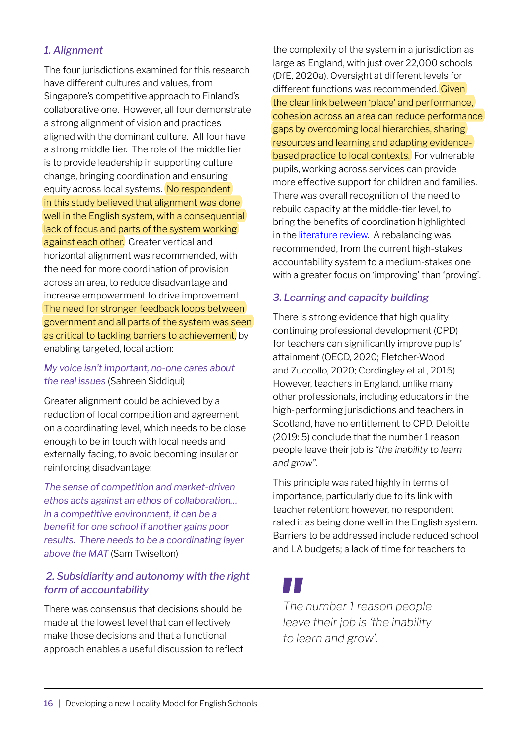### *1. Alignment*

The four jurisdictions examined for this research have different cultures and values, from Singapore's competitive approach to Finland's collaborative one. However, all four demonstrate a strong alignment of vision and practices aligned with the dominant culture. All four have a strong middle tier. The role of the middle tier is to provide leadership in supporting culture change, bringing coordination and ensuring equity across local systems. No respondent in this study believed that alignment was done well in the English system, with a consequential lack of focus and parts of the system working against each other. Greater vertical and horizontal alignment was recommended, with the need for more coordination of provision across an area, to reduce disadvantage and increase empowerment to drive improvement. The need for stronger feedback loops between government and all parts of the system was seen as critical to tackling barriers to achievement, by enabling targeted, local action:

*My voice isn't important, no-one cares about the real issues* (Sahreen Siddiqui)

Greater alignment could be achieved by a reduction of local competition and agreement on a coordinating level, which needs to be close enough to be in touch with local needs and externally facing, to avoid becoming insular or reinforcing disadvantage:

*The sense of competition and market-driven ethos acts against an ethos of collaboration… in a competitive environment, it can be a benefit for one school if another gains poor results. There needs to be a coordinating layer above the MAT* (Sam Twiselton)

### *2. Subsidiarity and autonomy with the right form of accountability*

There was consensus that decisions should be made at the lowest level that can effectively make those decisions and that a functional approach enables a useful discussion to reflect the complexity of the system in a jurisdiction as large as England, with just over 22,000 schools (DfE, 2020a). Oversight at different levels for different functions was recommended. Given the clear link between 'place' and performance, cohesion across an area can reduce performance gaps by overcoming local hierarchies, sharing resources and learning and adapting evidence-based practice to local contexts. For vulnerable pupils, working across services can provide more effective support for children and families. There was overall recognition of the need to rebuild capacity at the middle-tier level, to bring the benefits of coordination highlighted in the literature review. A rebalancing was recommended, from the current high-stakes accountability system to a medium-stakes one with a greater focus on 'improving' than 'proving'.

### *3. Learning and capacity building*

There is strong evidence that high quality continuing professional development (CPD) for teachers can significantly improve pupils' attainment (OECD, 2020; Fletcher-Wood and Zuccollo, 2020; Cordingley et al., 2015). However, teachers in England, unlike many other professionals, including educators in the high-performing jurisdictions and teachers in Scotland, have no entitlement to CPD. Deloitte (2019: 5) conclude that the number 1 reason people leave their job is *"the inability to learn and grow"*.

This principle was rated highly in terms of importance, particularly due to its link with teacher retention; however, no respondent rated it as being done well in the English system. Barriers to be addressed include reduced school and LA budgets; a lack of time for teachers to

> *The number 1 reason people leave their job is 'the inability to learn and grow'.*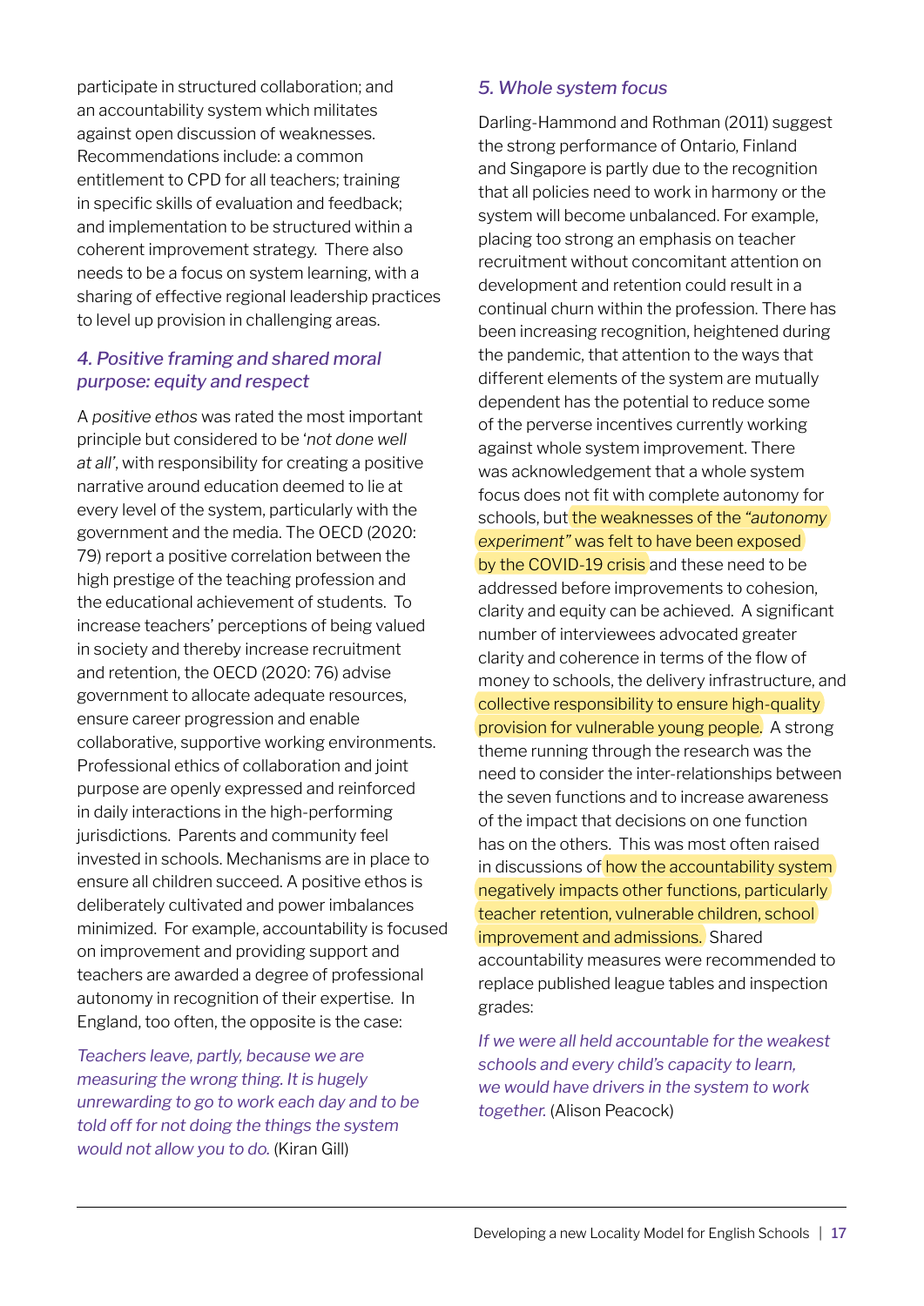participate in structured collaboration; and an accountability system which militates against open discussion of weaknesses. Recommendations include: a common entitlement to CPD for all teachers; training in specific skills of evaluation and feedback; and implementation to be structured within a coherent improvement strategy. There also needs to be a focus on system learning, with a sharing of effective regional leadership practices to level up provision in challenging areas.

### *4. Positive framing and shared moral purpose: equity and respect*

A *positive ethos* was rated the most important principle but considered to be '*not done well at all*', with responsibility for creating a positive narrative around education deemed to lie at every level of the system, particularly with the government and the media. The OECD (2020: 79) report a positive correlation between the high prestige of the teaching profession and the educational achievement of students. To increase teachers' perceptions of being valued in society and thereby increase recruitment and retention, the OECD (2020: 76) advise government to allocate adequate resources, ensure career progression and enable collaborative, supportive working environments. Professional ethics of collaboration and joint purpose are openly expressed and reinforced in daily interactions in the high-performing jurisdictions. Parents and community feel invested in schools. Mechanisms are in place to ensure all children succeed. A positive ethos is deliberately cultivated and power imbalances minimized. For example, accountability is focused on improvement and providing support and teachers are awarded a degree of professional autonomy in recognition of their expertise. In England, too often, the opposite is the case:

*Teachers leave, partly, because we are measuring the wrong thing. It is hugely unrewarding to go to work each day and to be told off for not doing the things the system would not allow you to do.* (Kiran Gill)

### *5. Whole system focus*

Darling-Hammond and Rothman (2011) suggest the strong performance of Ontario, Finland and Singapore is partly due to the recognition that all policies need to work in harmony or the system will become unbalanced. For example, placing too strong an emphasis on teacher recruitment without concomitant attention on development and retention could result in a continual churn within the profession. There has been increasing recognition, heightened during the pandemic, that attention to the ways that different elements of the system are mutually dependent has the potential to reduce some of the perverse incentives currently working against whole system improvement. There was acknowledgement that a whole system focus does not fit with complete autonomy for schools, but the weaknesses of the *"autonomy experiment"* was felt to have been exposed by the COVID-19 crisis and these need to be addressed before improvements to cohesion, clarity and equity can be achieved. A significant number of interviewees advocated greater clarity and coherence in terms of the flow of money to schools, the delivery infrastructure, and collective responsibility to ensure high-quality provision for vulnerable young people. A strong theme running through the research was the need to consider the inter-relationships between the seven functions and to increase awareness of the impact that decisions on one function has on the others. This was most often raised in discussions of how the accountability system negatively impacts other functions, particularly teacher retention, vulnerable children, school improvement and admissions. Shared accountability measures were recommended to replace published league tables and inspection grades:

*If we were all held accountable for the weakest schools and every child's capacity to learn, we would have drivers in the system to work together.* (Alison Peacock)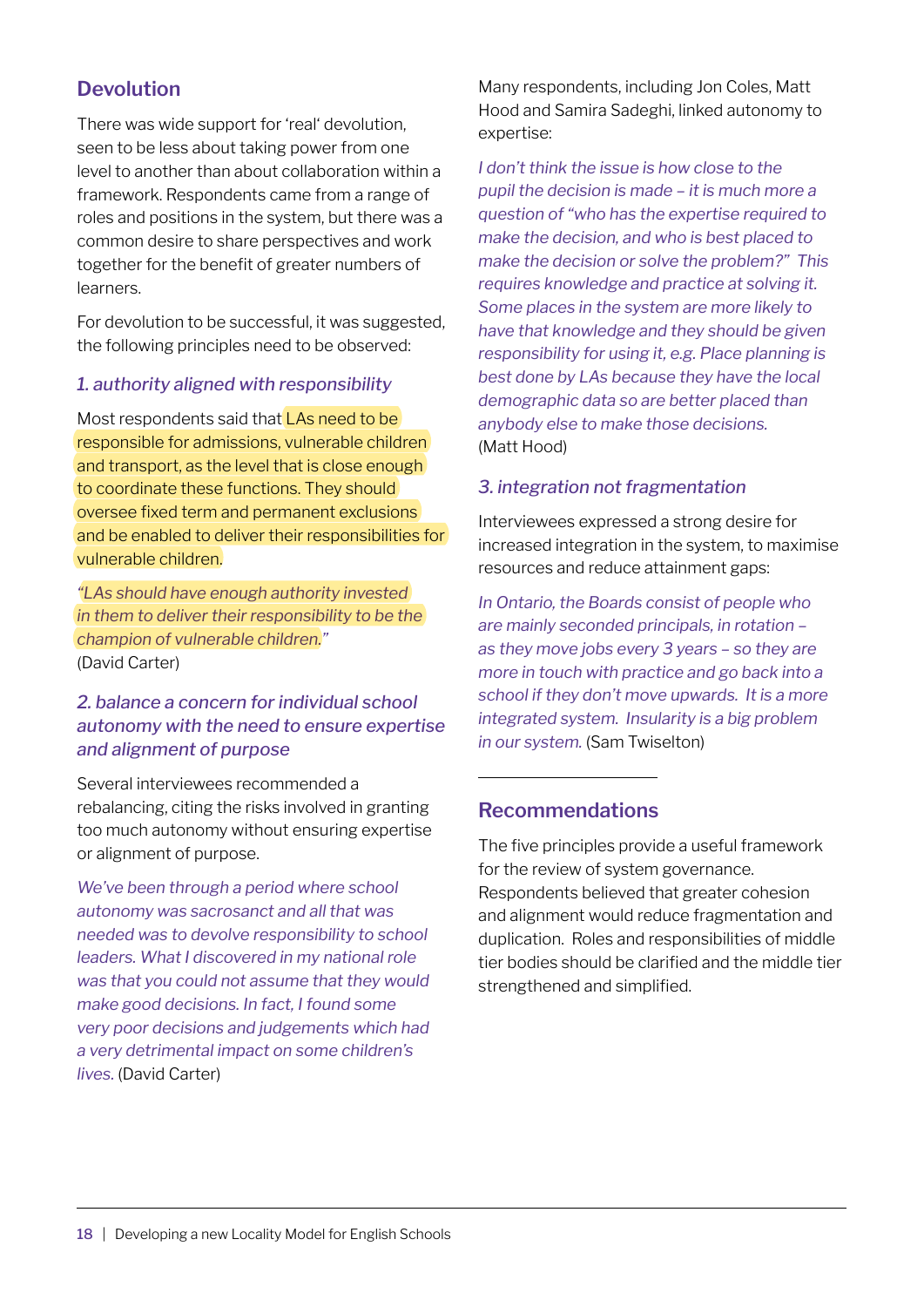## Devolution

There was wide support for 'real' devolution, seen to be less about taking power from one level to another than about collaboration within a framework. Respondents came from a range of roles and positions in the system, but there was a common desire to share perspectives and work together for the benefit of greater numbers of learners.

For devolution to be successful, it was suggested, the following principles need to be observed:

### *1. authority aligned with responsibility*

Most respondents said that LAs need to be responsible for admissions, vulnerable children and transport, as the level that is close enough to coordinate these functions. They should oversee fixed term and permanent exclusions and be enabled to deliver their responsibilities for vulnerable children.

*"LAs should have enough authority invested in them to deliver their responsibility to be the champion of vulnerable children."* (David Carter)

### *2. balance a concern for individual school autonomy with the need to ensure expertise and alignment of purpose*

Several interviewees recommended a rebalancing, citing the risks involved in granting too much autonomy without ensuring expertise or alignment of purpose.

*We've been through a period where school autonomy was sacrosanct and all that was needed was to devolve responsibility to school leaders. What I discovered in my national role was that you could not assume that they would make good decisions. In fact, I found some very poor decisions and judgements which had a very detrimental impact on some children's lives.* (David Carter)

Many respondents, including Jon Coles, Matt Hood and Samira Sadeghi, linked autonomy to expertise:

*I don't think the issue is how close to the pupil the decision is made – it is much more a question of "who has the expertise required to make the decision, and who is best placed to make the decision or solve the problem?" This requires knowledge and practice at solving it. Some places in the system are more likely to have that knowledge and they should be given responsibility for using it, e.g. Place planning is best done by LAs because they have the local demographic data so are better placed than anybody else to make those decisions.* (Matt Hood)

### *3. integration not fragmentation*

Interviewees expressed a strong desire for increased integration in the system, to maximise resources and reduce attainment gaps:

*In Ontario, the Boards consist of people who are mainly seconded principals, in rotation – as they move jobs every 3 years – so they are more in touch with practice and go back into a school if they don't move upwards. It is a more integrated system. Insularity is a big problem in our system.* (Sam Twiselton)

---

## Recommendations

The five principles provide a useful framework for the review of system governance. Respondents believed that greater cohesion and alignment would reduce fragmentation and duplication. Roles and responsibilities of middle tier bodies should be clarified and the middle tier strengthened and simplified.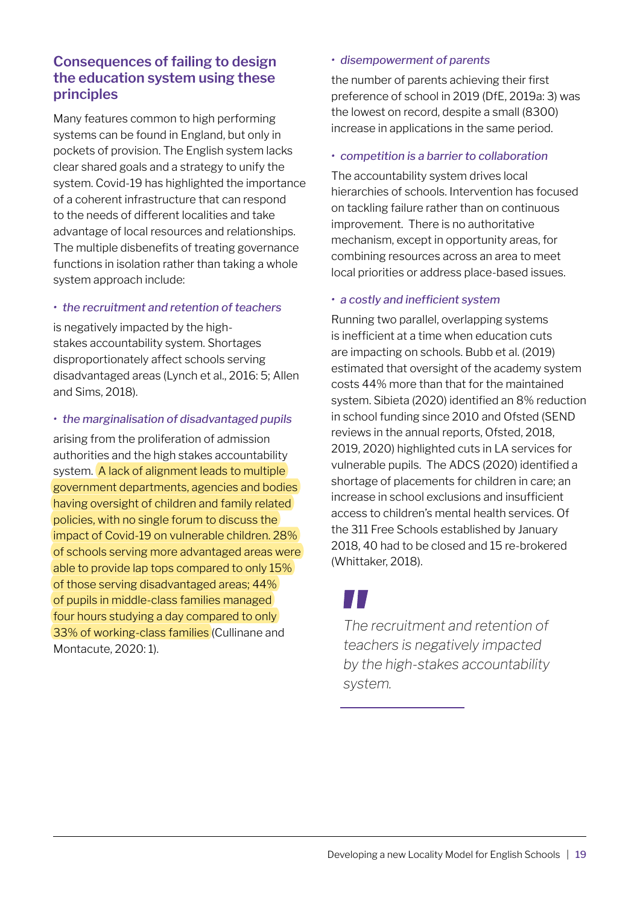## Consequences of failing to design the education system using these principles

Many features common to high performing systems can be found in England, but only in pockets of provision. The English system lacks clear shared goals and a strategy to unify the system. Covid-19 has highlighted the importance of a coherent infrastructure that can respond to the needs of different localities and take advantage of local resources and relationships. The multiple disbenefits of treating governance functions in isolation rather than taking a whole system approach include:

- *the recruitment and retention of teachers*

is negatively impacted by the high-stakes accountability system. Shortages disproportionately affect schools serving disadvantaged areas (Lynch et al., 2016: 5; Allen and Sims, 2018).

- *the marginalisation of disadvantaged pupils*

arising from the proliferation of admission authorities and the high stakes accountability system. A lack of alignment leads to multiple government departments, agencies and bodies having oversight of children and family related policies, with no single forum to discuss the impact of Covid-19 on vulnerable children. 28% of schools serving more advantaged areas were able to provide lap tops compared to only 15% of those serving disadvantaged areas; 44% of pupils in middle-class families managed four hours studying a day compared to only 33% of working-class families (Cullinane and Montacute, 2020: 1).

- *disempowerment of parents*

the number of parents achieving their first preference of school in 2019 (DfE, 2019a: 3) was the lowest on record, despite a small (8300) increase in applications in the same period.

- *competition is a barrier to collaboration*

The accountability system drives local hierarchies of schools. Intervention has focused on tackling failure rather than on continuous improvement. There is no authoritative mechanism, except in opportunity areas, for combining resources across an area to meet local priorities or address place-based issues.

- *a costly and inefficient system*

Running two parallel, overlapping systems is inefficient at a time when education cuts are impacting on schools. Bubb et al. (2019) estimated that oversight of the academy system costs 44% more than that for the maintained system. Sibieta (2020) identified an 8% reduction in school funding since 2010 and Ofsted (SEND reviews in the annual reports, Ofsted, 2018, 2019, 2020) highlighted cuts in LA services for vulnerable pupils. The ADCS (2020) identified a shortage of placements for children in care; an increase in school exclusions and insufficient access to children's mental health services. Of the 311 Free Schools established by January 2018, 40 had to be closed and 15 re-brokered (Whittaker, 2018).

> *The recruitment and retention of teachers is negatively impacted by the high-stakes accountability system.*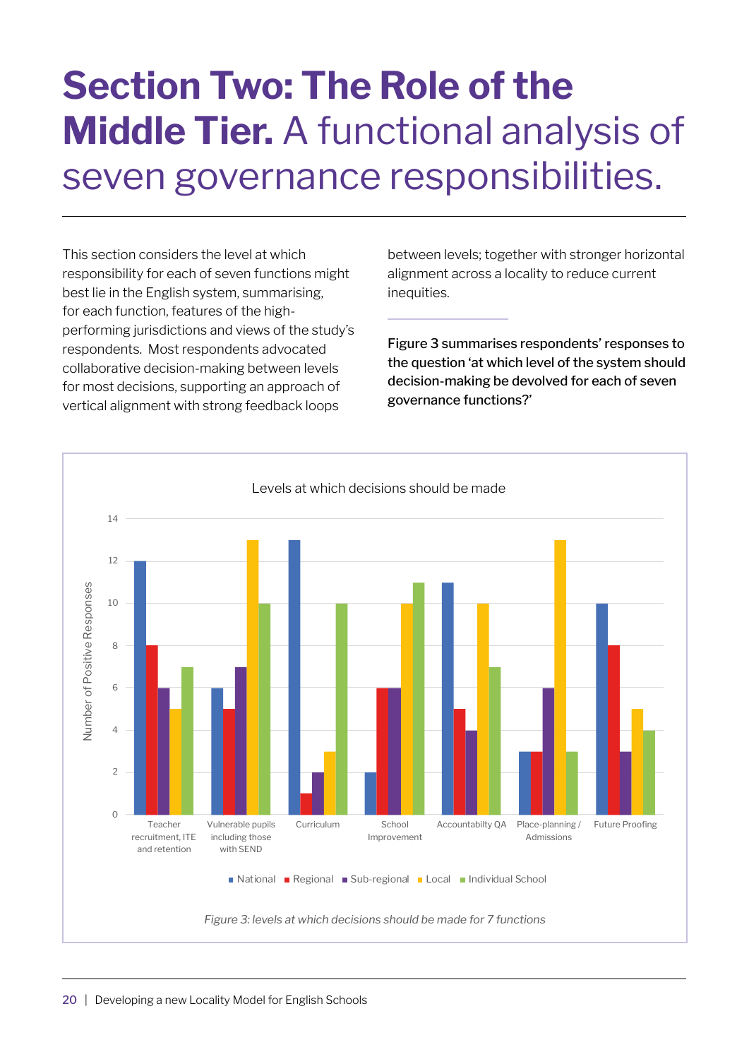# **Section Two: The Role of the Middle Tier.** A functional analysis of seven governance responsibilities.

This section considers the level at which responsibility for each of seven functions might best lie in the English system, summarising, for each function, features of the high-performing jurisdictions and views of the study's respondents. Most respondents advocated collaborative decision-making between levels for most decisions, supporting an approach of vertical alignment with strong feedback loops between levels; together with stronger horizontal alignment across a locality to reduce current inequities.

Figure 3 summarises respondents' responses to the question 'at which level of the system should decision-making be devolved for each of seven governance functions?'

**Levels at which decisions should be made**

Number of Positive Responses

| Function | National | Regional | Sub-regional | Local | Individual School |
|---|---|---|---|---|---|
| Teacher recruitment, ITE and retention | 12 | 8 | 6 | 5 | 7 |
| Vulnerable pupils including those with SEND | 6 | 5 | 7 | 13 | 10 |
| Curriculum | 13 | 1 | 2 | 3 | 10 |
| School Improvement | 2 | 6 | 6 | 10 | 11 |
| Accountabilty QA | 11 | 5 | 4 | 10 | 7 |
| Place-planning / Admissions | 3 | 3 | 6 | 13 | 3 |
| Future Proofing | 10 | 8 | 3 | 5 | 4 |

*Figure 3: levels at which decisions should be made for 7 functions*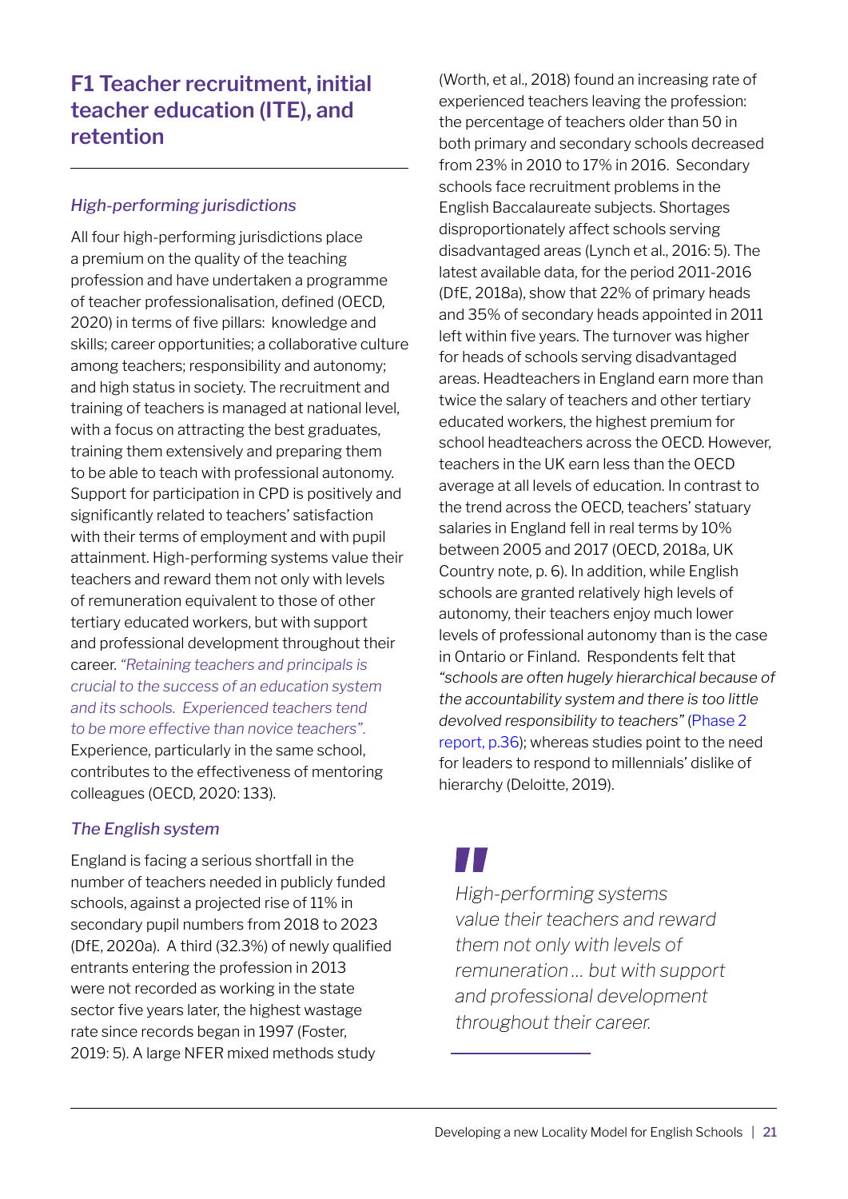## F1 Teacher recruitment, initial teacher education (ITE), and retention

### *High-performing jurisdictions*

All four high-performing jurisdictions place a premium on the quality of the teaching profession and have undertaken a programme of teacher professionalisation, defined (OECD, 2020) in terms of five pillars: knowledge and skills; career opportunities; a collaborative culture among teachers; responsibility and autonomy; and high status in society. The recruitment and training of teachers is managed at national level, with a focus on attracting the best graduates, training them extensively and preparing them to be able to teach with professional autonomy. Support for participation in CPD is positively and significantly related to teachers' satisfaction with their terms of employment and with pupil attainment. High-performing systems value their teachers and reward them not only with levels of remuneration equivalent to those of other tertiary educated workers, but with support and professional development throughout their career. *"Retaining teachers and principals is crucial to the success of an education system and its schools. Experienced teachers tend to be more effective than novice teachers".* Experience, particularly in the same school, contributes to the effectiveness of mentoring colleagues (OECD, 2020: 133).

### *The English system*

England is facing a serious shortfall in the number of teachers needed in publicly funded schools, against a projected rise of 11% in secondary pupil numbers from 2018 to 2023 (DfE, 2020a). A third (32.3%) of newly qualified entrants entering the profession in 2013 were not recorded as working in the state sector five years later, the highest wastage rate since records began in 1997 (Foster, 2019: 5). A large NFER mixed methods study (Worth, et al., 2018) found an increasing rate of experienced teachers leaving the profession: the percentage of teachers older than 50 in both primary and secondary schools decreased from 23% in 2010 to 17% in 2016. Secondary schools face recruitment problems in the English Baccalaureate subjects. Shortages disproportionately affect schools serving disadvantaged areas (Lynch et al., 2016: 5). The latest available data, for the period 2011-2016 (DfE, 2018a), show that 22% of primary heads and 35% of secondary heads appointed in 2011 left within five years. The turnover was higher for heads of schools serving disadvantaged areas. Headteachers in England earn more than twice the salary of teachers and other tertiary educated workers, the highest premium for school headteachers across the OECD. However, teachers in the UK earn less than the OECD average at all levels of education. In contrast to the trend across the OECD, teachers' statuary salaries in England fell in real terms by 10% between 2005 and 2017 (OECD, 2018a, UK Country note, p. 6). In addition, while English schools are granted relatively high levels of autonomy, their teachers enjoy much lower levels of professional autonomy than is the case in Ontario or Finland. Respondents felt that *"schools are often hugely hierarchical because of the accountability system and there is too little devolved responsibility to teachers"* (Phase 2 report, p.36); whereas studies point to the need for leaders to respond to millennials' dislike of hierarchy (Deloitte, 2019).

> *High-performing systems value their teachers and reward them not only with levels of remuneration … but with support and professional development throughout their career.*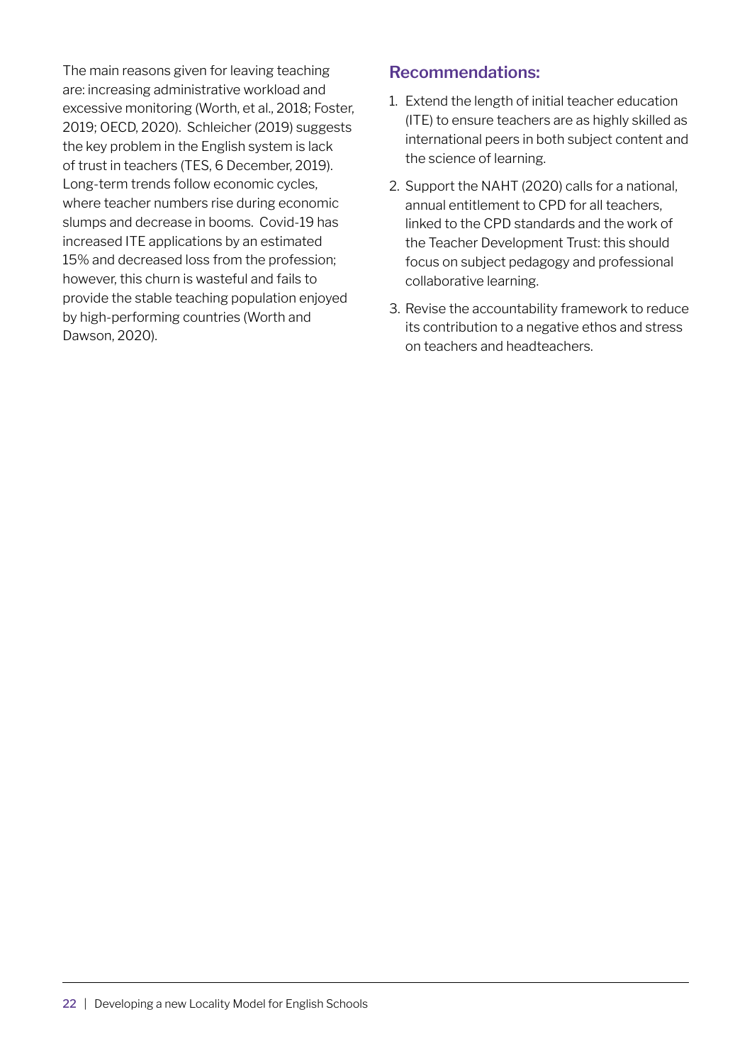The main reasons given for leaving teaching are: increasing administrative workload and excessive monitoring (Worth, et al., 2018; Foster, 2019; OECD, 2020). Schleicher (2019) suggests the key problem in the English system is lack of trust in teachers (TES, 6 December, 2019). Long-term trends follow economic cycles, where teacher numbers rise during economic slumps and decrease in booms. Covid-19 has increased ITE applications by an estimated 15% and decreased loss from the profession; however, this churn is wasteful and fails to provide the stable teaching population enjoyed by high-performing countries (Worth and Dawson, 2020).

### Recommendations:

1. Extend the length of initial teacher education (ITE) to ensure teachers are as highly skilled as international peers in both subject content and the science of learning.
2. Support the NAHT (2020) calls for a national, annual entitlement to CPD for all teachers, linked to the CPD standards and the work of the Teacher Development Trust: this should focus on subject pedagogy and professional collaborative learning.
3. Revise the accountability framework to reduce its contribution to a negative ethos and stress on teachers and headteachers.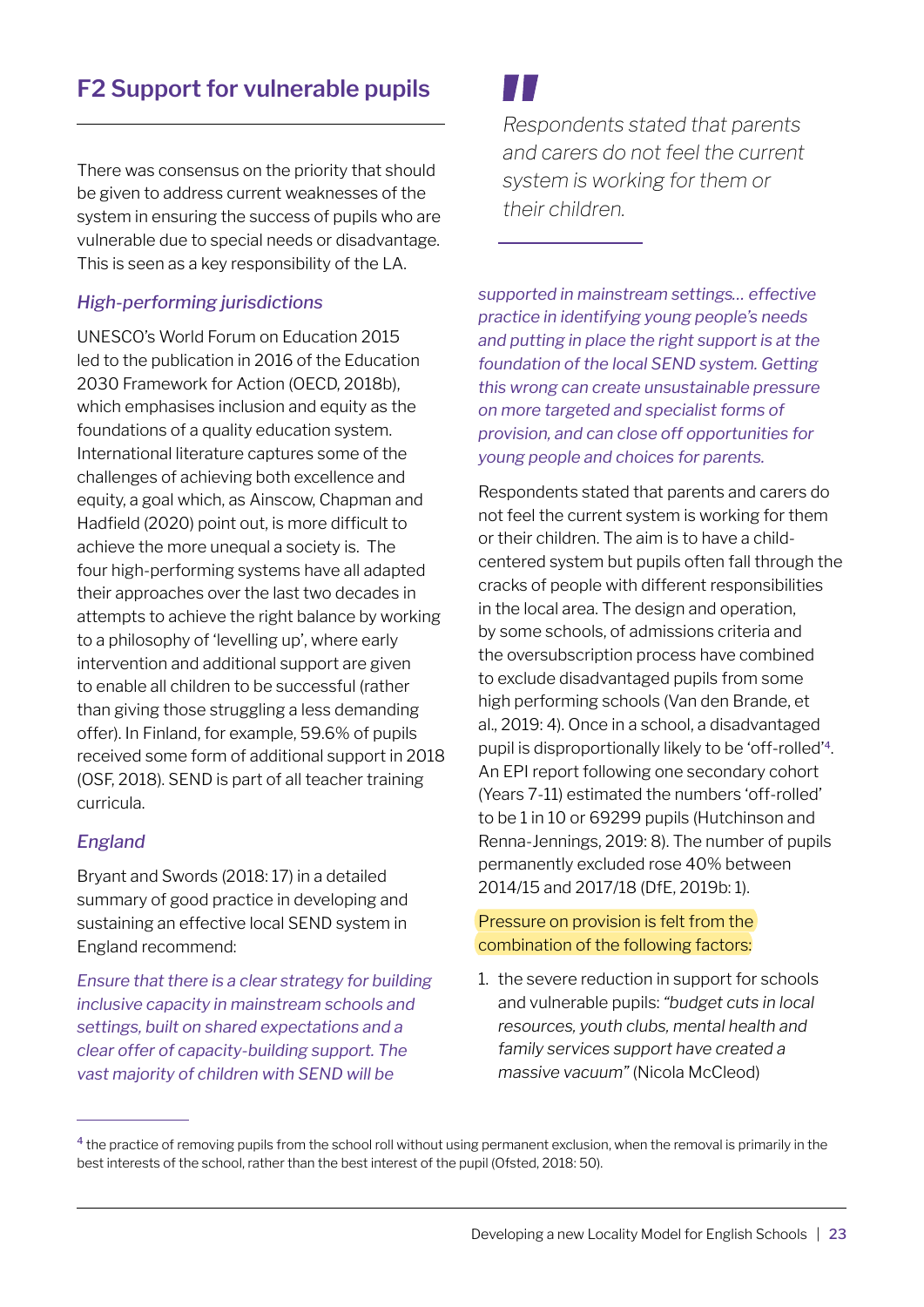## F2 Support for vulnerable pupils

There was consensus on the priority that should be given to address current weaknesses of the system in ensuring the success of pupils who are vulnerable due to special needs or disadvantage. This is seen as a key responsibility of the LA.

### *High-performing jurisdictions*

UNESCO's World Forum on Education 2015 led to the publication in 2016 of the Education 2030 Framework for Action (OECD, 2018b), which emphasises inclusion and equity as the foundations of a quality education system. International literature captures some of the challenges of achieving both excellence and equity, a goal which, as Ainscow, Chapman and Hadfield (2020) point out, is more difficult to achieve the more unequal a society is. The four high-performing systems have all adapted their approaches over the last two decades in attempts to achieve the right balance by working to a philosophy of 'levelling up', where early intervention and additional support are given to enable all children to be successful (rather than giving those struggling a less demanding offer). In Finland, for example, 59.6% of pupils received some form of additional support in 2018 (OSF, 2018). SEND is part of all teacher training curricula.

### *England*

Bryant and Swords (2018: 17) in a detailed summary of good practice in developing and sustaining an effective local SEND system in England recommend:

*Ensure that there is a clear strategy for building inclusive capacity in mainstream schools and settings, built on shared expectations and a clear offer of capacity-building support. The vast majority of children with SEND will be supported in mainstream settings… effective practice in identifying young people's needs and putting in place the right support is at the foundation of the local SEND system. Getting this wrong can create unsustainable pressure on more targeted and specialist forms of provision, and can close off opportunities for young people and choices for parents.*

> *Respondents stated that parents and carers do not feel the current system is working for them or their children.*

Respondents stated that parents and carers do not feel the current system is working for them or their children. The aim is to have a child-centered system but pupils often fall through the cracks of people with different responsibilities in the local area. The design and operation, by some schools, of admissions criteria and the oversubscription process have combined to exclude disadvantaged pupils from some high performing schools (Van den Brande, et al., 2019: 4). Once in a school, a disadvantaged pupil is disproportionally likely to be 'off-rolled'[4]. An EPI report following one secondary cohort (Years 7-11) estimated the numbers 'off-rolled' to be 1 in 10 or 69299 pupils (Hutchinson and Renna-Jennings, 2019: 8). The number of pupils permanently excluded rose 40% between 2014/15 and 2017/18 (DfE, 2019b: 1).

Pressure on provision is felt from the combination of the following factors:

1. the severe reduction in support for schools and vulnerable pupils: *"budget cuts in local resources, youth clubs, mental health and family services support have created a massive vacuum"* (Nicola McCleod)

---

[4] the practice of removing pupils from the school roll without using permanent exclusion, when the removal is primarily in the best interests of the school, rather than the best interest of the pupil (Ofsted, 2018: 50).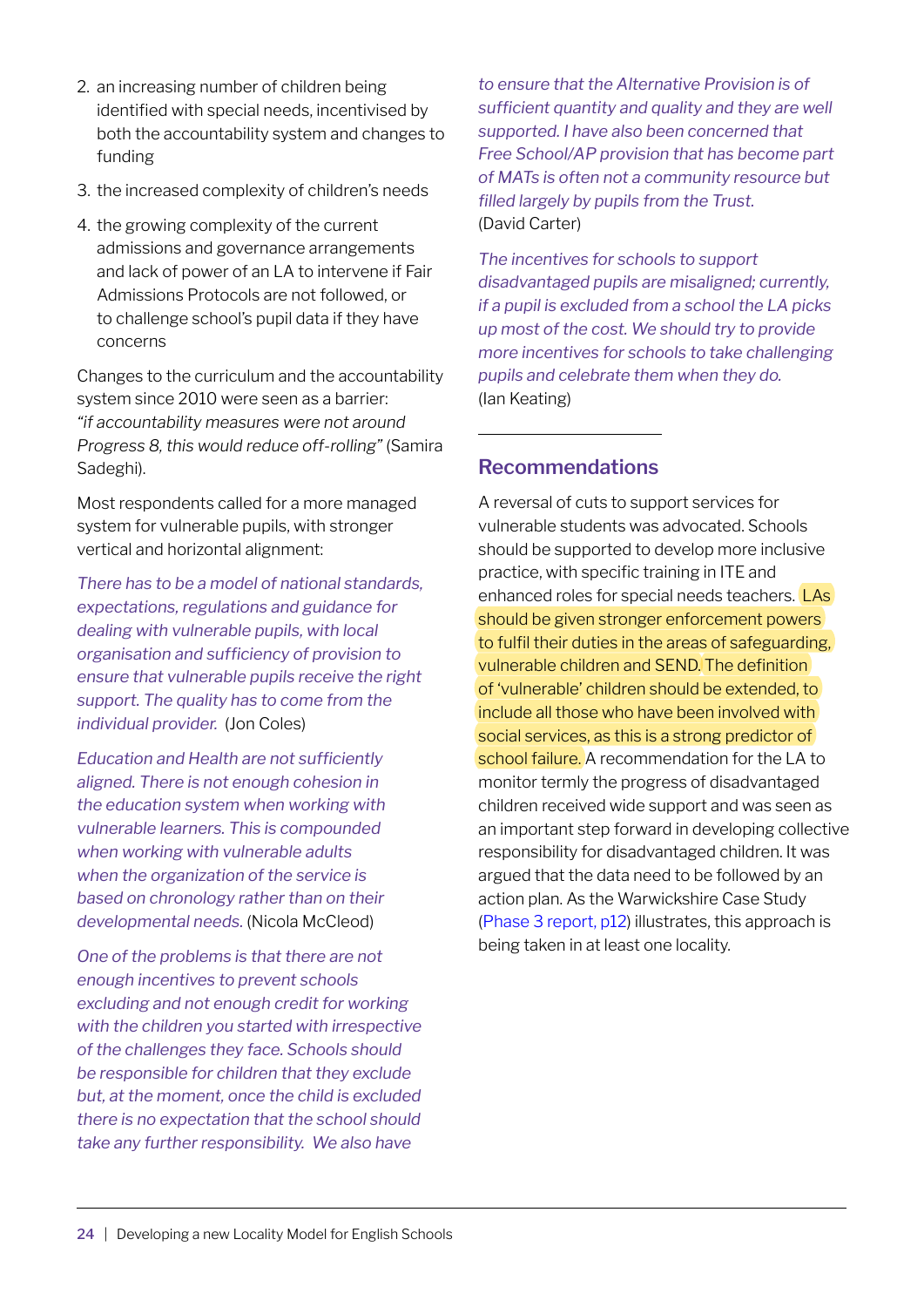2. an increasing number of children being identified with special needs, incentivised by both the accountability system and changes to funding
3. the increased complexity of children's needs
4. the growing complexity of the current admissions and governance arrangements and lack of power of an LA to intervene if Fair Admissions Protocols are not followed, or to challenge school's pupil data if they have concerns

Changes to the curriculum and the accountability system since 2010 were seen as a barrier: *"if accountability measures were not around Progress 8, this would reduce off-rolling"* (Samira Sadeghi).

Most respondents called for a more managed system for vulnerable pupils, with stronger vertical and horizontal alignment:

*There has to be a model of national standards, expectations, regulations and guidance for dealing with vulnerable pupils, with local organisation and sufficiency of provision to ensure that vulnerable pupils receive the right support. The quality has to come from the individual provider.* (Jon Coles)

*Education and Health are not sufficiently aligned. There is not enough cohesion in the education system when working with vulnerable learners. This is compounded when working with vulnerable adults when the organization of the service is based on chronology rather than on their developmental needs.* (Nicola McCleod)

*One of the problems is that there are not enough incentives to prevent schools excluding and not enough credit for working with the children you started with irrespective of the challenges they face. Schools should be responsible for children that they exclude but, at the moment, once the child is excluded there is no expectation that the school should take any further responsibility. We also have to ensure that the Alternative Provision is of sufficient quantity and quality and they are well supported. I have also been concerned that Free School/AP provision that has become part of MATs is often not a community resource but filled largely by pupils from the Trust.*
(David Carter)

*The incentives for schools to support disadvantaged pupils are misaligned; currently, if a pupil is excluded from a school the LA picks up most of the cost. We should try to provide more incentives for schools to take challenging pupils and celebrate them when they do.*
(Ian Keating)

## Recommendations

A reversal of cuts to support services for vulnerable students was advocated. Schools should be supported to develop more inclusive practice, with specific training in ITE and enhanced roles for special needs teachers. LAs should be given stronger enforcement powers to fulfil their duties in the areas of safeguarding, vulnerable children and SEND. The definition of 'vulnerable' children should be extended, to include all those who have been involved with social services, as this is a strong predictor of school failure. A recommendation for the LA to monitor termly the progress of disadvantaged children received wide support and was seen as an important step forward in developing collective responsibility for disadvantaged children. It was argued that the data need to be followed by an action plan. As the Warwickshire Case Study (Phase 3 report, p12) illustrates, this approach is being taken in at least one locality.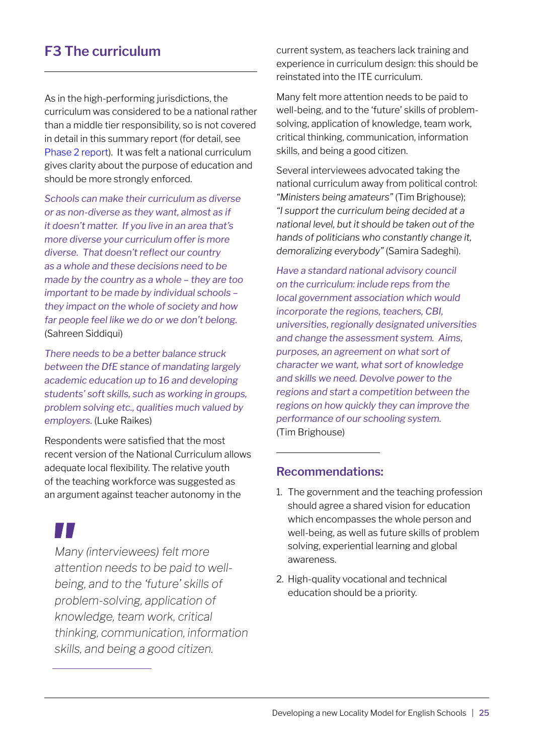## F3 The curriculum

As in the high-performing jurisdictions, the curriculum was considered to be a national rather than a middle tier responsibility, so is not covered in detail in this summary report (for detail, see Phase 2 report). It was felt a national curriculum gives clarity about the purpose of education and should be more strongly enforced.

*Schools can make their curriculum as diverse or as non-diverse as they want, almost as if it doesn't matter. If you live in an area that's more diverse your curriculum offer is more diverse. That doesn't reflect our country as a whole and these decisions need to be made by the country as a whole – they are too important to be made by individual schools – they impact on the whole of society and how far people feel like we do or we don't belong.* (Sahreen Siddiqui)

*There needs to be a better balance struck between the DfE stance of mandating largely academic education up to 16 and developing students' soft skills, such as working in groups, problem solving etc., qualities much valued by employers.* (Luke Raikes)

Respondents were satisfied that the most recent version of the National Curriculum allows adequate local flexibility. The relative youth of the teaching workforce was suggested as an argument against teacher autonomy in the current system, as teachers lack training and experience in curriculum design: this should be reinstated into the ITE curriculum.

> *Many (interviewees) felt more attention needs to be paid to well-being, and to the 'future' skills of problem-solving, application of knowledge, team work, critical thinking, communication, information skills, and being a good citizen.*

Many felt more attention needs to be paid to well-being, and to the 'future' skills of problem-solving, application of knowledge, team work, critical thinking, communication, information skills, and being a good citizen.

Several interviewees advocated taking the national curriculum away from political control: *"Ministers being amateurs"* (Tim Brighouse); *"I support the curriculum being decided at a national level, but it should be taken out of the hands of politicians who constantly change it, demoralizing everybody"* (Samira Sadeghi).

*Have a standard national advisory council on the curriculum: include reps from the local government association which would incorporate the regions, teachers, CBI, universities, regionally designated universities and change the assessment system. Aims, purposes, an agreement on what sort of character we want, what sort of knowledge and skills we need. Devolve power to the regions and start a competition between the regions on how quickly they can improve the performance of our schooling system.* (Tim Brighouse)

### Recommendations:

1. The government and the teaching profession should agree a shared vision for education which encompasses the whole person and well-being, as well as future skills of problem solving, experiential learning and global awareness.
2. High-quality vocational and technical education should be a priority.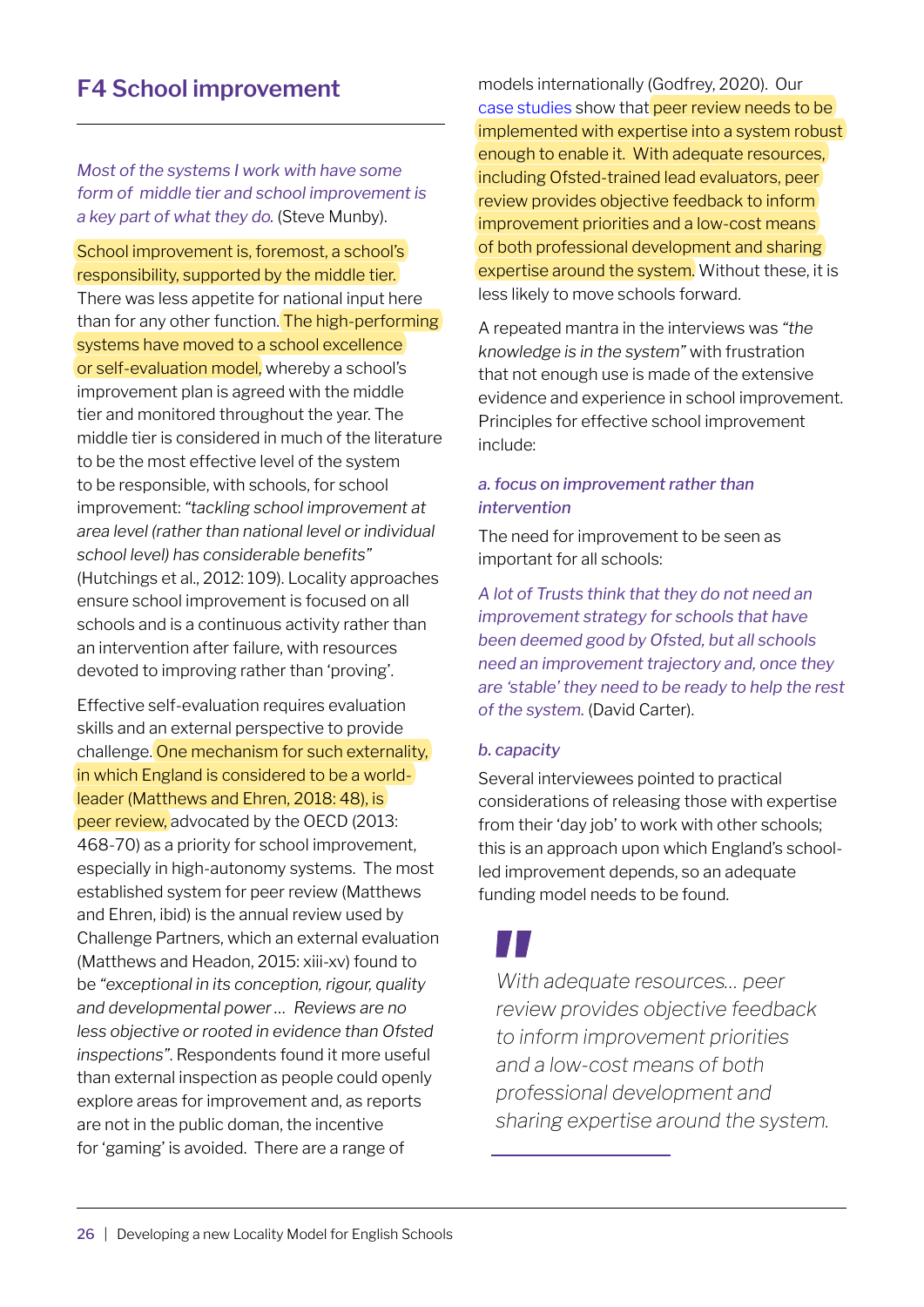## F4 School improvement

*Most of the systems I work with have some form of middle tier and school improvement is a key part of what they do.* (Steve Munby).

School improvement is, foremost, a school's responsibility, supported by the middle tier. There was less appetite for national input here than for any other function. The high-performing systems have moved to a school excellence or self-evaluation model, whereby a school's improvement plan is agreed with the middle tier and monitored throughout the year. The middle tier is considered in much of the literature to be the most effective level of the system to be responsible, with schools, for school improvement: *"tackling school improvement at area level (rather than national level or individual school level) has considerable benefits"* (Hutchings et al., 2012: 109). Locality approaches ensure school improvement is focused on all schools and is a continuous activity rather than an intervention after failure, with resources devoted to improving rather than 'proving'.

Effective self-evaluation requires evaluation skills and an external perspective to provide challenge. One mechanism for such externality, in which England is considered to be a world-leader (Matthews and Ehren, 2018: 48), is peer review, advocated by the OECD (2013: 468-70) as a priority for school improvement, especially in high-autonomy systems. The most established system for peer review (Matthews and Ehren, ibid) is the annual review used by Challenge Partners, which an external evaluation (Matthews and Headon, 2015: xiii-xv) found to be *"exceptional in its conception, rigour, quality and developmental power … Reviews are no less objective or rooted in evidence than Ofsted inspections"*. Respondents found it more useful than external inspection as people could openly explore areas for improvement and, as reports are not in the public doman, the incentive for 'gaming' is avoided. There are a range of models internationally (Godfrey, 2020). Our case studies show that peer review needs to be implemented with expertise into a system robust enough to enable it. With adequate resources, including Ofsted-trained lead evaluators, peer review provides objective feedback to inform improvement priorities and a low-cost means of both professional development and sharing expertise around the system. Without these, it is less likely to move schools forward.

A repeated mantra in the interviews was *"the knowledge is in the system"* with frustration that not enough use is made of the extensive evidence and experience in school improvement. Principles for effective school improvement include:

*a. focus on improvement rather than intervention*

The need for improvement to be seen as important for all schools:

*A lot of Trusts think that they do not need an improvement strategy for schools that have been deemed good by Ofsted, but all schools need an improvement trajectory and, once they are 'stable' they need to be ready to help the rest of the system.* (David Carter).

*b. capacity*

Several interviewees pointed to practical considerations of releasing those with expertise from their 'day job' to work with other schools; this is an approach upon which England's school-led improvement depends, so an adequate funding model needs to be found.

> *With adequate resources… peer review provides objective feedback to inform improvement priorities and a low-cost means of both professional development and sharing expertise around the system.*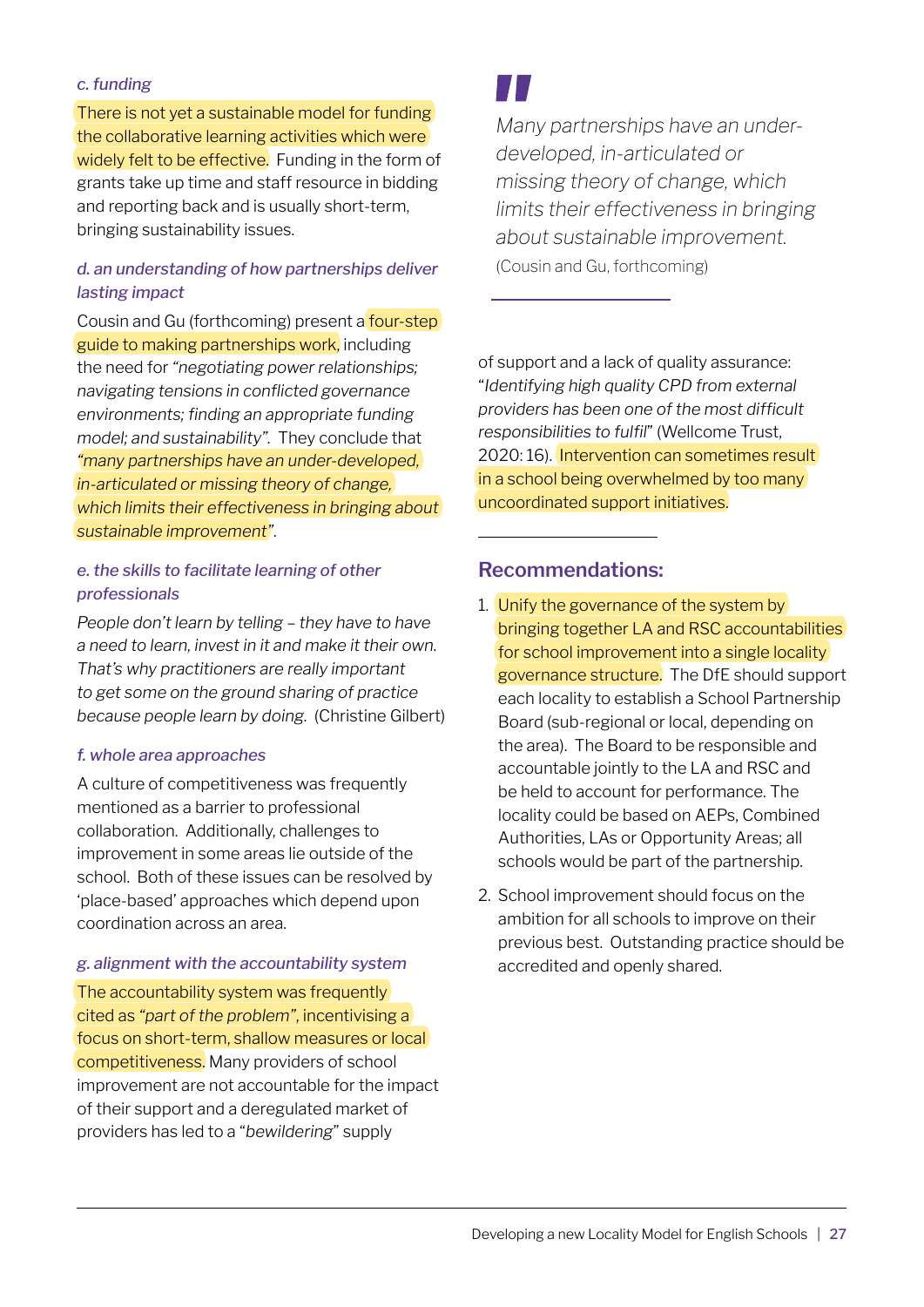*c. funding*

There is not yet a sustainable model for funding the collaborative learning activities which were widely felt to be effective. Funding in the form of grants take up time and staff resource in bidding and reporting back and is usually short-term, bringing sustainability issues.

*d. an understanding of how partnerships deliver lasting impact*

Cousin and Gu (forthcoming) present a four-step guide to making partnerships work, including the need for *"negotiating power relationships; navigating tensions in conflicted governance environments; finding an appropriate funding model; and sustainability"*. They conclude that *"many partnerships have an under-developed, in-articulated or missing theory of change, which limits their effectiveness in bringing about sustainable improvement"*.

*e. the skills to facilitate learning of other professionals*

*People don't learn by telling – they have to have a need to learn, invest in it and make it their own. That's why practitioners are really important to get some on the ground sharing of practice because people learn by doing.* (Christine Gilbert)

*f. whole area approaches*

A culture of competitiveness was frequently mentioned as a barrier to professional collaboration. Additionally, challenges to improvement in some areas lie outside of the school. Both of these issues can be resolved by 'place-based' approaches which depend upon coordination across an area.

*g. alignment with the accountability system*

The accountability system was frequently cited as *"part of the problem"*, incentivising a focus on short-term, shallow measures or local competitiveness. Many providers of school improvement are not accountable for the impact of their support and a deregulated market of providers has led to a "*bewildering*" supply of support and a lack of quality assurance: "*Identifying high quality CPD from external providers has been one of the most difficult responsibilities to fulfil*" (Wellcome Trust, 2020: 16). Intervention can sometimes result in a school being overwhelmed by too many uncoordinated support initiatives.

> *Many partnerships have an under-developed, in-articulated or missing theory of change, which limits their effectiveness in bringing about sustainable improvement.*
>
> (Cousin and Gu, forthcoming)

## Recommendations:

1. Unify the governance of the system by bringing together LA and RSC accountabilities for school improvement into a single locality governance structure. The DfE should support each locality to establish a School Partnership Board (sub-regional or local, depending on the area). The Board to be responsible and accountable jointly to the LA and RSC and be held to account for performance. The locality could be based on AEPs, Combined Authorities, LAs or Opportunity Areas; all schools would be part of the partnership.
2. School improvement should focus on the ambition for all schools to improve on their previous best. Outstanding practice should be accredited and openly shared.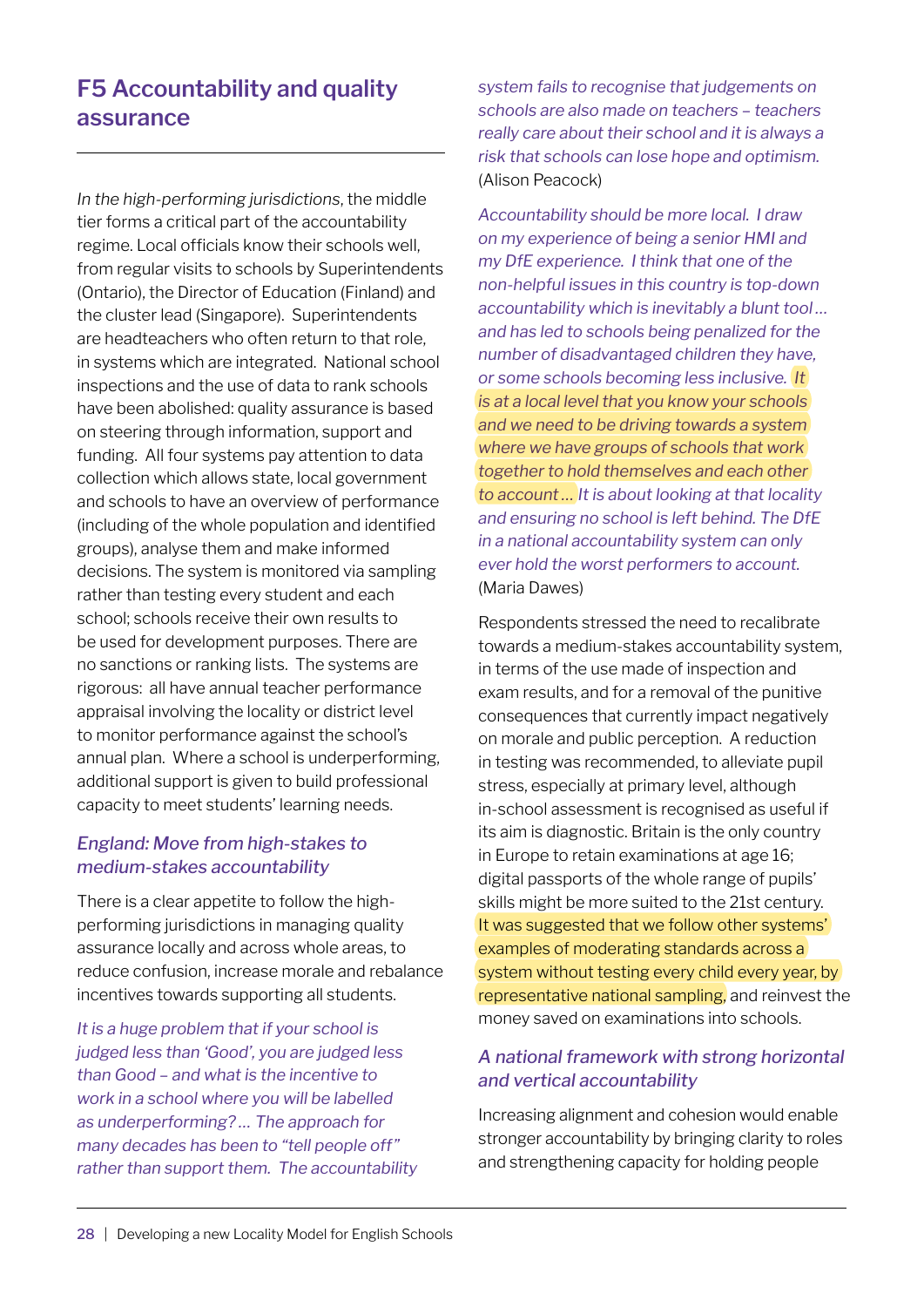## F5 Accountability and quality assurance

*In the high-performing jurisdictions*, the middle tier forms a critical part of the accountability regime. Local officials know their schools well, from regular visits to schools by Superintendents (Ontario), the Director of Education (Finland) and the cluster lead (Singapore). Superintendents are headteachers who often return to that role, in systems which are integrated. National school inspections and the use of data to rank schools have been abolished: quality assurance is based on steering through information, support and funding. All four systems pay attention to data collection which allows state, local government and schools to have an overview of performance (including of the whole population and identified groups), analyse them and make informed decisions. The system is monitored via sampling rather than testing every student and each school; schools receive their own results to be used for development purposes. There are no sanctions or ranking lists. The systems are rigorous: all have annual teacher performance appraisal involving the locality or district level to monitor performance against the school's annual plan. Where a school is underperforming, additional support is given to build professional capacity to meet students' learning needs.

### *England: Move from high-stakes to medium-stakes accountability*

There is a clear appetite to follow the high-performing jurisdictions in managing quality assurance locally and across whole areas, to reduce confusion, increase morale and rebalance incentives towards supporting all students.

*It is a huge problem that if your school is judged less than 'Good', you are judged less than Good – and what is the incentive to work in a school where you will be labelled as underperforming? … The approach for many decades has been to "tell people off" rather than support them. The accountability system fails to recognise that judgements on schools are also made on teachers – teachers really care about their school and it is always a risk that schools can lose hope and optimism.* (Alison Peacock)

*Accountability should be more local. I draw on my experience of being a senior HMI and my DfE experience. I think that one of the non-helpful issues in this country is top-down accountability which is inevitably a blunt tool … and has led to schools being penalized for the number of disadvantaged children they have, or some schools becoming less inclusive. It is at a local level that you know your schools and we need to be driving towards a system where we have groups of schools that work together to hold themselves and each other to account … It is about looking at that locality and ensuring no school is left behind. The DfE in a national accountability system can only ever hold the worst performers to account.* (Maria Dawes)

Respondents stressed the need to recalibrate towards a medium-stakes accountability system, in terms of the use made of inspection and exam results, and for a removal of the punitive consequences that currently impact negatively on morale and public perception. A reduction in testing was recommended, to alleviate pupil stress, especially at primary level, although in-school assessment is recognised as useful if its aim is diagnostic. Britain is the only country in Europe to retain examinations at age 16; digital passports of the whole range of pupils' skills might be more suited to the 21st century. It was suggested that we follow other systems' examples of moderating standards across a system without testing every child every year, by representative national sampling, and reinvest the money saved on examinations into schools.

### *A national framework with strong horizontal and vertical accountability*

Increasing alignment and cohesion would enable stronger accountability by bringing clarity to roles and strengthening capacity for holding people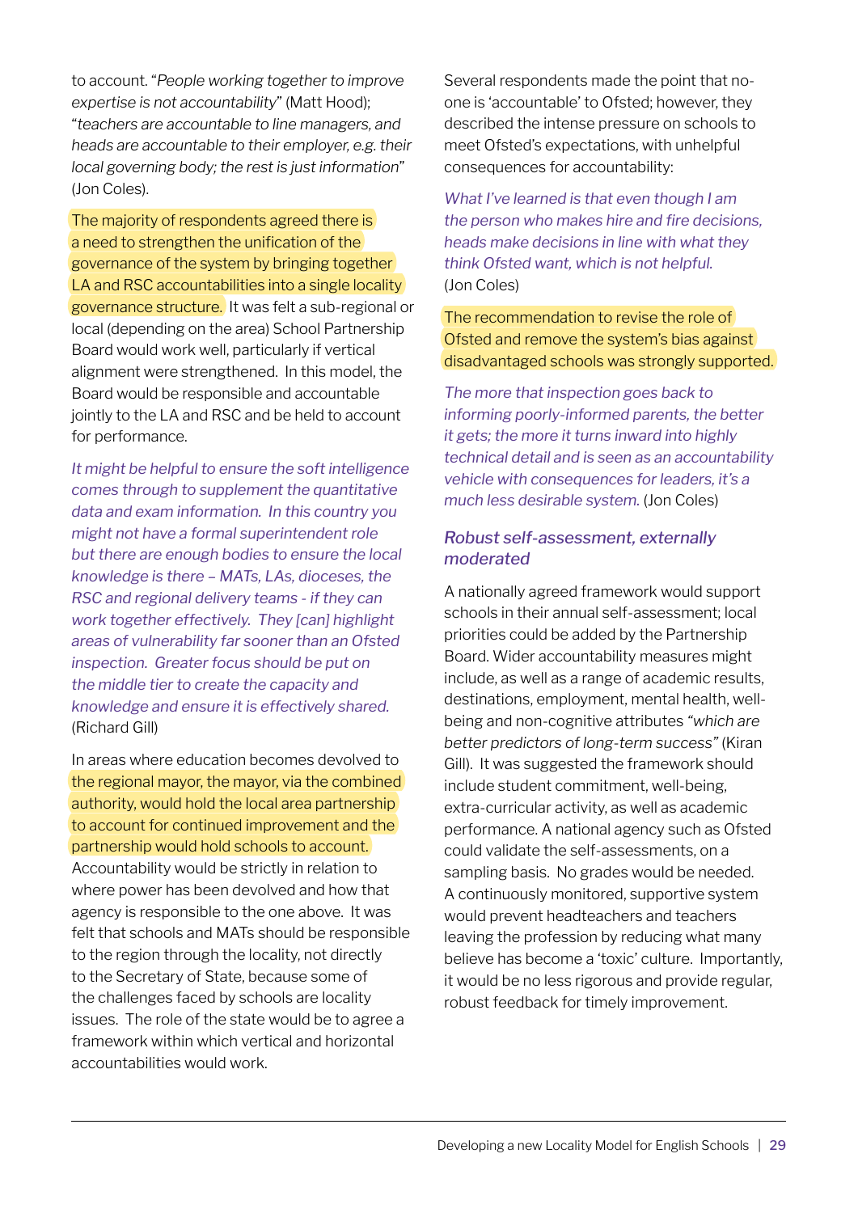to account. "*People working together to improve expertise is not accountability*" (Matt Hood); "*teachers are accountable to line managers, and heads are accountable to their employer, e.g. their local governing body; the rest is just information*" (Jon Coles).

The majority of respondents agreed there is a need to strengthen the unification of the governance of the system by bringing together LA and RSC accountabilities into a single locality governance structure. It was felt a sub-regional or local (depending on the area) School Partnership Board would work well, particularly if vertical alignment were strengthened. In this model, the Board would be responsible and accountable jointly to the LA and RSC and be held to account for performance.

*It might be helpful to ensure the soft intelligence comes through to supplement the quantitative data and exam information. In this country you might not have a formal superintendent role but there are enough bodies to ensure the local knowledge is there – MATs, LAs, dioceses, the RSC and regional delivery teams - if they can work together effectively. They [can] highlight areas of vulnerability far sooner than an Ofsted inspection. Greater focus should be put on the middle tier to create the capacity and knowledge and ensure it is effectively shared.* (Richard Gill)

In areas where education becomes devolved to the regional mayor, the mayor, via the combined authority, would hold the local area partnership to account for continued improvement and the partnership would hold schools to account. Accountability would be strictly in relation to where power has been devolved and how that agency is responsible to the one above. It was felt that schools and MATs should be responsible to the region through the locality, not directly to the Secretary of State, because some of the challenges faced by schools are locality issues. The role of the state would be to agree a framework within which vertical and horizontal accountabilities would work.

Several respondents made the point that no-one is 'accountable' to Ofsted; however, they described the intense pressure on schools to meet Ofsted's expectations, with unhelpful consequences for accountability:

*What I've learned is that even though I am the person who makes hire and fire decisions, heads make decisions in line with what they think Ofsted want, which is not helpful.* (Jon Coles)

The recommendation to revise the role of Ofsted and remove the system's bias against disadvantaged schools was strongly supported.

*The more that inspection goes back to informing poorly-informed parents, the better it gets; the more it turns inward into highly technical detail and is seen as an accountability vehicle with consequences for leaders, it's a much less desirable system.* (Jon Coles)

### *Robust self-assessment, externally moderated*

A nationally agreed framework would support schools in their annual self-assessment; local priorities could be added by the Partnership Board. Wider accountability measures might include, as well as a range of academic results, destinations, employment, mental health, well-being and non-cognitive attributes *"which are better predictors of long-term success"* (Kiran Gill). It was suggested the framework should include student commitment, well-being, extra-curricular activity, as well as academic performance. A national agency such as Ofsted could validate the self-assessments, on a sampling basis. No grades would be needed. A continuously monitored, supportive system would prevent headteachers and teachers leaving the profession by reducing what many believe has become a 'toxic' culture. Importantly, it would be no less rigorous and provide regular, robust feedback for timely improvement.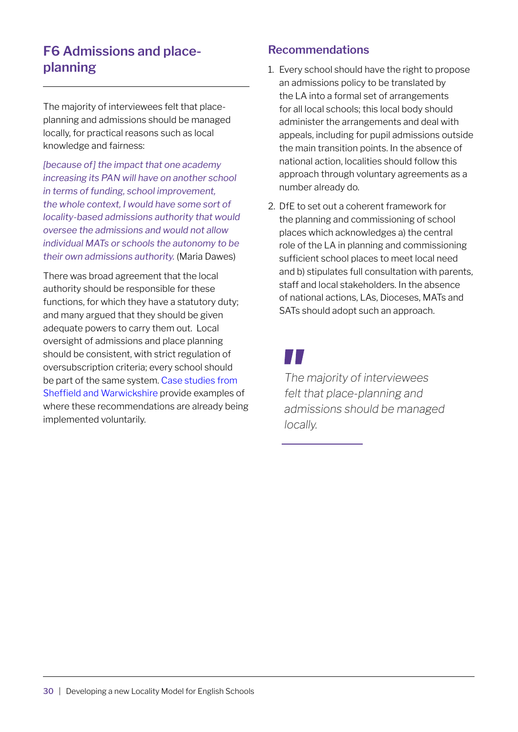## F6 Admissions and place-planning

The majority of interviewees felt that place-planning and admissions should be managed locally, for practical reasons such as local knowledge and fairness:

*[because of] the impact that one academy increasing its PAN will have on another school in terms of funding, school improvement, the whole context, I would have some sort of locality-based admissions authority that would oversee the admissions and would not allow individual MATs or schools the autonomy to be their own admissions authority.* (Maria Dawes)

There was broad agreement that the local authority should be responsible for these functions, for which they have a statutory duty; and many argued that they should be given adequate powers to carry them out. Local oversight of admissions and place planning should be consistent, with strict regulation of oversubscription criteria; every school should be part of the same system. Case studies from Sheffield and Warwickshire provide examples of where these recommendations are already being implemented voluntarily.

### Recommendations

1. Every school should have the right to propose an admissions policy to be translated by the LA into a formal set of arrangements for all local schools; this local body should administer the arrangements and deal with appeals, including for pupil admissions outside the main transition points. In the absence of national action, localities should follow this approach through voluntary agreements as a number already do.
2. DfE to set out a coherent framework for the planning and commissioning of school places which acknowledges a) the central role of the LA in planning and commissioning sufficient school places to meet local need and b) stipulates full consultation with parents, staff and local stakeholders. In the absence of national actions, LAs, Dioceses, MATs and SATs should adopt such an approach.

> *The majority of interviewees felt that place-planning and admissions should be managed locally.*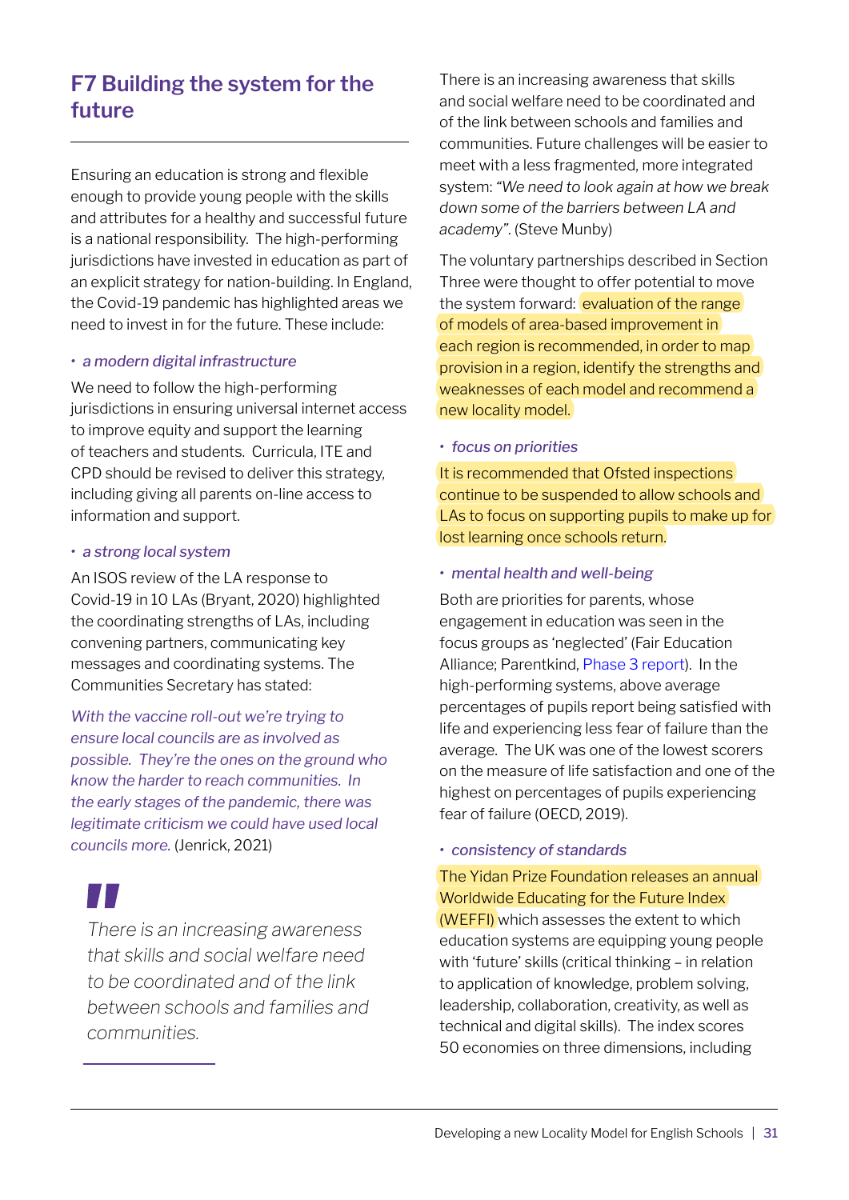## F7 Building the system for the future

Ensuring an education is strong and flexible enough to provide young people with the skills and attributes for a healthy and successful future is a national responsibility. The high-performing jurisdictions have invested in education as part of an explicit strategy for nation-building. In England, the Covid-19 pandemic has highlighted areas we need to invest in for the future. These include:

- *a modern digital infrastructure*

We need to follow the high-performing jurisdictions in ensuring universal internet access to improve equity and support the learning of teachers and students. Curricula, ITE and CPD should be revised to deliver this strategy, including giving all parents on-line access to information and support.

- *a strong local system*

An ISOS review of the LA response to Covid-19 in 10 LAs (Bryant, 2020) highlighted the coordinating strengths of LAs, including convening partners, communicating key messages and coordinating systems. The Communities Secretary has stated:

*With the vaccine roll-out we're trying to ensure local councils are as involved as possible. They're the ones on the ground who know the harder to reach communities. In the early stages of the pandemic, there was legitimate criticism we could have used local councils more.* (Jenrick, 2021)

> *There is an increasing awareness that skills and social welfare need to be coordinated and of the link between schools and families and communities.*

There is an increasing awareness that skills and social welfare need to be coordinated and of the link between schools and families and communities. Future challenges will be easier to meet with a less fragmented, more integrated system: *"We need to look again at how we break down some of the barriers between LA and academy"*. (Steve Munby)

The voluntary partnerships described in Section Three were thought to offer potential to move the system forward: evaluation of the range of models of area-based improvement in each region is recommended, in order to map provision in a region, identify the strengths and weaknesses of each model and recommend a new locality model.

- *focus on priorities*

It is recommended that Ofsted inspections continue to be suspended to allow schools and LAs to focus on supporting pupils to make up for lost learning once schools return.

- *mental health and well-being*

Both are priorities for parents, whose engagement in education was seen in the focus groups as 'neglected' (Fair Education Alliance; Parentkind, Phase 3 report). In the high-performing systems, above average percentages of pupils report being satisfied with life and experiencing less fear of failure than the average. The UK was one of the lowest scorers on the measure of life satisfaction and one of the highest on percentages of pupils experiencing fear of failure (OECD, 2019).

- *consistency of standards*

The Yidan Prize Foundation releases an annual Worldwide Educating for the Future Index (WEFFI) which assesses the extent to which education systems are equipping young people with 'future' skills (critical thinking – in relation to application of knowledge, problem solving, leadership, collaboration, creativity, as well as technical and digital skills). The index scores 50 economies on three dimensions, including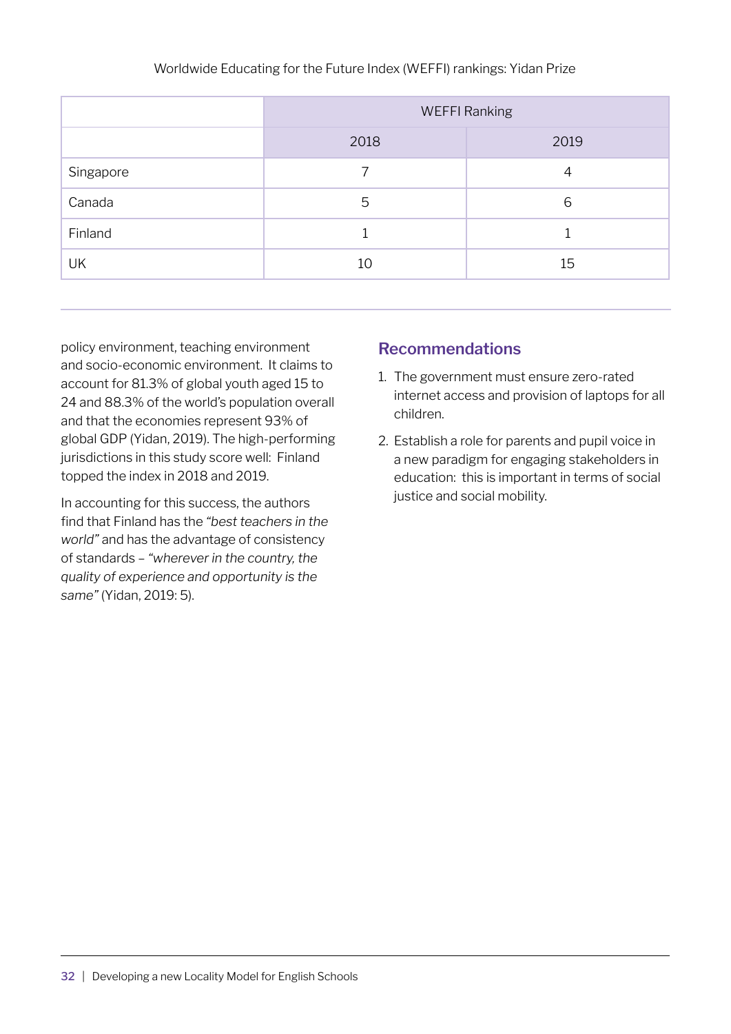Worldwide Educating for the Future Index (WEFFI) rankings: Yidan Prize

| | WEFFI Ranking | |
|---|---|---|
| | 2018 | 2019 |
| Singapore | 7 | 4 |
| Canada | 5 | 6 |
| Finland | 1 | 1 |
| UK | 10 | 15 |

policy environment, teaching environment and socio-economic environment. It claims to account for 81.3% of global youth aged 15 to 24 and 88.3% of the world's population overall and that the economies represent 93% of global GDP (Yidan, 2019). The high-performing jurisdictions in this study score well: Finland topped the index in 2018 and 2019.

In accounting for this success, the authors find that Finland has the *"best teachers in the world"* and has the advantage of consistency of standards – *"wherever in the country, the quality of experience and opportunity is the same"* (Yidan, 2019: 5).

## Recommendations

1. The government must ensure zero-rated internet access and provision of laptops for all children.
2. Establish a role for parents and pupil voice in a new paradigm for engaging stakeholders in education: this is important in terms of social justice and social mobility.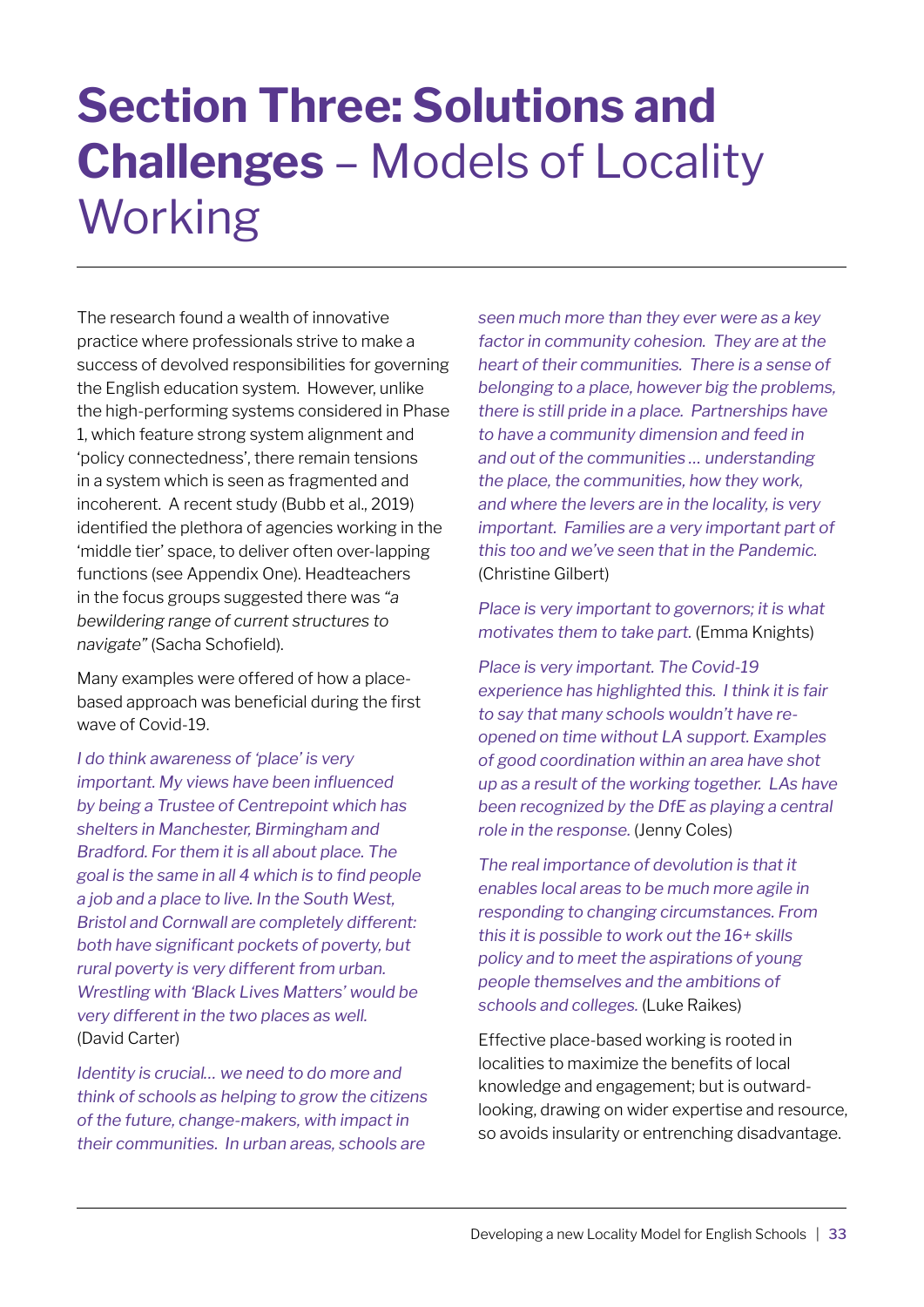# **Section Three: Solutions and Challenges** – Models of Locality Working

The research found a wealth of innovative practice where professionals strive to make a success of devolved responsibilities for governing the English education system. However, unlike the high-performing systems considered in Phase 1, which feature strong system alignment and 'policy connectedness', there remain tensions in a system which is seen as fragmented and incoherent. A recent study (Bubb et al., 2019) identified the plethora of agencies working in the 'middle tier' space, to deliver often over-lapping functions (see Appendix One). Headteachers in the focus groups suggested there was *"a bewildering range of current structures to navigate"* (Sacha Schofield).

Many examples were offered of how a place-based approach was beneficial during the first wave of Covid-19.

*I do think awareness of 'place' is very important. My views have been influenced by being a Trustee of Centrepoint which has shelters in Manchester, Birmingham and Bradford. For them it is all about place. The goal is the same in all 4 which is to find people a job and a place to live. In the South West, Bristol and Cornwall are completely different: both have significant pockets of poverty, but rural poverty is very different from urban. Wrestling with 'Black Lives Matters' would be very different in the two places as well.* (David Carter)

*Identity is crucial… we need to do more and think of schools as helping to grow the citizens of the future, change-makers, with impact in their communities. In urban areas, schools are seen much more than they ever were as a key factor in community cohesion. They are at the heart of their communities. There is a sense of belonging to a place, however big the problems, there is still pride in a place. Partnerships have to have a community dimension and feed in and out of the communities … understanding the place, the communities, how they work, and where the levers are in the locality, is very important. Families are a very important part of this too and we've seen that in the Pandemic.* (Christine Gilbert)

*Place is very important to governors; it is what motivates them to take part.* (Emma Knights)

*Place is very important. The Covid-19 experience has highlighted this. I think it is fair to say that many schools wouldn't have re-opened on time without LA support. Examples of good coordination within an area have shot up as a result of the working together. LAs have been recognized by the DfE as playing a central role in the response.* (Jenny Coles)

*The real importance of devolution is that it enables local areas to be much more agile in responding to changing circumstances. From this it is possible to work out the 16+ skills policy and to meet the aspirations of young people themselves and the ambitions of schools and colleges.* (Luke Raikes)

Effective place-based working is rooted in localities to maximize the benefits of local knowledge and engagement; but is outward-looking, drawing on wider expertise and resource, so avoids insularity or entrenching disadvantage.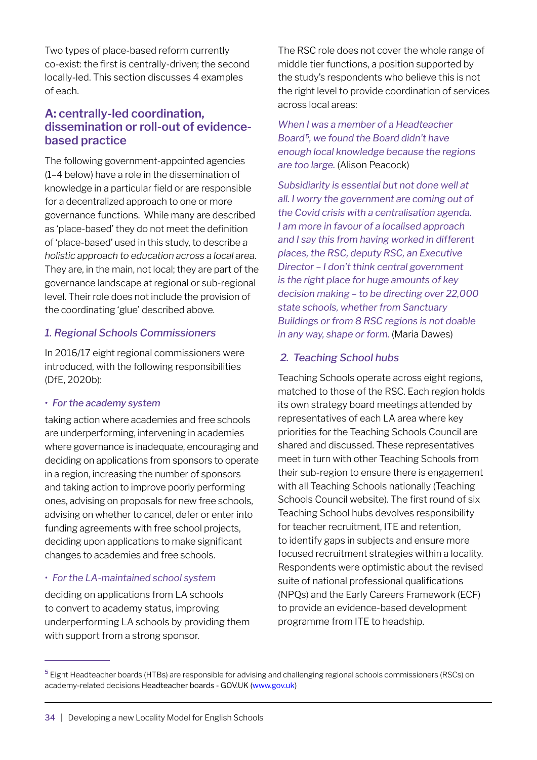Two types of place-based reform currently co-exist: the first is centrally-driven; the second locally-led. This section discusses 4 examples of each.

## A: centrally-led coordination, dissemination or roll-out of evidence-based practice

The following government-appointed agencies (1–4 below) have a role in the dissemination of knowledge in a particular field or are responsible for a decentralized approach to one or more governance functions. While many are described as 'place-based' they do not meet the definition of 'place-based' used in this study, to describe *a holistic approach to education across a local area*. They are, in the main, not local; they are part of the governance landscape at regional or sub-regional level. Their role does not include the provision of the coordinating 'glue' described above.

### *1. Regional Schools Commissioners*

In 2016/17 eight regional commissioners were introduced, with the following responsibilities (DfE, 2020b):

- *For the academy system*

taking action where academies and free schools are underperforming, intervening in academies where governance is inadequate, encouraging and deciding on applications from sponsors to operate in a region, increasing the number of sponsors and taking action to improve poorly performing ones, advising on proposals for new free schools, advising on whether to cancel, defer or enter into funding agreements with free school projects, deciding upon applications to make significant changes to academies and free schools.

- *For the LA-maintained school system*

deciding on applications from LA schools to convert to academy status, improving underperforming LA schools by providing them with support from a strong sponsor.

The RSC role does not cover the whole range of middle tier functions, a position supported by the study's respondents who believe this is not the right level to provide coordination of services across local areas:

*When I was a member of a Headteacher Board*[5]*, we found the Board didn't have enough local knowledge because the regions are too large.* (Alison Peacock)

*Subsidiarity is essential but not done well at all. I worry the government are coming out of the Covid crisis with a centralisation agenda. I am more in favour of a localised approach and I say this from having worked in different places, the RSC, deputy RSC, an Executive Director – I don't think central government is the right place for huge amounts of key decision making – to be directing over 22,000 state schools, whether from Sanctuary Buildings or from 8 RSC regions is not doable in any way, shape or form.* (Maria Dawes)

### *2. Teaching School hubs*

Teaching Schools operate across eight regions, matched to those of the RSC. Each region holds its own strategy board meetings attended by representatives of each LA area where key priorities for the Teaching Schools Council are shared and discussed. These representatives meet in turn with other Teaching Schools from their sub-region to ensure there is engagement with all Teaching Schools nationally (Teaching Schools Council website). The first round of six Teaching School hubs devolves responsibility for teacher recruitment, ITE and retention, to identify gaps in subjects and ensure more focused recruitment strategies within a locality. Respondents were optimistic about the revised suite of national professional qualifications (NPQs) and the Early Careers Framework (ECF) to provide an evidence-based development programme from ITE to headship.

---

[5] Eight Headteacher boards (HTBs) are responsible for advising and challenging regional schools commissioners (RSCs) on academy-related decisions Headteacher boards - GOV.UK (www.gov.uk)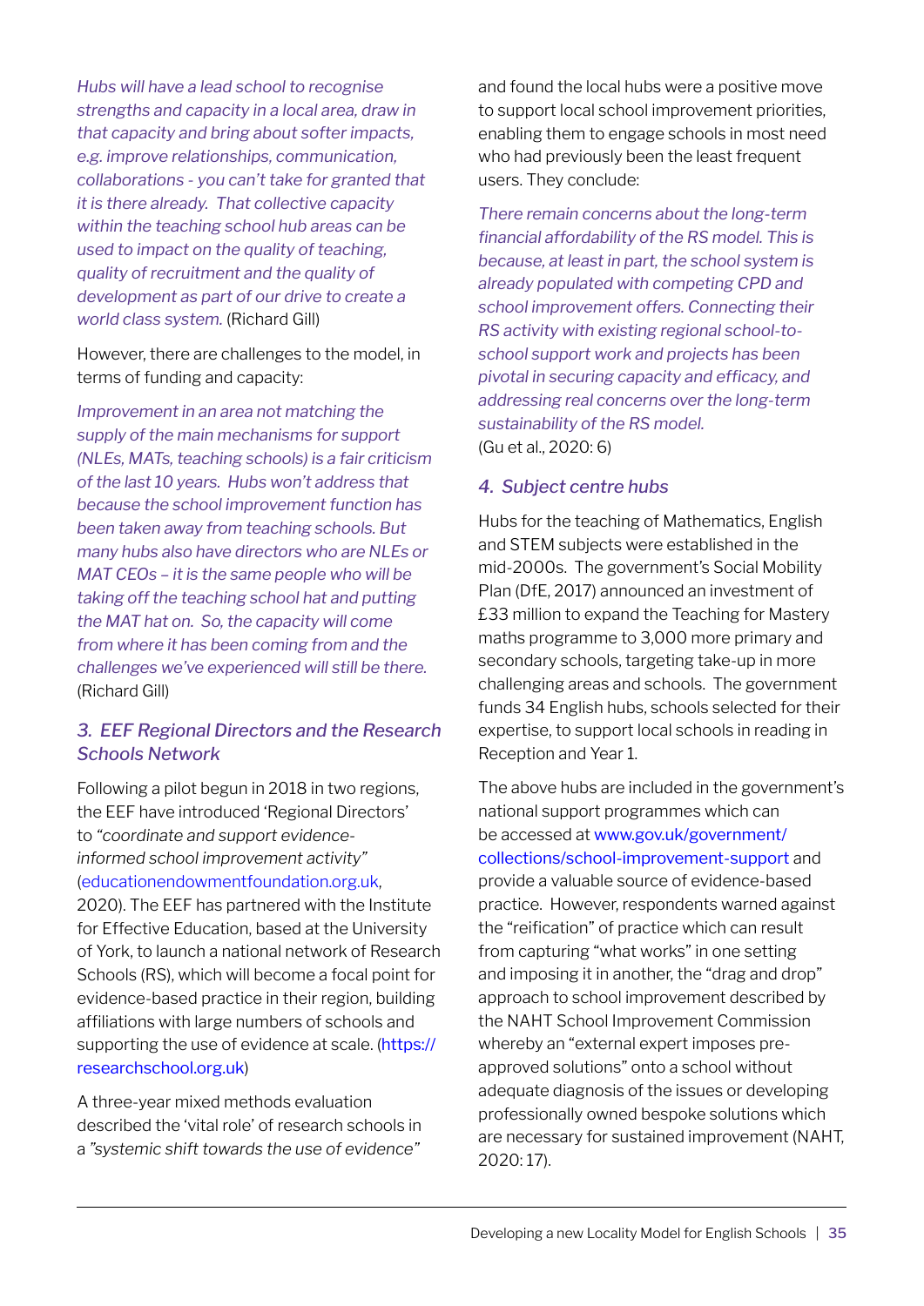*Hubs will have a lead school to recognise strengths and capacity in a local area, draw in that capacity and bring about softer impacts, e.g. improve relationships, communication, collaborations - you can't take for granted that it is there already. That collective capacity within the teaching school hub areas can be used to impact on the quality of teaching, quality of recruitment and the quality of development as part of our drive to create a world class system.* (Richard Gill)

However, there are challenges to the model, in terms of funding and capacity:

*Improvement in an area not matching the supply of the main mechanisms for support (NLEs, MATs, teaching schools) is a fair criticism of the last 10 years. Hubs won't address that because the school improvement function has been taken away from teaching schools. But many hubs also have directors who are NLEs or MAT CEOs – it is the same people who will be taking off the teaching school hat and putting the MAT hat on. So, the capacity will come from where it has been coming from and the challenges we've experienced will still be there.* (Richard Gill)

### *3. EEF Regional Directors and the Research Schools Network*

Following a pilot begun in 2018 in two regions, the EEF have introduced 'Regional Directors' to *"coordinate and support evidence-informed school improvement activity"* (educationendowmentfoundation.org.uk, 2020). The EEF has partnered with the Institute for Effective Education, based at the University of York, to launch a national network of Research Schools (RS), which will become a focal point for evidence-based practice in their region, building affiliations with large numbers of schools and supporting the use of evidence at scale. (https://researchschool.org.uk)

A three-year mixed methods evaluation described the 'vital role' of research schools in a *"systemic shift towards the use of evidence"* and found the local hubs were a positive move to support local school improvement priorities, enabling them to engage schools in most need who had previously been the least frequent users. They conclude:

*There remain concerns about the long-term financial affordability of the RS model. This is because, at least in part, the school system is already populated with competing CPD and school improvement offers. Connecting their RS activity with existing regional school-to-school support work and projects has been pivotal in securing capacity and efficacy, and addressing real concerns over the long-term sustainability of the RS model.*
(Gu et al., 2020: 6)

### *4. Subject centre hubs*

Hubs for the teaching of Mathematics, English and STEM subjects were established in the mid-2000s. The government's Social Mobility Plan (DfE, 2017) announced an investment of £33 million to expand the Teaching for Mastery maths programme to 3,000 more primary and secondary schools, targeting take-up in more challenging areas and schools. The government funds 34 English hubs, schools selected for their expertise, to support local schools in reading in Reception and Year 1.

The above hubs are included in the government's national support programmes which can be accessed at www.gov.uk/government/collections/school-improvement-support and provide a valuable source of evidence-based practice. However, respondents warned against the "reification" of practice which can result from capturing "what works" in one setting and imposing it in another, the "drag and drop" approach to school improvement described by the NAHT School Improvement Commission whereby an "external expert imposes pre-approved solutions" onto a school without adequate diagnosis of the issues or developing professionally owned bespoke solutions which are necessary for sustained improvement (NAHT, 2020: 17).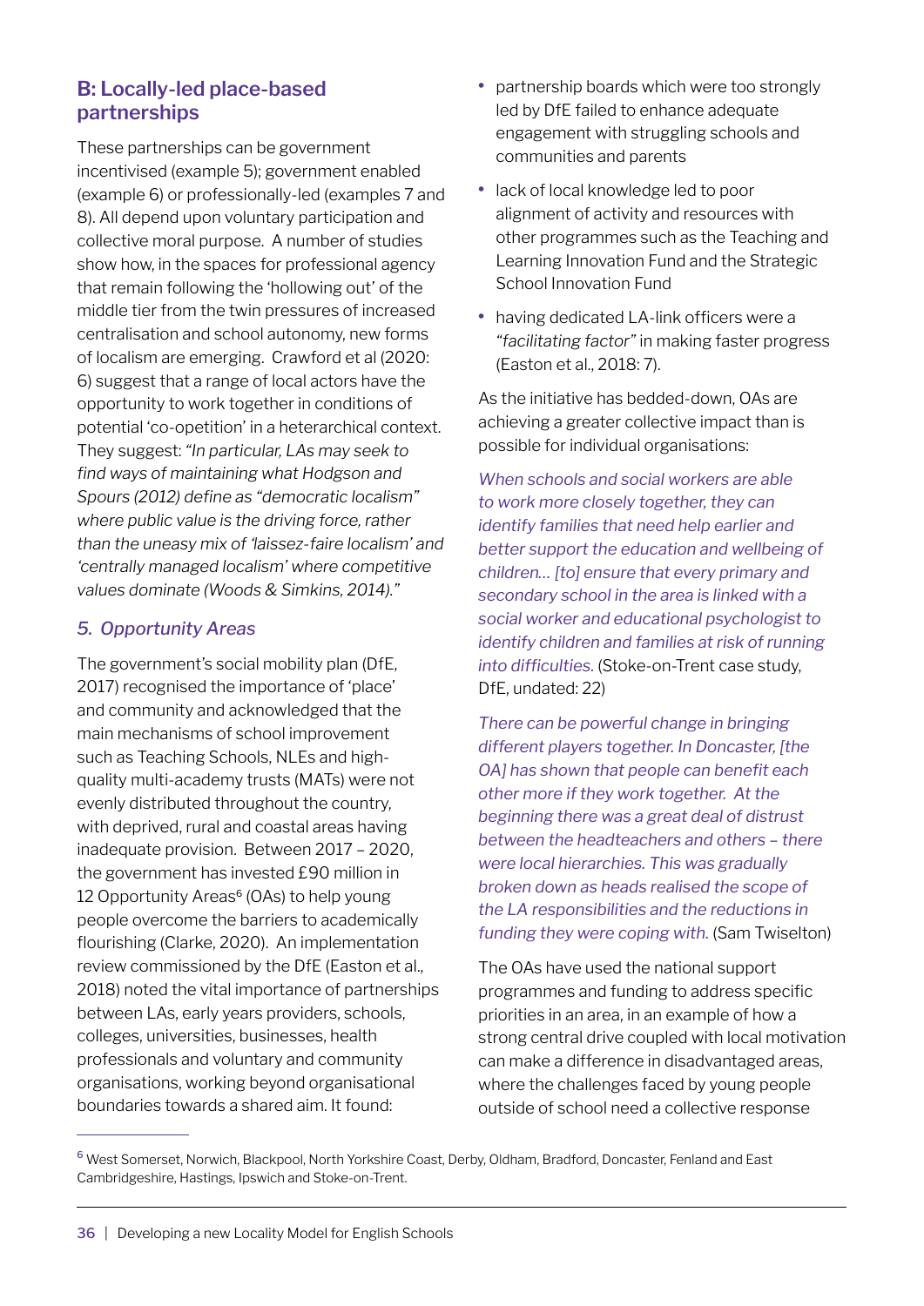## B: Locally-led place-based partnerships

These partnerships can be government incentivised (example 5); government enabled (example 6) or professionally-led (examples 7 and 8). All depend upon voluntary participation and collective moral purpose. A number of studies show how, in the spaces for professional agency that remain following the 'hollowing out' of the middle tier from the twin pressures of increased centralisation and school autonomy, new forms of localism are emerging. Crawford et al (2020: 6) suggest that a range of local actors have the opportunity to work together in conditions of potential 'co-opetition' in a heterarchical context. They suggest: *"In particular, LAs may seek to find ways of maintaining what Hodgson and Spours (2012) define as "democratic localism" where public value is the driving force, rather than the uneasy mix of 'laissez-faire localism' and 'centrally managed localism' where competitive values dominate (Woods & Simkins, 2014)."*

### *5. Opportunity Areas*

The government's social mobility plan (DfE, 2017) recognised the importance of 'place' and community and acknowledged that the main mechanisms of school improvement such as Teaching Schools, NLEs and high-quality multi-academy trusts (MATs) were not evenly distributed throughout the country, with deprived, rural and coastal areas having inadequate provision. Between 2017 – 2020, the government has invested £90 million in 12 Opportunity Areas[6] (OAs) to help young people overcome the barriers to academically flourishing (Clarke, 2020). An implementation review commissioned by the DfE (Easton et al., 2018) noted the vital importance of partnerships between LAs, early years providers, schools, colleges, universities, businesses, health professionals and voluntary and community organisations, working beyond organisational boundaries towards a shared aim. It found:

- partnership boards which were too strongly led by DfE failed to enhance adequate engagement with struggling schools and communities and parents
- lack of local knowledge led to poor alignment of activity and resources with other programmes such as the Teaching and Learning Innovation Fund and the Strategic School Innovation Fund
- having dedicated LA-link officers were a *"facilitating factor"* in making faster progress (Easton et al., 2018: 7).

As the initiative has bedded-down, OAs are achieving a greater collective impact than is possible for individual organisations:

*When schools and social workers are able to work more closely together, they can identify families that need help earlier and better support the education and wellbeing of children... [to] ensure that every primary and secondary school in the area is linked with a social worker and educational psychologist to identify children and families at risk of running into difficulties.* (Stoke-on-Trent case study, DfE, undated: 22)

*There can be powerful change in bringing different players together. In Doncaster, [the OA] has shown that people can benefit each other more if they work together. At the beginning there was a great deal of distrust between the headteachers and others – there were local hierarchies. This was gradually broken down as heads realised the scope of the LA responsibilities and the reductions in funding they were coping with.* (Sam Twiselton)

The OAs have used the national support programmes and funding to address specific priorities in an area, in an example of how a strong central drive coupled with local motivation can make a difference in disadvantaged areas, where the challenges faced by young people outside of school need a collective response

---

[6] West Somerset, Norwich, Blackpool, North Yorkshire Coast, Derby, Oldham, Bradford, Doncaster, Fenland and East Cambridgeshire, Hastings, Ipswich and Stoke-on-Trent.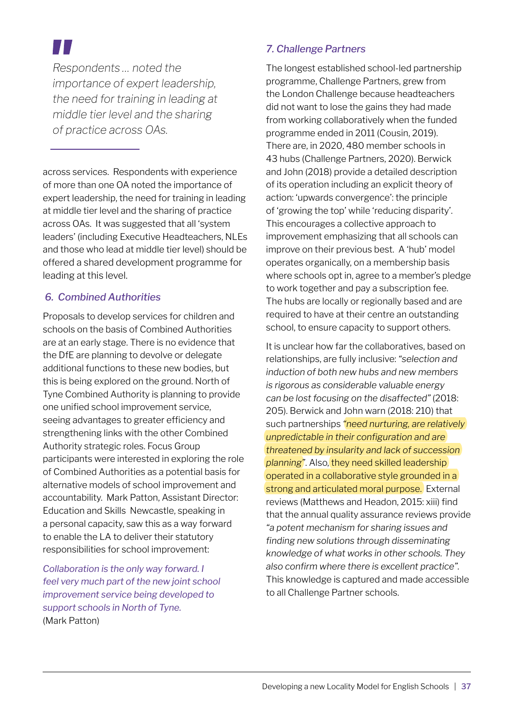> *Respondents … noted the importance of expert leadership, the need for training in leading at middle tier level and the sharing of practice across OAs.*

across services. Respondents with experience of more than one OA noted the importance of expert leadership, the need for training in leading at middle tier level and the sharing of practice across OAs. It was suggested that all 'system leaders' (including Executive Headteachers, NLEs and those who lead at middle tier level) should be offered a shared development programme for leading at this level.

### 6. Combined Authorities

Proposals to develop services for children and schools on the basis of Combined Authorities are at an early stage. There is no evidence that the DfE are planning to devolve or delegate additional functions to these new bodies, but this is being explored on the ground. North of Tyne Combined Authority is planning to provide one unified school improvement service, seeing advantages to greater efficiency and strengthening links with the other Combined Authority strategic roles. Focus Group participants were interested in exploring the role of Combined Authorities as a potential basis for alternative models of school improvement and accountability. Mark Patton, Assistant Director: Education and Skills Newcastle, speaking in a personal capacity, saw this as a way forward to enable the LA to deliver their statutory responsibilities for school improvement:

*Collaboration is the only way forward. I feel very much part of the new joint school improvement service being developed to support schools in North of Tyne.*
(Mark Patton)

### 7. Challenge Partners

The longest established school-led partnership programme, Challenge Partners, grew from the London Challenge because headteachers did not want to lose the gains they had made from working collaboratively when the funded programme ended in 2011 (Cousin, 2019). There are, in 2020, 480 member schools in 43 hubs (Challenge Partners, 2020). Berwick and John (2018) provide a detailed description of its operation including an explicit theory of action: 'upwards convergence': the principle of 'growing the top' while 'reducing disparity'. This encourages a collective approach to improvement emphasizing that all schools can improve on their previous best. A 'hub' model operates organically, on a membership basis where schools opt in, agree to a member's pledge to work together and pay a subscription fee. The hubs are locally or regionally based and are required to have at their centre an outstanding school, to ensure capacity to support others.

It is unclear how far the collaboratives, based on relationships, are fully inclusive: *"selection and induction of both new hubs and new members is rigorous as considerable valuable energy can be lost focusing on the disaffected"* (2018: 205). Berwick and John warn (2018: 210) that such partnerships *"need nurturing, are relatively unpredictable in their configuration and are threatened by insularity and lack of succession planning"*. Also, they need skilled leadership operated in a collaborative style grounded in a strong and articulated moral purpose. External reviews (Matthews and Headon, 2015: xiii) find that the annual quality assurance reviews provide *"a potent mechanism for sharing issues and finding new solutions through disseminating knowledge of what works in other schools. They also confirm where there is excellent practice"*. This knowledge is captured and made accessible to all Challenge Partner schools.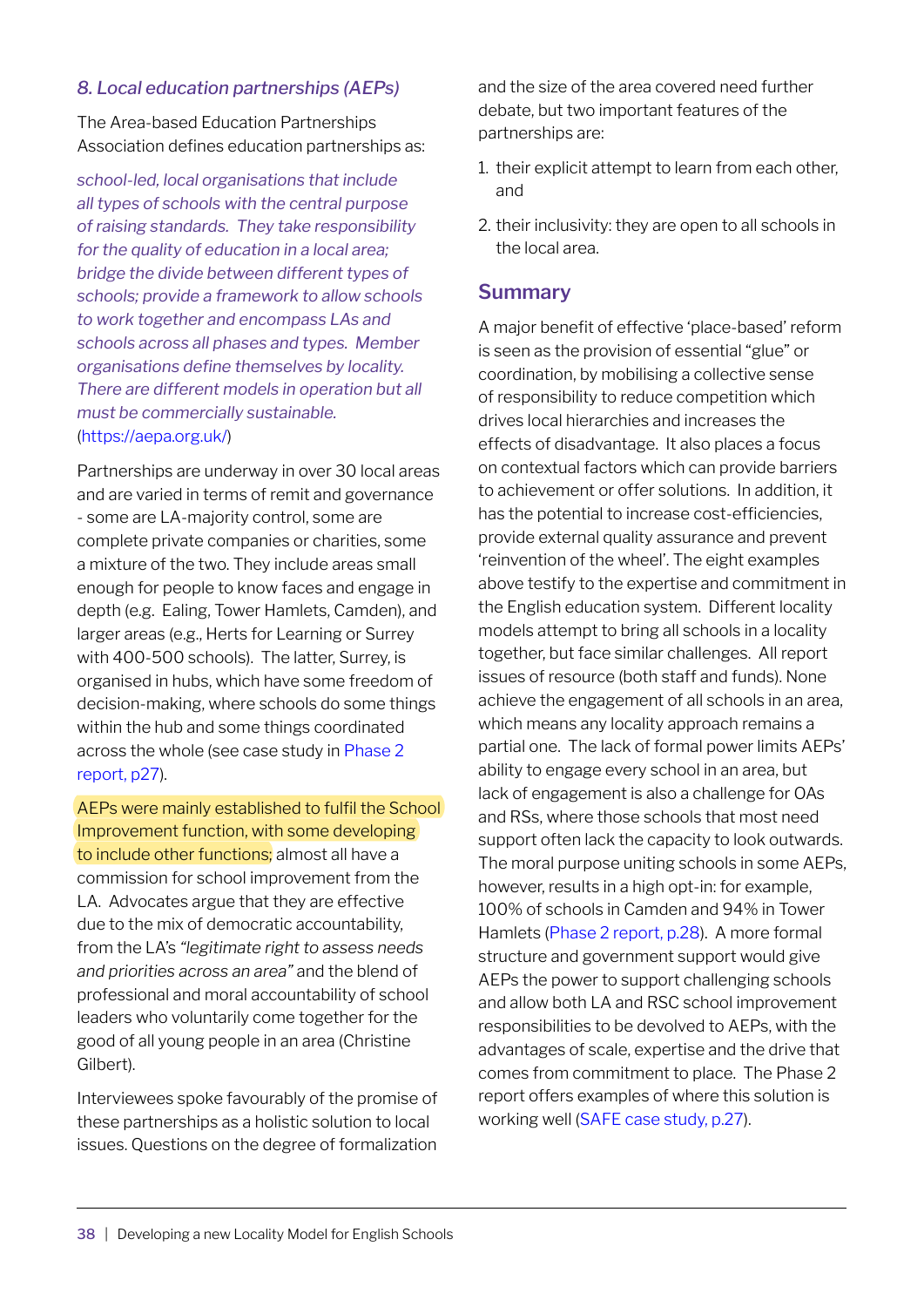### *8. Local education partnerships (AEPs)*

The Area-based Education Partnerships Association defines education partnerships as:

*school-led, local organisations that include all types of schools with the central purpose of raising standards. They take responsibility for the quality of education in a local area; bridge the divide between different types of schools; provide a framework to allow schools to work together and encompass LAs and schools across all phases and types. Member organisations define themselves by locality. There are different models in operation but all must be commercially sustainable.* (https://aepa.org.uk/)

Partnerships are underway in over 30 local areas and are varied in terms of remit and governance - some are LA-majority control, some are complete private companies or charities, some a mixture of the two. They include areas small enough for people to know faces and engage in depth (e.g. Ealing, Tower Hamlets, Camden), and larger areas (e.g., Herts for Learning or Surrey with 400-500 schools). The latter, Surrey, is organised in hubs, which have some freedom of decision-making, where schools do some things within the hub and some things coordinated across the whole (see case study in Phase 2 report, p27).

AEPs were mainly established to fulfil the School Improvement function, with some developing to include other functions; almost all have a commission for school improvement from the LA. Advocates argue that they are effective due to the mix of democratic accountability, from the LA's *"legitimate right to assess needs and priorities across an area"* and the blend of professional and moral accountability of school leaders who voluntarily come together for the good of all young people in an area (Christine Gilbert).

Interviewees spoke favourably of the promise of these partnerships as a holistic solution to local issues. Questions on the degree of formalization and the size of the area covered need further debate, but two important features of the partnerships are:

1. their explicit attempt to learn from each other, and
2. their inclusivity: they are open to all schools in the local area.

## Summary

A major benefit of effective 'place-based' reform is seen as the provision of essential "glue" or coordination, by mobilising a collective sense of responsibility to reduce competition which drives local hierarchies and increases the effects of disadvantage. It also places a focus on contextual factors which can provide barriers to achievement or offer solutions. In addition, it has the potential to increase cost-efficiencies, provide external quality assurance and prevent 'reinvention of the wheel'. The eight examples above testify to the expertise and commitment in the English education system. Different locality models attempt to bring all schools in a locality together, but face similar challenges. All report issues of resource (both staff and funds). None achieve the engagement of all schools in an area, which means any locality approach remains a partial one. The lack of formal power limits AEPs' ability to engage every school in an area, but lack of engagement is also a challenge for OAs and RSs, where those schools that most need support often lack the capacity to look outwards. The moral purpose uniting schools in some AEPs, however, results in a high opt-in: for example, 100% of schools in Camden and 94% in Tower Hamlets (Phase 2 report, p.28). A more formal structure and government support would give AEPs the power to support challenging schools and allow both LA and RSC school improvement responsibilities to be devolved to AEPs, with the advantages of scale, expertise and the drive that comes from commitment to place. The Phase 2 report offers examples of where this solution is working well (SAFE case study, p.27).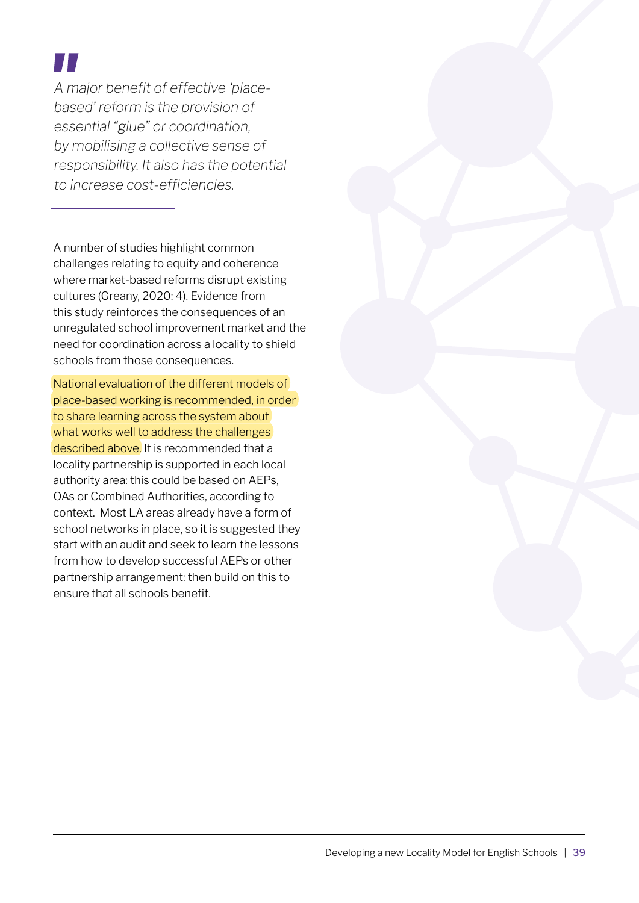> *A major benefit of effective 'place-based' reform is the provision of essential "glue" or coordination, by mobilising a collective sense of responsibility. It also has the potential to increase cost-efficiencies.*

A number of studies highlight common challenges relating to equity and coherence where market-based reforms disrupt existing cultures (Greany, 2020: 4). Evidence from this study reinforces the consequences of an unregulated school improvement market and the need for coordination across a locality to shield schools from those consequences.

National evaluation of the different models of place-based working is recommended, in order to share learning across the system about what works well to address the challenges described above. It is recommended that a locality partnership is supported in each local authority area: this could be based on AEPs, OAs or Combined Authorities, according to context. Most LA areas already have a form of school networks in place, so it is suggested they start with an audit and seek to learn the lessons from how to develop successful AEPs or other partnership arrangement: then build on this to ensure that all schools benefit.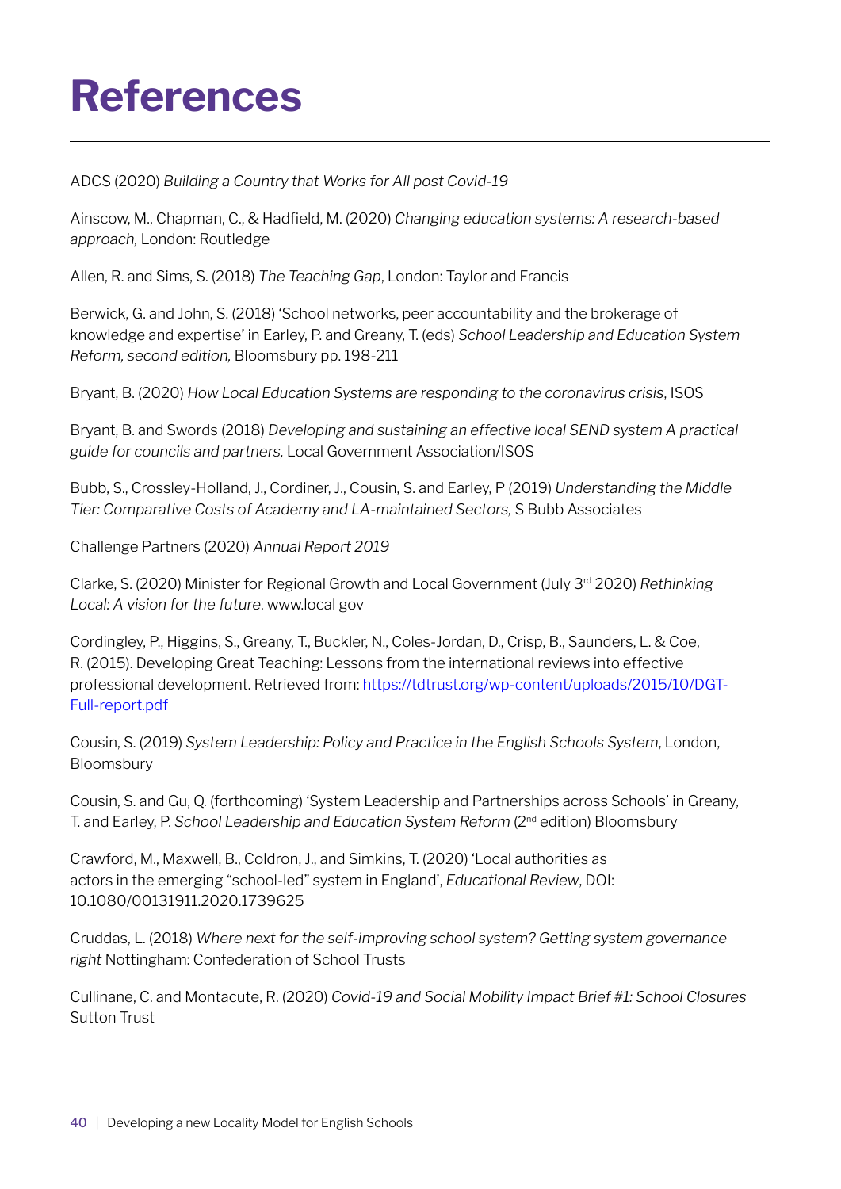# References

ADCS (2020) *Building a Country that Works for All post Covid-19*

Ainscow, M., Chapman, C., & Hadfield, M. (2020) *Changing education systems: A research-based approach,* London: Routledge

Allen, R. and Sims, S. (2018) *The Teaching Gap*, London: Taylor and Francis

Berwick, G. and John, S. (2018) 'School networks, peer accountability and the brokerage of knowledge and expertise' in Earley, P. and Greany, T. (eds) *School Leadership and Education System Reform, second edition,* Bloomsbury pp. 198-211

Bryant, B. (2020) *How Local Education Systems are responding to the coronavirus crisis*, ISOS

Bryant, B. and Swords (2018) *Developing and sustaining an effective local SEND system A practical guide for councils and partners,* Local Government Association/ISOS

Bubb, S., Crossley-Holland, J., Cordiner, J., Cousin, S. and Earley, P (2019) *Understanding the Middle Tier: Comparative Costs of Academy and LA-maintained Sectors,* S Bubb Associates

Challenge Partners (2020) *Annual Report 2019*

Clarke, S. (2020) Minister for Regional Growth and Local Government (July 3rd 2020) *Rethinking Local: A vision for the future*. www.local gov

Cordingley, P., Higgins, S., Greany, T., Buckler, N., Coles-Jordan, D., Crisp, B., Saunders, L. & Coe, R. (2015). Developing Great Teaching: Lessons from the international reviews into effective professional development. Retrieved from: https://tdtrust.org/wp-content/uploads/2015/10/DGT-Full-report.pdf

Cousin, S. (2019) *System Leadership: Policy and Practice in the English Schools System*, London, Bloomsbury

Cousin, S. and Gu, Q. (forthcoming) 'System Leadership and Partnerships across Schools' in Greany, T. and Earley, P. *School Leadership and Education System Reform* (2nd edition) Bloomsbury

Crawford, M., Maxwell, B., Coldron, J., and Simkins, T. (2020) 'Local authorities as actors in the emerging "school-led" system in England', *Educational Review*, DOI: 10.1080/00131911.2020.1739625

Cruddas, L. (2018) *Where next for the self-improving school system? Getting system governance right* Nottingham: Confederation of School Trusts

Cullinane, C. and Montacute, R. (2020) *Covid-19 and Social Mobility Impact Brief #1: School Closures* Sutton Trust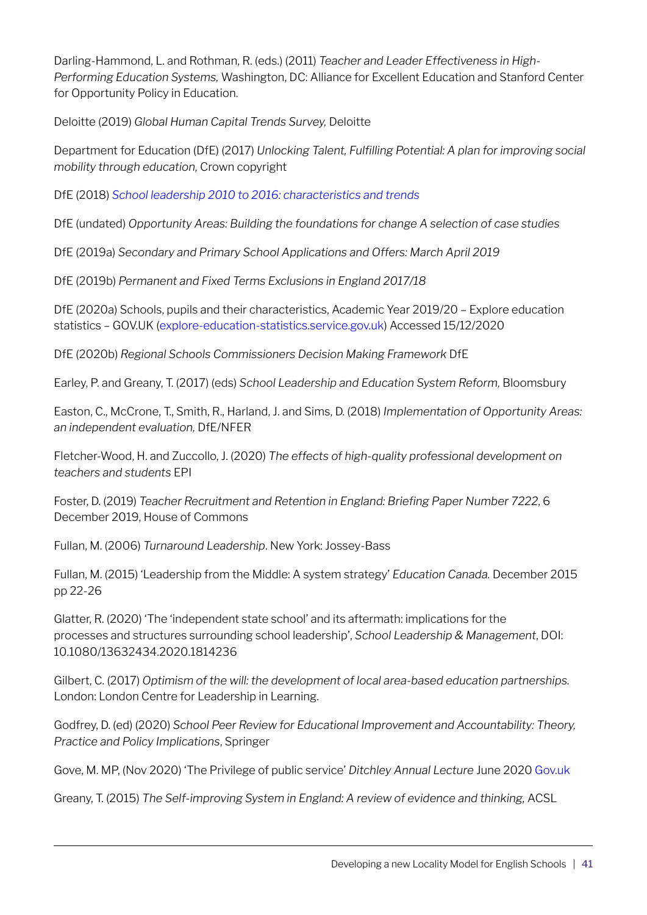Darling-Hammond, L. and Rothman, R. (eds.) (2011) *Teacher and Leader Effectiveness in High-Performing Education Systems,* Washington, DC: Alliance for Excellent Education and Stanford Center for Opportunity Policy in Education.

Deloitte (2019) *Global Human Capital Trends Survey,* Deloitte

Department for Education (DfE) (2017) *Unlocking Talent, Fulfilling Potential: A plan for improving social mobility through education,* Crown copyright

DfE (2018) *School leadership 2010 to 2016: characteristics and trends*

DfE (undated) *Opportunity Areas: Building the foundations for change A selection of case studies*

DfE (2019a) *Secondary and Primary School Applications and Offers: March April 2019*

DfE (2019b) *Permanent and Fixed Terms Exclusions in England 2017/18*

DfE (2020a) Schools, pupils and their characteristics, Academic Year 2019/20 – Explore education statistics – GOV.UK (explore-education-statistics.service.gov.uk) Accessed 15/12/2020

DfE (2020b) *Regional Schools Commissioners Decision Making Framework* DfE

Earley, P. and Greany, T. (2017) (eds) *School Leadership and Education System Reform,* Bloomsbury

Easton, C., McCrone, T., Smith, R., Harland, J. and Sims, D. (2018) *Implementation of Opportunity Areas: an independent evaluation,* DfE/NFER

Fletcher-Wood, H. and Zuccollo, J. (2020) *The effects of high-quality professional development on teachers and students* EPI

Foster, D. (2019) *Teacher Recruitment and Retention in England: Briefing Paper Number 7222*, 6 December 2019, House of Commons

Fullan, M. (2006) *Turnaround Leadership*. New York: Jossey-Bass

Fullan, M. (2015) 'Leadership from the Middle: A system strategy' *Education Canada.* December 2015 pp 22-26

Glatter, R. (2020) 'The 'independent state school' and its aftermath: implications for the processes and structures surrounding school leadership', *School Leadership & Management*, DOI: 10.1080/13632434.2020.1814236

Gilbert, C. (2017) *Optimism of the will: the development of local area-based education partnerships.* London: London Centre for Leadership in Learning.

Godfrey, D. (ed) (2020) *School Peer Review for Educational Improvement and Accountability: Theory, Practice and Policy Implications*, Springer

Gove, M. MP, (Nov 2020) 'The Privilege of public service' *Ditchley Annual Lecture* June 2020 Gov.uk

Greany, T. (2015) *The Self-improving System in England: A review of evidence and thinking,* ACSL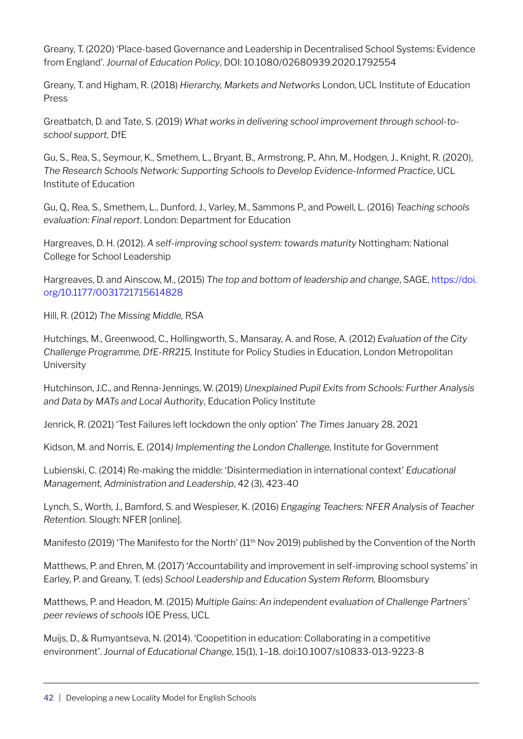Greany, T. (2020) 'Place-based Governance and Leadership in Decentralised School Systems: Evidence from England'. *Journal of Education Policy*, DOI: 10.1080/02680939.2020.1792554

Greany, T. and Higham, R. (2018) *Hierarchy, Markets and Networks* London, UCL Institute of Education Press

Greatbatch, D. and Tate, S. (2019) *What works in delivering school improvement through school-to-school support,* DfE

Gu, S., Rea, S., Seymour, K., Smethem, L., Bryant, B., Armstrong, P., Ahn, M., Hodgen, J., Knight, R. (2020), *The Research Schools Network: Supporting Schools to Develop Evidence-Informed Practice*, UCL Institute of Education

Gu, Q., Rea, S., Smethem, L., Dunford, J., Varley, M., Sammons P., and Powell, L. (2016) *Teaching schools evaluation: Final report*. London: Department for Education

Hargreaves, D. H. (2012). *A self-improving school system: towards maturity* Nottingham: National College for School Leadership

Hargreaves, D. and Ainscow, M., (2015) *The top and bottom of leadership and change*, SAGE, https://doi.org/10.1177/0031721715614828

Hill, R. (2012) *The Missing Middle,* RSA

Hutchings, M., Greenwood, C., Hollingworth, S., Mansaray, A. and Rose, A. (2012) *Evaluation of the City Challenge Programme, DfE-RR215,* Institute for Policy Studies in Education, London Metropolitan University

Hutchinson, J.C., and Renna-Jennings, W. (2019) *Unexplained Pupil Exits from Schools: Further Analysis and Data by MATs and Local Authority*, Education Policy Institute

Jenrick, R. (2021) 'Test Failures left lockdown the only option' *The Times* January 28, 2021

Kidson, M. and Norris, E. (2014*) Implementing the London Challenge,* Institute for Government

Lubienski, C. (2014) Re-making the middle: 'Disintermediation in international context' *Educational Management, Administration and Leadership*, 42 (3), 423-40

Lynch, S., Worth, J., Bamford, S. and Wespieser, K. (2016) *Engaging Teachers: NFER Analysis of Teacher Retention.* Slough: NFER [online].

Manifesto (2019) 'The Manifesto for the North' (11th Nov 2019) published by the Convention of the North

Matthews, P. and Ehren, M. (2017) 'Accountability and improvement in self-improving school systems' in Earley, P. and Greany, T. (eds) *School Leadership and Education System Reform,* Bloomsbury

Matthews, P. and Headon, M. (2015) *Multiple Gains: An independent evaluation of Challenge Partners' peer reviews of schools* IOE Press, UCL

Muijs, D., & Rumyantseva, N. (2014). 'Coopetition in education: Collaborating in a competitive environment'. *Journal of Educational Change*, 15(1), 1–18. doi:10.1007/s10833-013-9223-8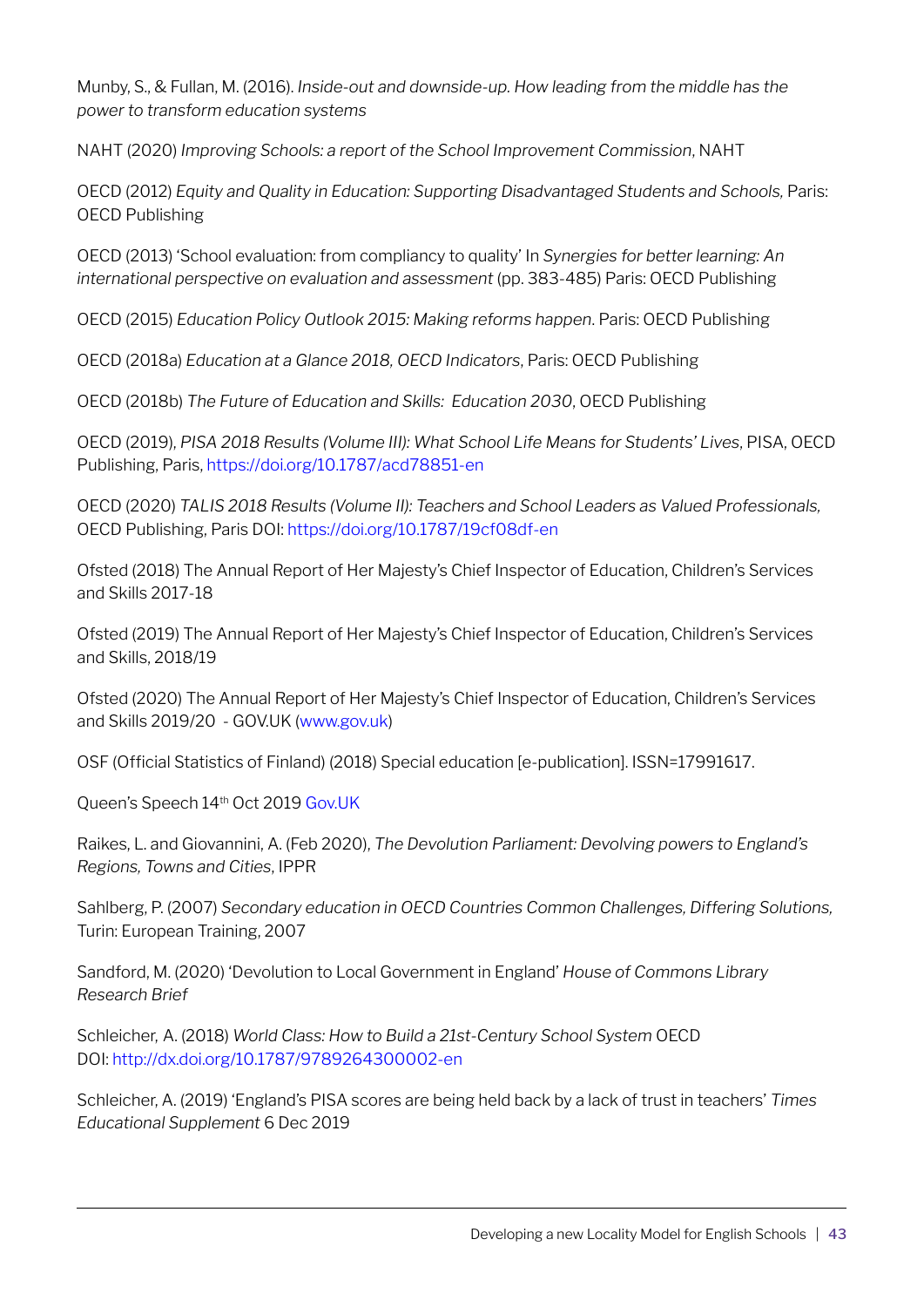Munby, S., & Fullan, M. (2016). *Inside-out and downside-up. How leading from the middle has the power to transform education systems*

NAHT (2020) *Improving Schools: a report of the School Improvement Commission*, NAHT

OECD (2012) *Equity and Quality in Education: Supporting Disadvantaged Students and Schools,* Paris: OECD Publishing

OECD (2013) 'School evaluation: from compliancy to quality' In *Synergies for better learning: An international perspective on evaluation and assessment* (pp. 383-485) Paris: OECD Publishing

OECD (2015) *Education Policy Outlook 2015: Making reforms happen*. Paris: OECD Publishing

OECD (2018a) *Education at a Glance 2018, OECD Indicators*, Paris: OECD Publishing

OECD (2018b) *The Future of Education and Skills: Education 2030*, OECD Publishing

OECD (2019), *PISA 2018 Results (Volume III): What School Life Means for Students' Lives*, PISA, OECD Publishing, Paris, https://doi.org/10.1787/acd78851-en

OECD (2020) *TALIS 2018 Results (Volume II): Teachers and School Leaders as Valued Professionals,* OECD Publishing, Paris DOI: https://doi.org/10.1787/19cf08df-en

Ofsted (2018) The Annual Report of Her Majesty's Chief Inspector of Education, Children's Services and Skills 2017-18

Ofsted (2019) The Annual Report of Her Majesty's Chief Inspector of Education, Children's Services and Skills, 2018/19

Ofsted (2020) The Annual Report of Her Majesty's Chief Inspector of Education, Children's Services and Skills 2019/20 - GOV.UK (www.gov.uk)

OSF (Official Statistics of Finland) (2018) Special education [e-publication]. ISSN=17991617.

Queen's Speech 14th Oct 2019 Gov.UK

Raikes, L. and Giovannini, A. (Feb 2020), *The Devolution Parliament: Devolving powers to England's Regions, Towns and Cities*, IPPR

Sahlberg, P. (2007) *Secondary education in OECD Countries Common Challenges, Differing Solutions,* Turin: European Training, 2007

Sandford, M. (2020) 'Devolution to Local Government in England' *House of Commons Library Research Brief*

Schleicher, A. (2018) *World Class: How to Build a 21st-Century School System* OECD DOI: http://dx.doi.org/10.1787/9789264300002-en

Schleicher, A. (2019) 'England's PISA scores are being held back by a lack of trust in teachers' *Times Educational Supplement* 6 Dec 2019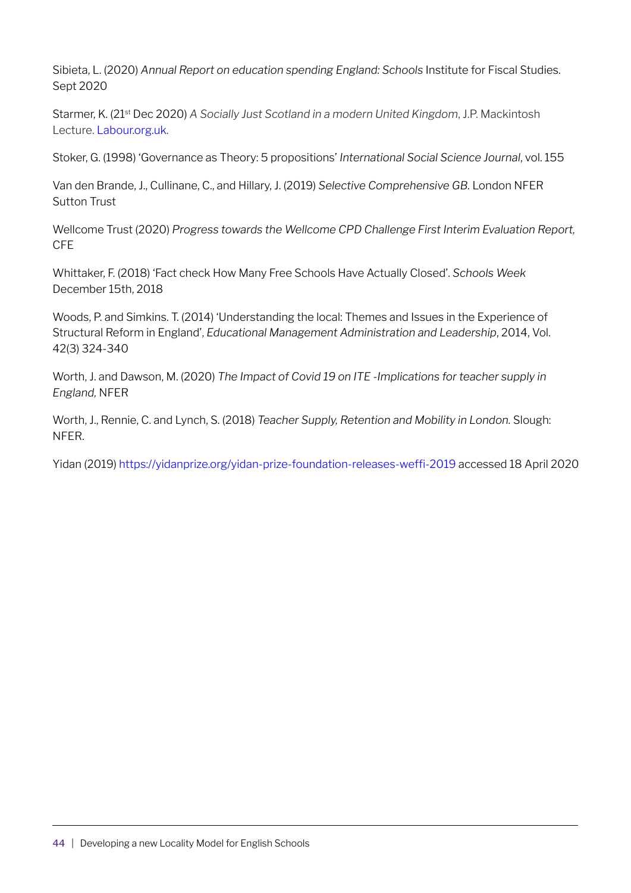Sibieta, L. (2020) *Annual Report on education spending England: Schools* Institute for Fiscal Studies. Sept 2020

Starmer, K. (21st Dec 2020) *A Socially Just Scotland in a modern United Kingdom*, J.P. Mackintosh Lecture. Labour.org.uk.

Stoker, G. (1998) 'Governance as Theory: 5 propositions' *International Social Science Journal*, vol. 155

Van den Brande, J., Cullinane, C., and Hillary, J. (2019) *Selective Comprehensive GB.* London NFER Sutton Trust

Wellcome Trust (2020) *Progress towards the Wellcome CPD Challenge First Interim Evaluation Report,* CFE

Whittaker, F. (2018) 'Fact check How Many Free Schools Have Actually Closed'. *Schools Week* December 15th, 2018

Woods, P. and Simkins. T. (2014) 'Understanding the local: Themes and Issues in the Experience of Structural Reform in England', *Educational Management Administration and Leadership*, 2014, Vol. 42(3) 324-340

Worth, J. and Dawson, M. (2020) *The Impact of Covid 19 on ITE -Implications for teacher supply in England,* NFER

Worth, J., Rennie, C. and Lynch, S. (2018) *Teacher Supply, Retention and Mobility in London.* Slough: NFER.

Yidan (2019) https://yidanprize.org/yidan-prize-foundation-releases-weffi-2019 accessed 18 April 2020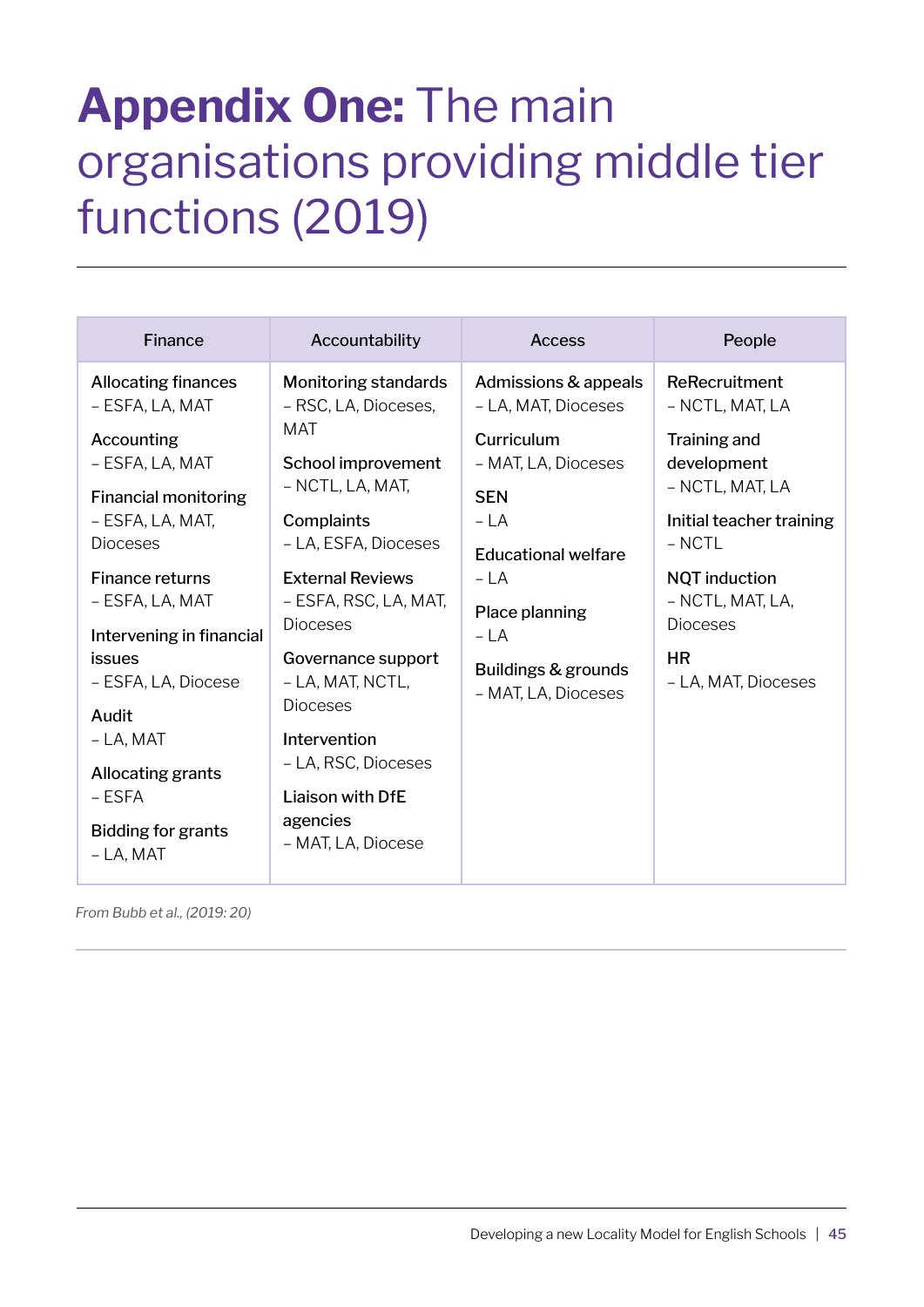# **Appendix One:** The main organisations providing middle tier functions (2019)

| Finance | Accountability | Access | People |
|---|---|---|---|
| **Allocating finances** – ESFA, LA, MAT<br><br>**Accounting** – ESFA, LA, MAT<br><br>**Financial monitoring** – ESFA, LA, MAT, Dioceses<br><br>**Finance returns** – ESFA, LA, MAT<br><br>**Intervening in financial issues** – ESFA, LA, Diocese<br><br>**Audit** – LA, MAT<br><br>**Allocating grants** – ESFA<br><br>**Bidding for grants** – LA, MAT | **Monitoring standards** – RSC, LA, Dioceses, MAT<br><br>**School improvement** – NCTL, LA, MAT,<br><br>**Complaints** – LA, ESFA, Dioceses<br><br>**External Reviews** – ESFA, RSC, LA, MAT, Dioceses<br><br>**Governance support** – LA, MAT, NCTL, Dioceses<br><br>**Intervention** – LA, RSC, Dioceses<br><br>**Liaison with DfE agencies** – MAT, LA, Diocese | **Admissions & appeals** – LA, MAT, Dioceses<br><br>**Curriculum** – MAT, LA, Dioceses<br><br>**SEN** – LA<br><br>**Educational welfare** – LA<br><br>**Place planning** – LA<br><br>**Buildings & grounds** – MAT, LA, Dioceses | **ReRecruitment** – NCTL, MAT, LA<br><br>**Training and development** – NCTL, MAT, LA<br><br>**Initial teacher training** – NCTL<br><br>**NQT induction** – NCTL, MAT, LA, Dioceses<br><br>**HR** – LA, MAT, Dioceses |

*From Bubb et al., (2019: 20)*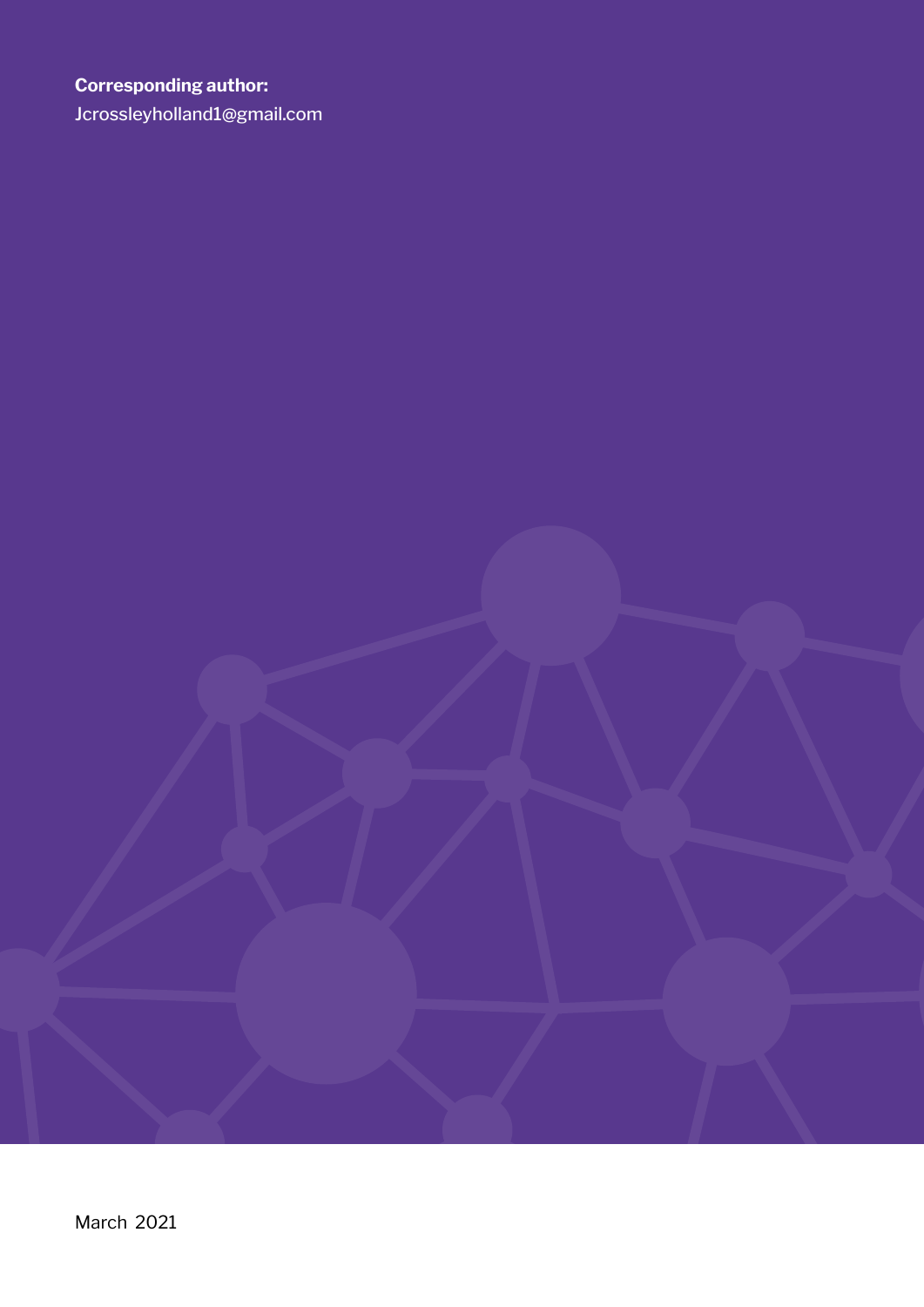**Corresponding author:**
Jcrossleyholland1@gmail.com

March 2021